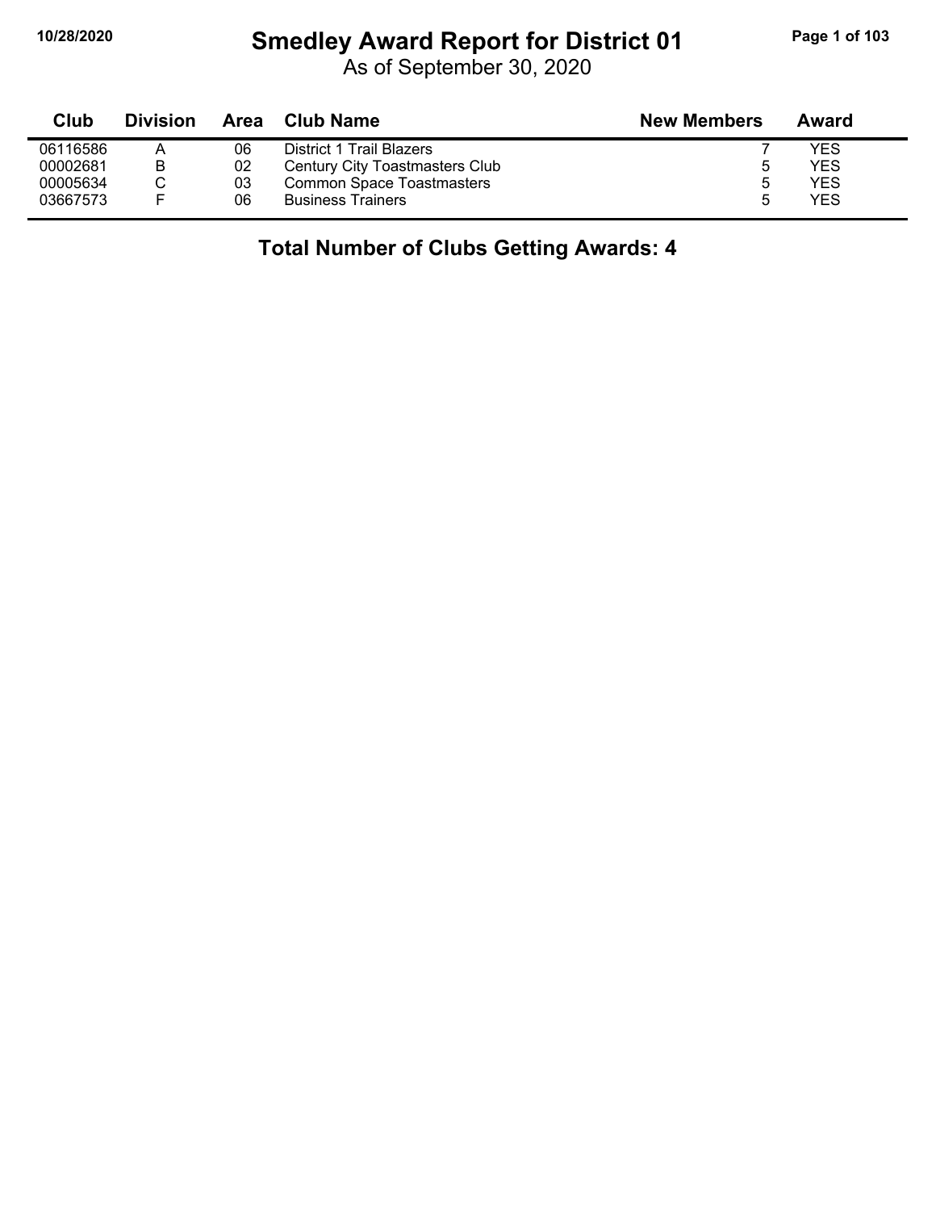# Smedley Award Report for District 01

As of September 30, 2020

| Club | Division | Area | Club Name | New Members | Award |
|---|---|---|---|---|---|
| 06116586 | A | 06 | District 1 Trail Blazers | 7 | YES |
| 00002681 | B | 02 | Century City Toastmasters Club | 5 | YES |
| 00005634 | C | 03 | Common Space Toastmasters | 5 | YES |
| 03667573 | F | 06 | Business Trainers | 5 | YES |

**Total Number of Clubs Getting Awards: 4**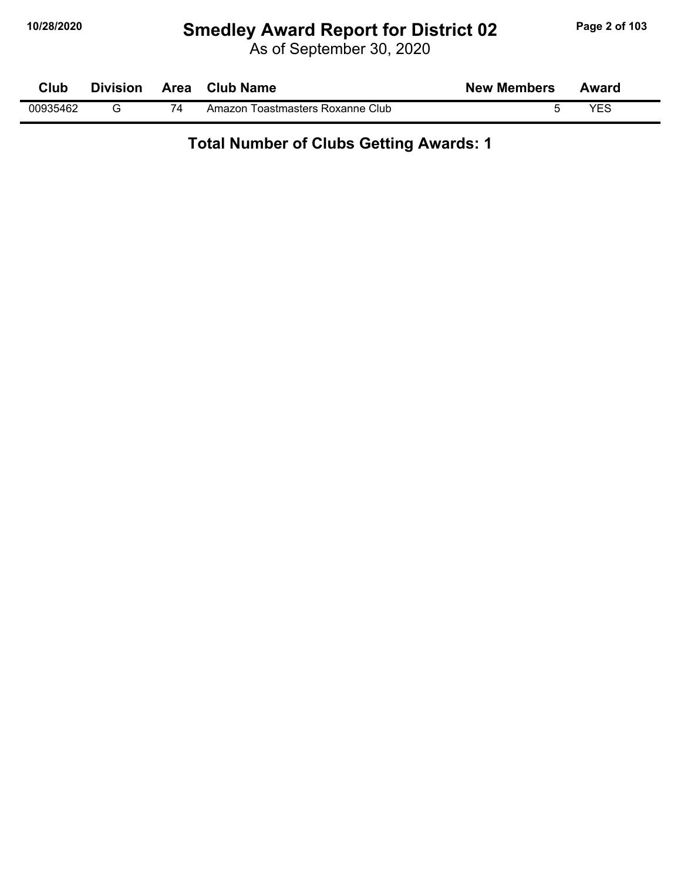# Smedley Award Report for District 02

As of September 30, 2020

| Club | Division | Area | Club Name | New Members | Award |
|---|---|---|---|---|---|
| 00935462 | G | 74 | Amazon Toastmasters Roxanne Club | 5 | YES |

**Total Number of Clubs Getting Awards: 1**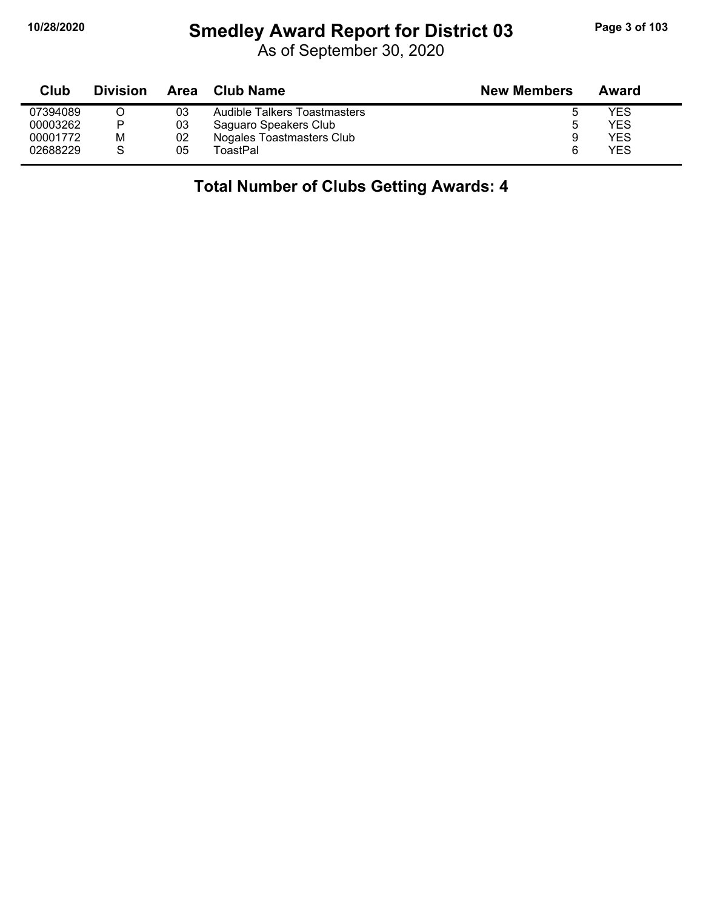# Smedley Award Report for District 03

As of September 30, 2020

| Club | Division | Area | Club Name | New Members | Award |
|---|---|---|---|---|---|
| 07394089 | O | 03 | Audible Talkers Toastmasters | 5 | YES |
| 00003262 | P | 03 | Saguaro Speakers Club | 5 | YES |
| 00001772 | M | 02 | Nogales Toastmasters Club | 9 | YES |
| 02688229 | S | 05 | ToastPal | 6 | YES |

## Total Number of Clubs Getting Awards: 4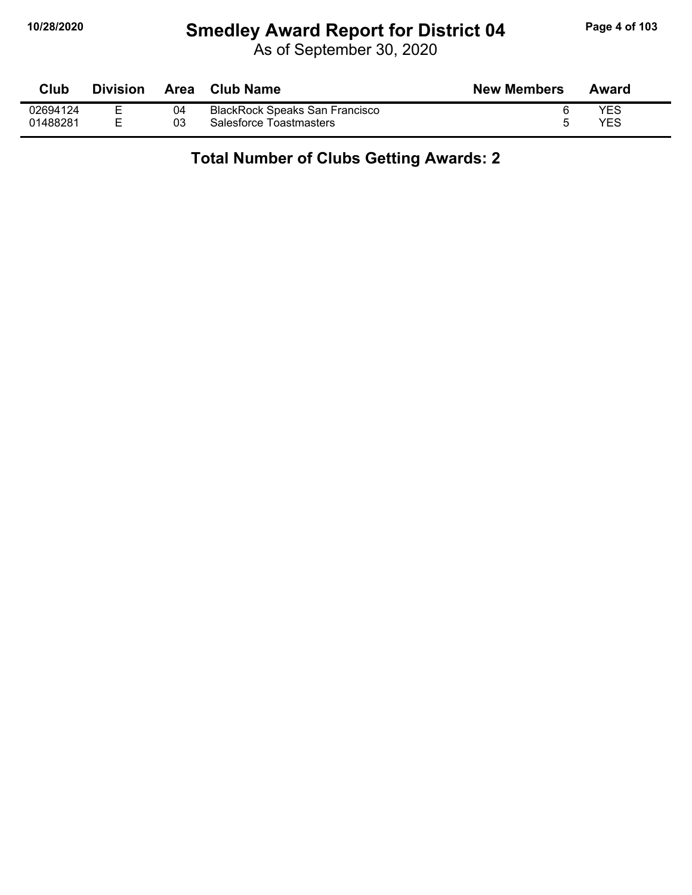# Smedley Award Report for District 04

As of September 30, 2020

| Club | Division | Area | Club Name | New Members | Award |
|---|---|---|---|---|---|
| 02694124 | E | 04 | BlackRock Speaks San Francisco | 6 | YES |
| 01488281 | E | 03 | Salesforce Toastmasters | 5 | YES |

**Total Number of Clubs Getting Awards: 2**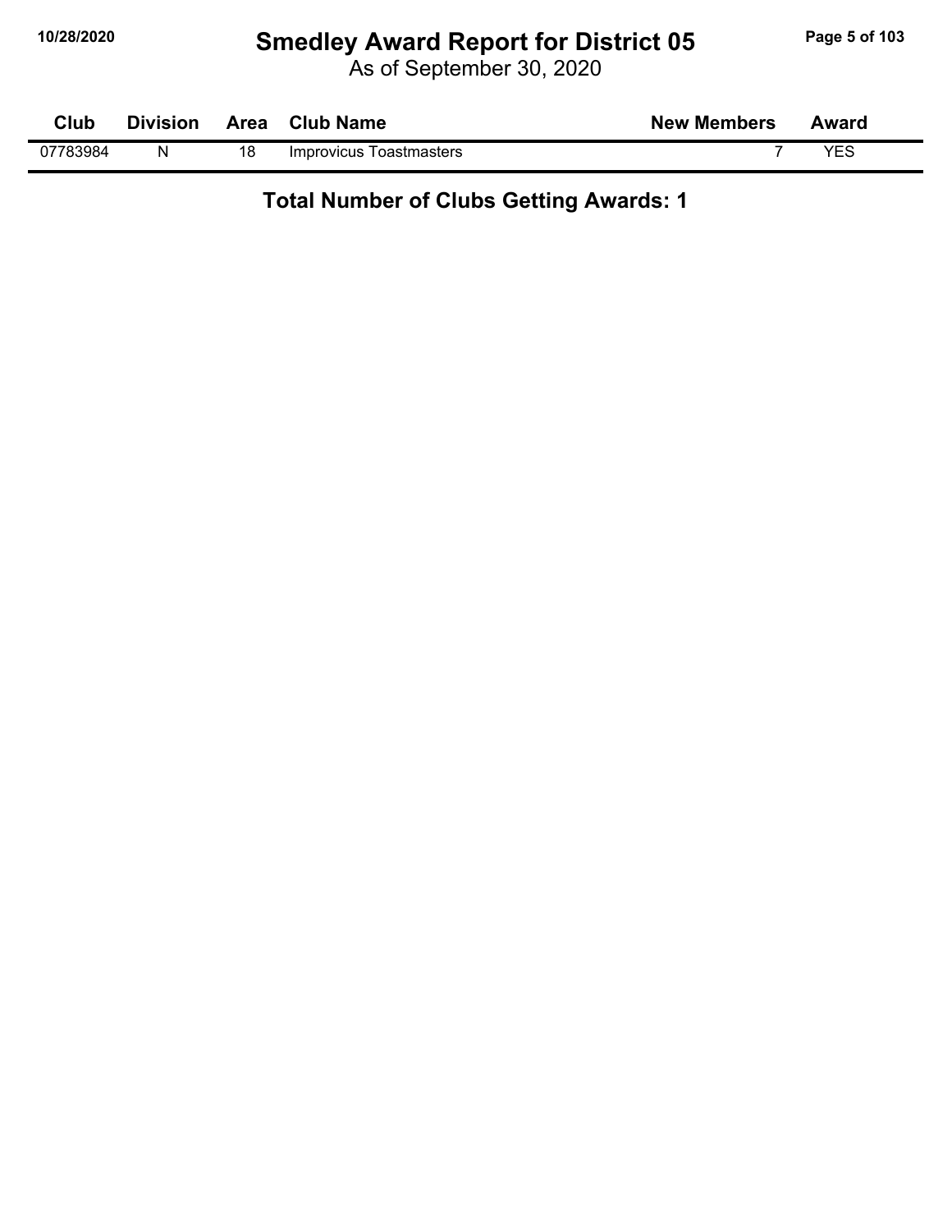# Smedley Award Report for District 05

As of September 30, 2020

| Club | Division | Area | Club Name | New Members | Award |
|---|---|---|---|---|---|
| 07783984 | N | 18 | Improvicus Toastmasters | 7 | YES |

## Total Number of Clubs Getting Awards: 1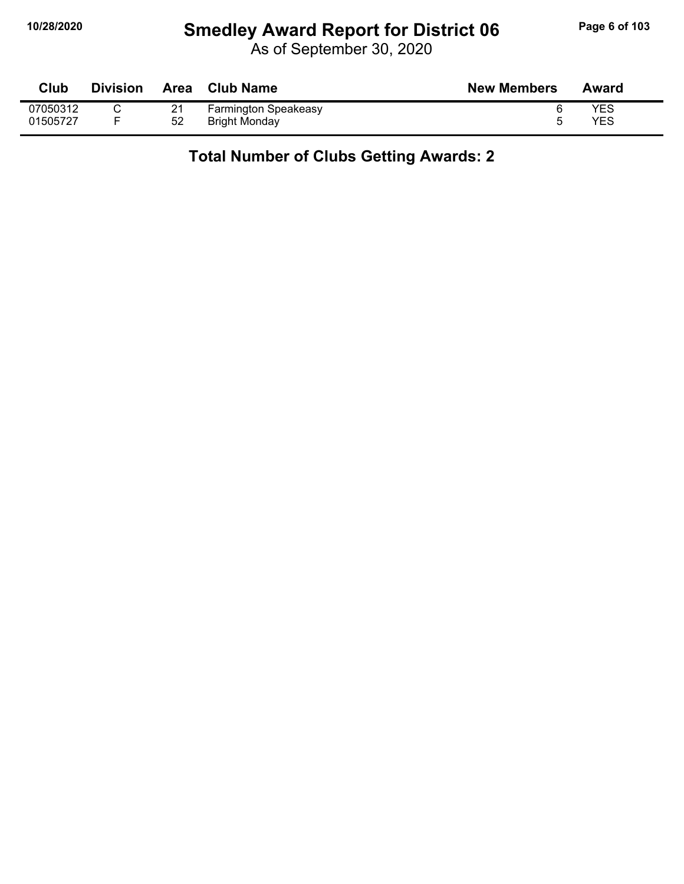# Smedley Award Report for District 06

As of September 30, 2020

| Club | Division | Area | Club Name | New Members | Award |
|---|---|---|---|---|---|
| 07050312 | C | 21 | Farmington Speakeasy | 6 | YES |
| 01505727 | F | 52 | Bright Monday | 5 | YES |

**Total Number of Clubs Getting Awards: 2**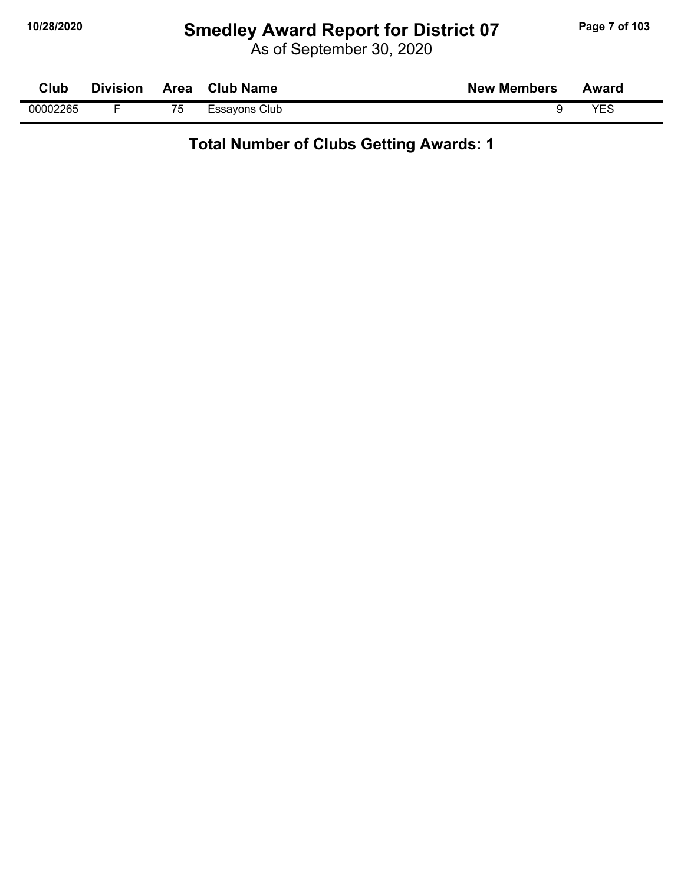# Smedley Award Report for District 07

As of September 30, 2020

| Club | Division | Area | Club Name | New Members | Award |
|---|---|---|---|---|---|
| 00002265 | F | 75 | Essayons Club | 9 | YES |

**Total Number of Clubs Getting Awards: 1**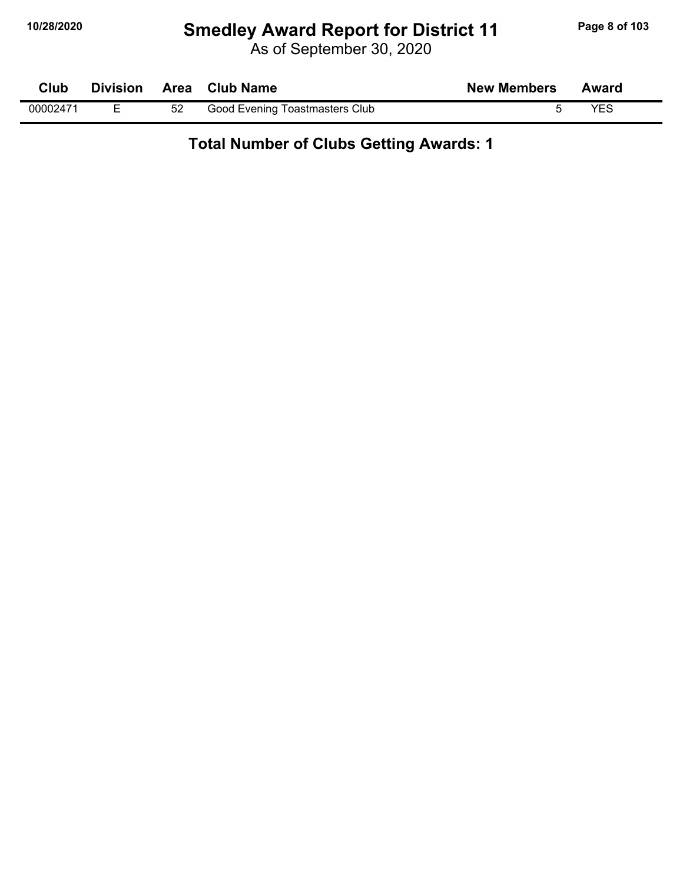# Smedley Award Report for District 11

As of September 30, 2020

| Club | Division | Area | Club Name | New Members | Award |
|---|---|---|---|---|---|
| 00002471 | E | 52 | Good Evening Toastmasters Club | 5 | YES |

**Total Number of Clubs Getting Awards: 1**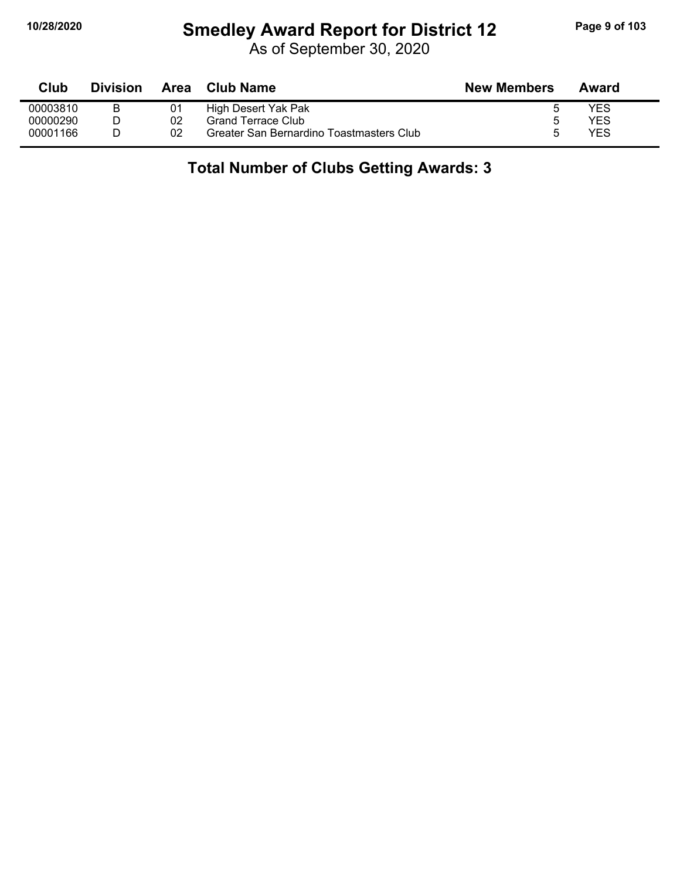# Smedley Award Report for District 12

As of September 30, 2020

| Club | Division | Area | Club Name | New Members | Award |
|---|---|---|---|---|---|
| 00003810 | B | 01 | High Desert Yak Pak | 5 | YES |
| 00000290 | D | 02 | Grand Terrace Club | 5 | YES |
| 00001166 | D | 02 | Greater San Bernardino Toastmasters Club | 5 | YES |

## Total Number of Clubs Getting Awards: 3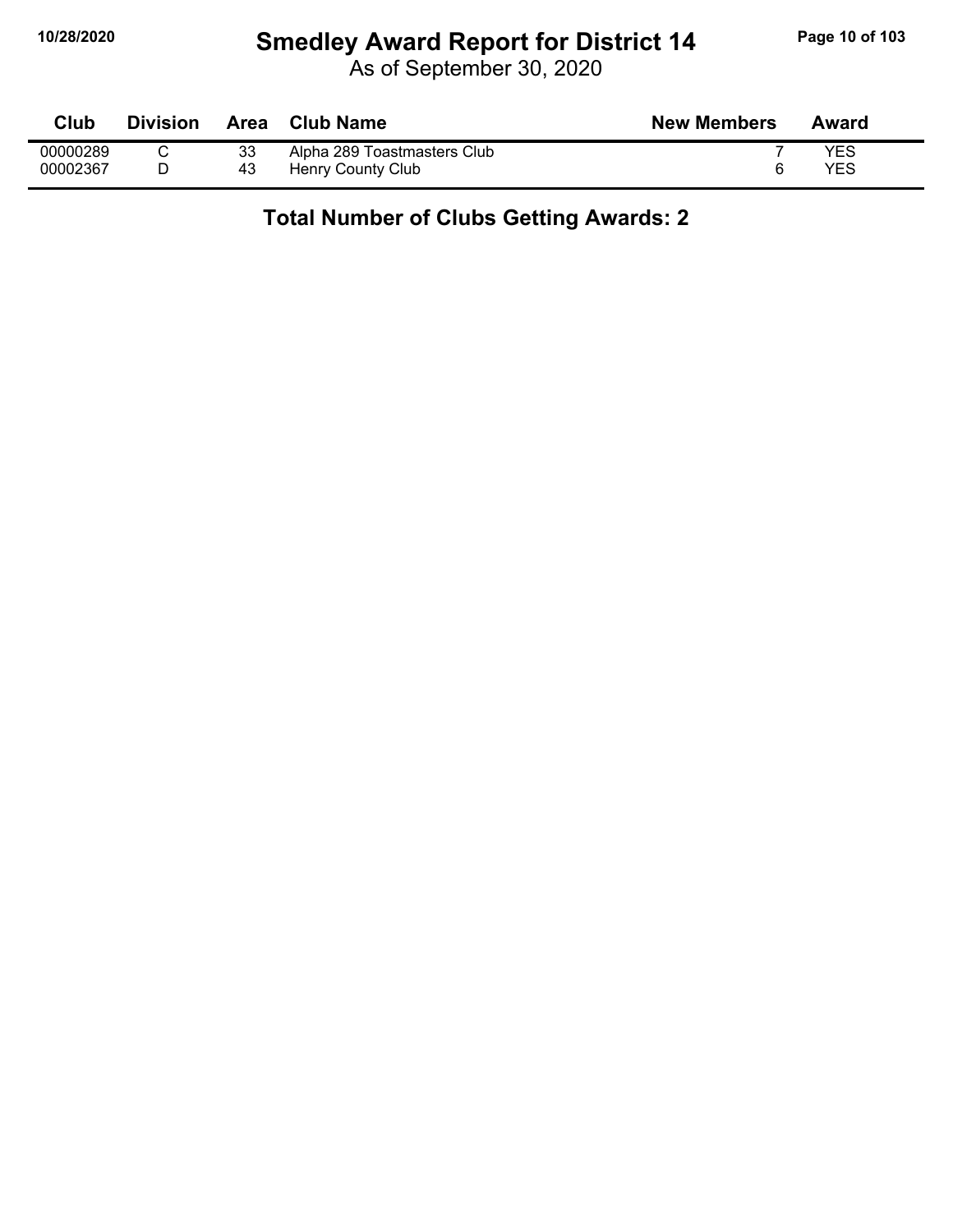# Smedley Award Report for District 14

As of September 30, 2020

| Club | Division | Area | Club Name | New Members | Award |
|---|---|---|---|---|---|
| 00000289 | C | 33 | Alpha 289 Toastmasters Club | 7 | YES |
| 00002367 | D | 43 | Henry County Club | 6 | YES |

**Total Number of Clubs Getting Awards: 2**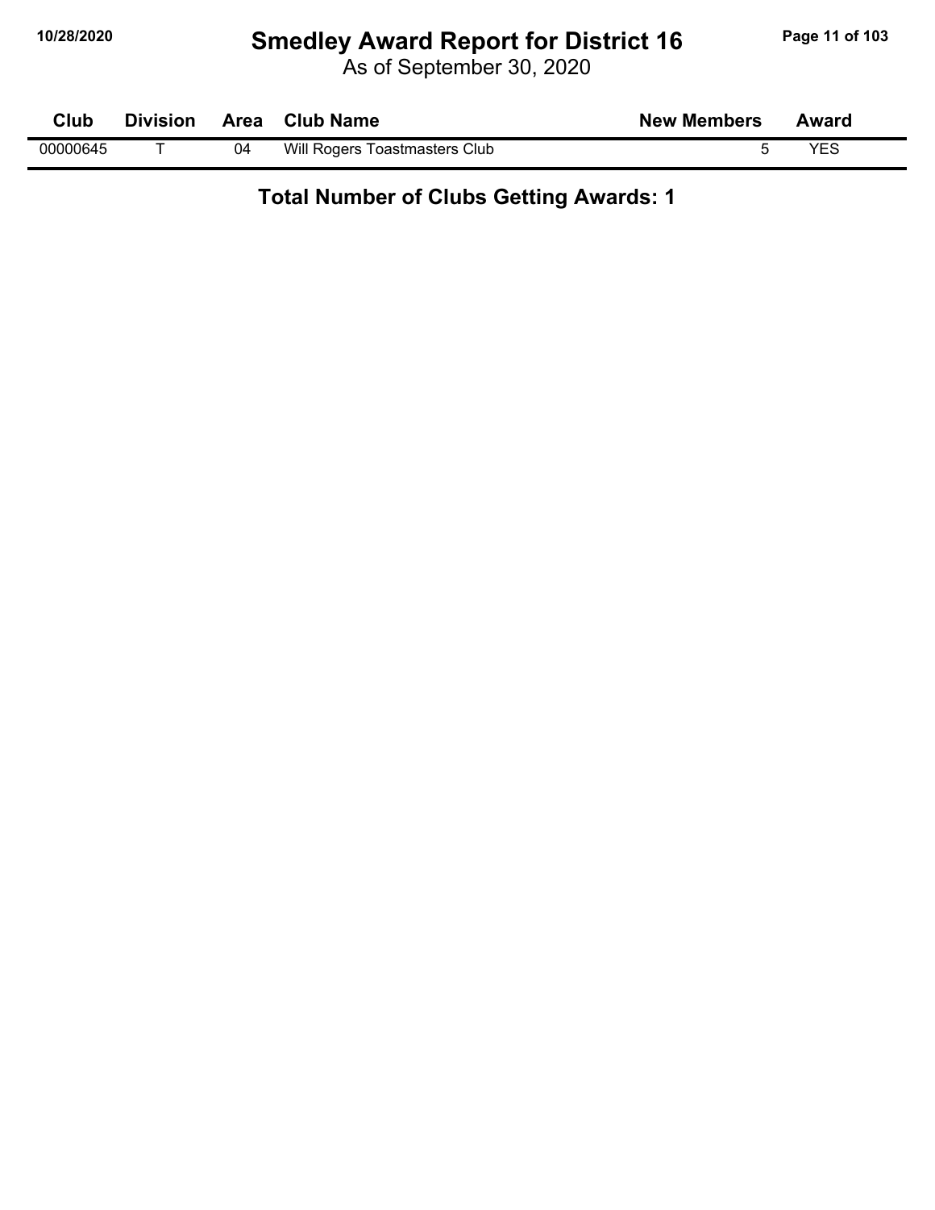# Smedley Award Report for District 16

As of September 30, 2020

| Club | Division | Area | Club Name | New Members | Award |
|---|---|---|---|---|---|
| 00000645 | T | 04 | Will Rogers Toastmasters Club | 5 | YES |

**Total Number of Clubs Getting Awards: 1**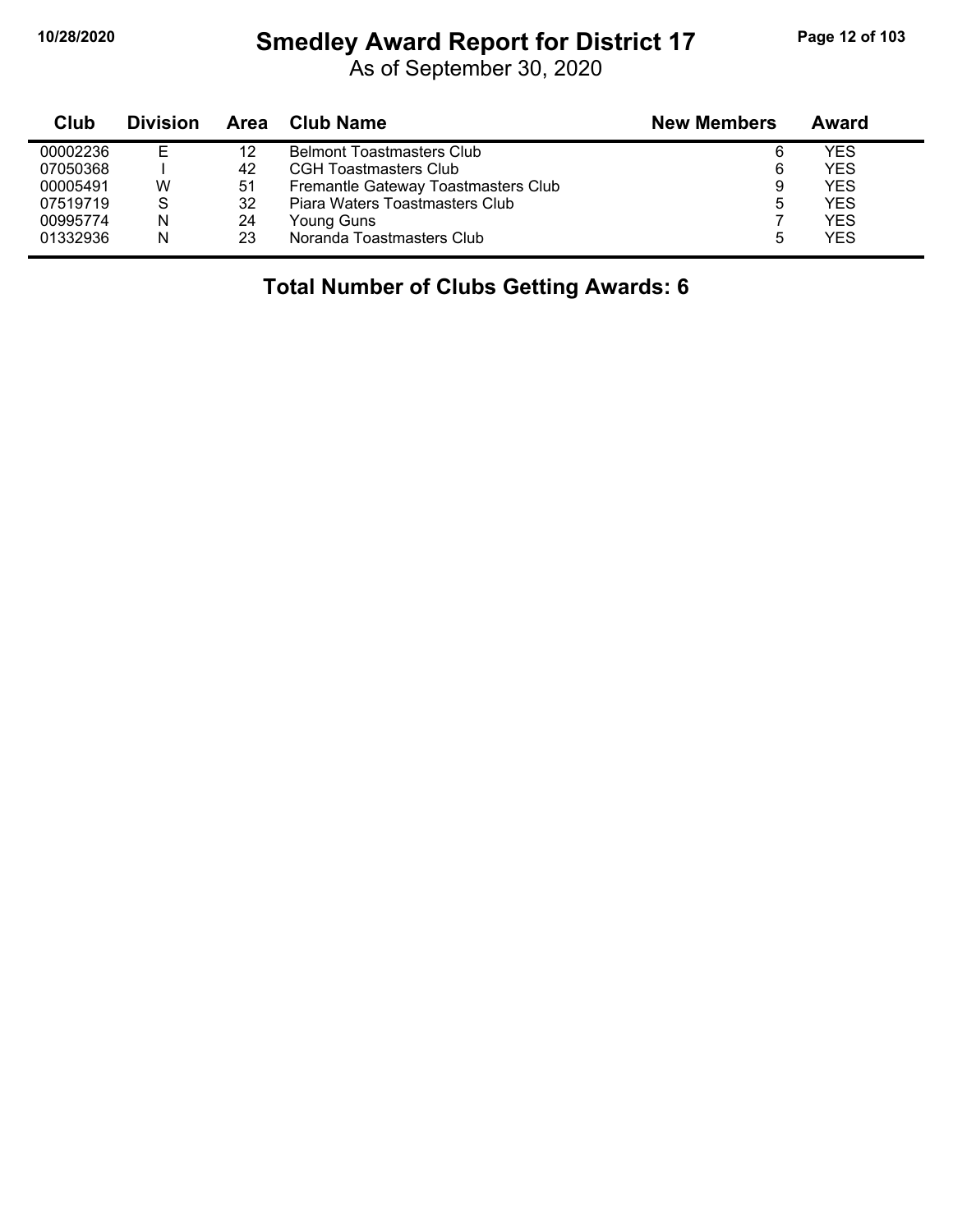# Smedley Award Report for District 17

As of September 30, 2020

| Club | Division | Area | Club Name | New Members | Award |
|---|---|---|---|---|---|
| 00002236 | E | 12 | Belmont Toastmasters Club | 6 | YES |
| 07050368 | I | 42 | CGH Toastmasters Club | 6 | YES |
| 00005491 | W | 51 | Fremantle Gateway Toastmasters Club | 9 | YES |
| 07519719 | S | 32 | Piara Waters Toastmasters Club | 5 | YES |
| 00995774 | N | 24 | Young Guns | 7 | YES |
| 01332936 | N | 23 | Noranda Toastmasters Club | 5 | YES |

**Total Number of Clubs Getting Awards: 6**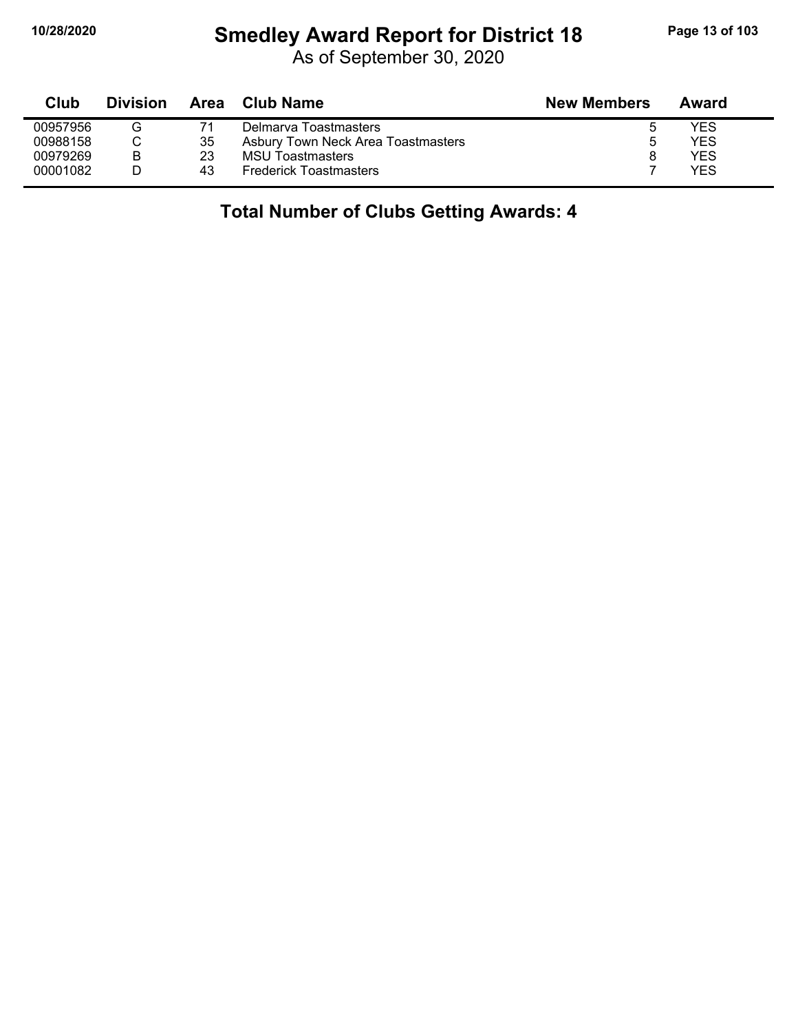# Smedley Award Report for District 18

As of September 30, 2020

| Club | Division | Area | Club Name | New Members | Award |
|---|---|---|---|---|---|
| 00957956 | G | 71 | Delmarva Toastmasters | 5 | YES |
| 00988158 | C | 35 | Asbury Town Neck Area Toastmasters | 5 | YES |
| 00979269 | B | 23 | MSU Toastmasters | 8 | YES |
| 00001082 | D | 43 | Frederick Toastmasters | 7 | YES |

## Total Number of Clubs Getting Awards: 4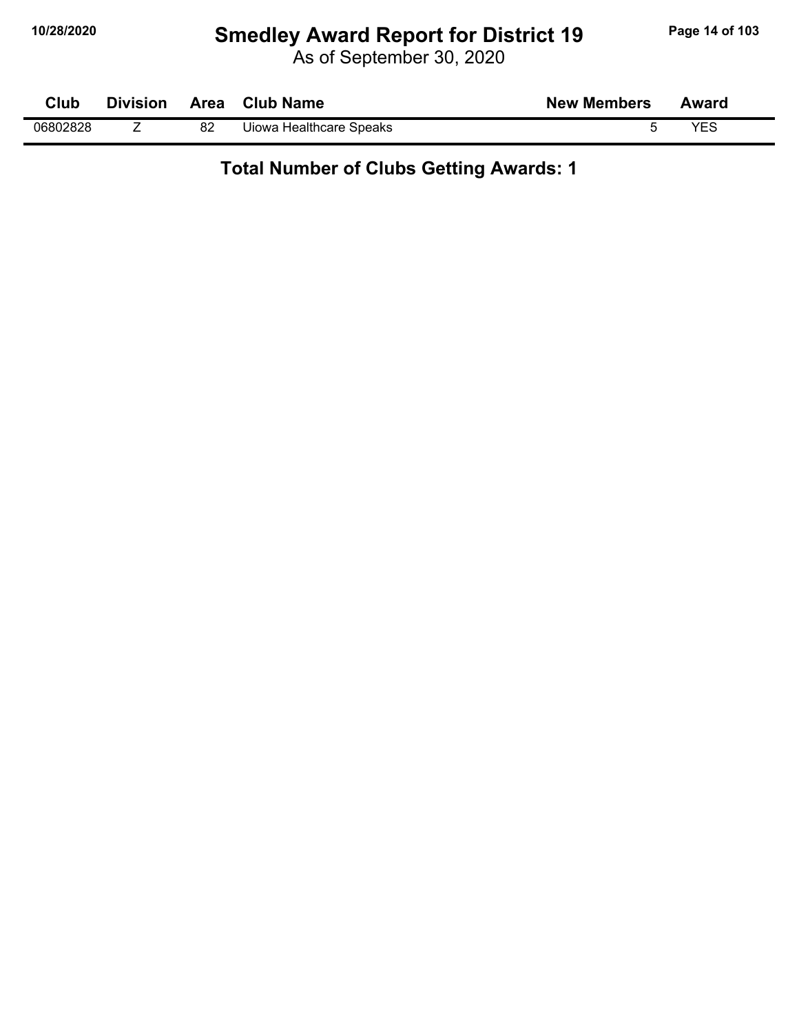# Smedley Award Report for District 19

As of September 30, 2020

| Club | Division | Area | Club Name | New Members | Award |
|---|---|---|---|---|---|
| 06802828 | Z | 82 | Uiowa Healthcare Speaks | 5 | YES |

**Total Number of Clubs Getting Awards: 1**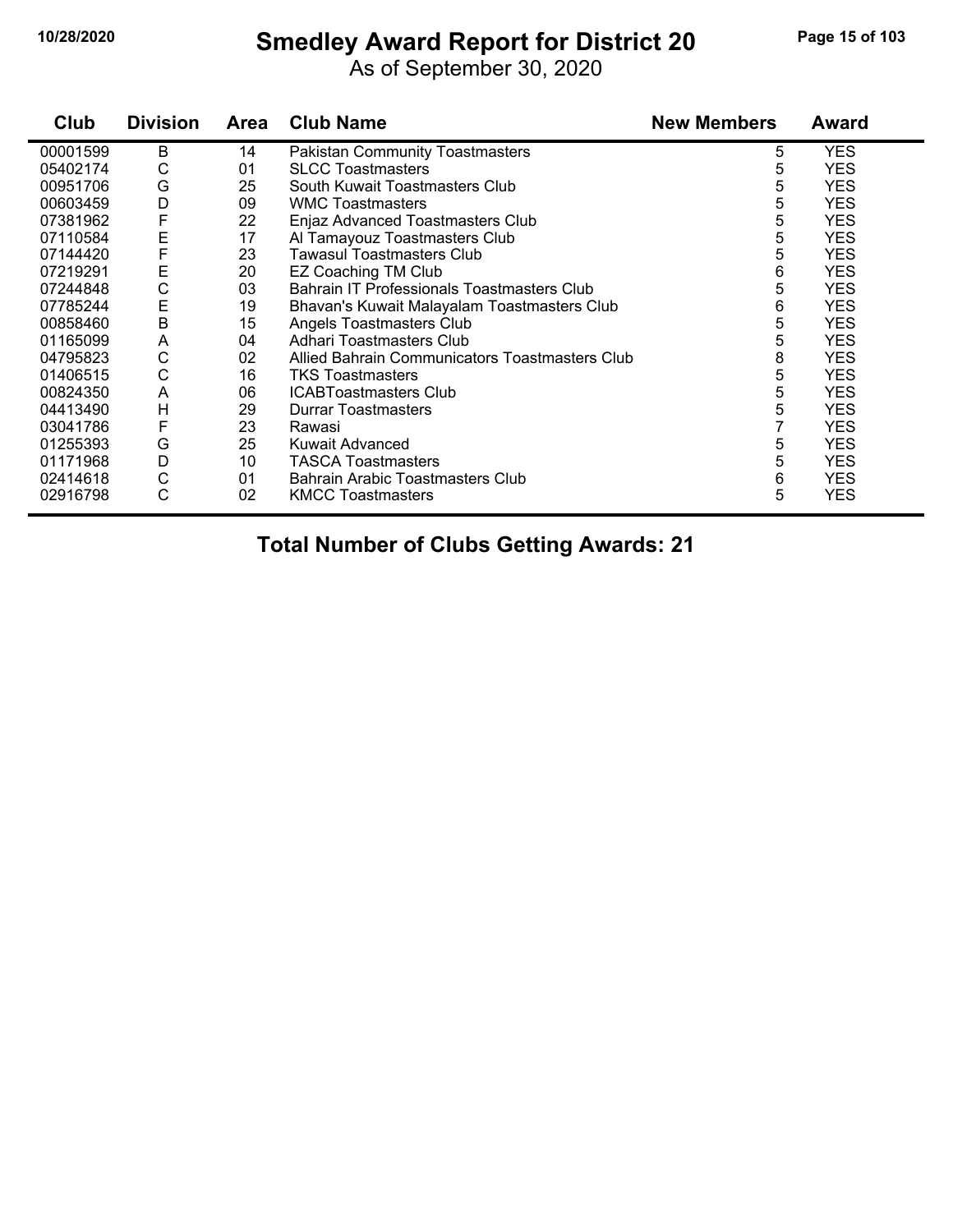# Smedley Award Report for District 20

As of September 30, 2020

| Club | Division | Area | Club Name | New Members | Award |
|---|---|---|---|---|---|
| 00001599 | B | 14 | Pakistan Community Toastmasters | 5 | YES |
| 05402174 | C | 01 | SLCC Toastmasters | 5 | YES |
| 00951706 | G | 25 | South Kuwait Toastmasters Club | 5 | YES |
| 00603459 | D | 09 | WMC Toastmasters | 5 | YES |
| 07381962 | F | 22 | Enjaz Advanced Toastmasters Club | 5 | YES |
| 07110584 | E | 17 | Al Tamayouz Toastmasters Club | 5 | YES |
| 07144420 | F | 23 | Tawasul Toastmasters Club | 5 | YES |
| 07219291 | E | 20 | EZ Coaching TM Club | 6 | YES |
| 07244848 | C | 03 | Bahrain IT Professionals Toastmasters Club | 5 | YES |
| 07785244 | E | 19 | Bhavan's Kuwait Malayalam Toastmasters Club | 6 | YES |
| 00858460 | B | 15 | Angels Toastmasters Club | 5 | YES |
| 01165099 | A | 04 | Adhari Toastmasters Club | 5 | YES |
| 04795823 | C | 02 | Allied Bahrain Communicators Toastmasters Club | 8 | YES |
| 01406515 | C | 16 | TKS Toastmasters | 5 | YES |
| 00824350 | A | 06 | ICABToastmasters Club | 5 | YES |
| 04413490 | H | 29 | Durrar Toastmasters | 5 | YES |
| 03041786 | F | 23 | Rawasi | 7 | YES |
| 01255393 | G | 25 | Kuwait Advanced | 5 | YES |
| 01171968 | D | 10 | TASCA Toastmasters | 5 | YES |
| 02414618 | C | 01 | Bahrain Arabic Toastmasters Club | 6 | YES |
| 02916798 | C | 02 | KMCC Toastmasters | 5 | YES |

**Total Number of Clubs Getting Awards: 21**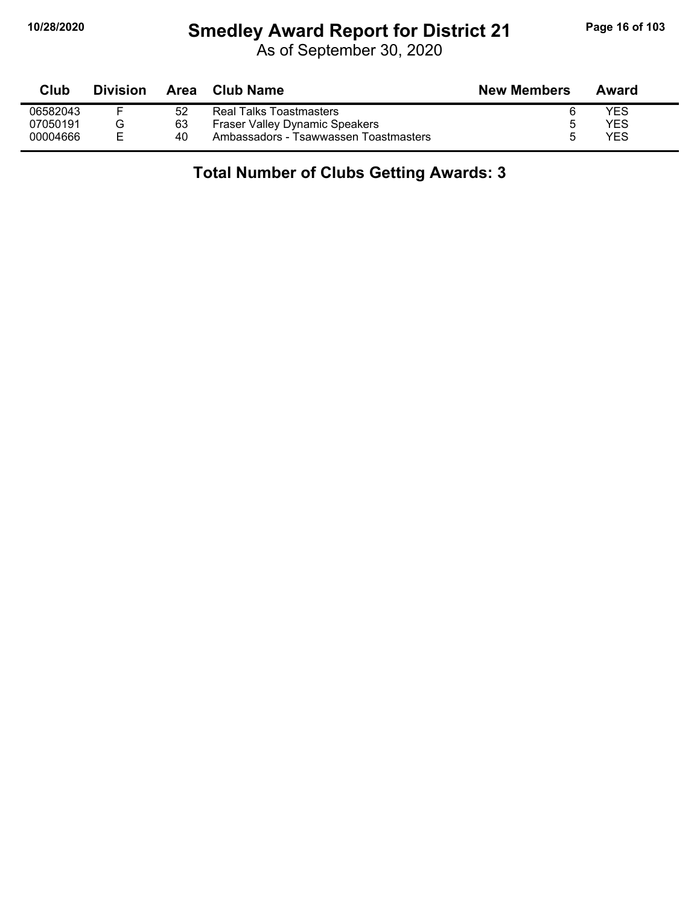# Smedley Award Report for District 21

As of September 30, 2020

| Club | Division | Area | Club Name | New Members | Award |
|---|---|---|---|---|---|
| 06582043 | F | 52 | Real Talks Toastmasters | 6 | YES |
| 07050191 | G | 63 | Fraser Valley Dynamic Speakers | 5 | YES |
| 00004666 | E | 40 | Ambassadors - Tsawwassen Toastmasters | 5 | YES |

**Total Number of Clubs Getting Awards: 3**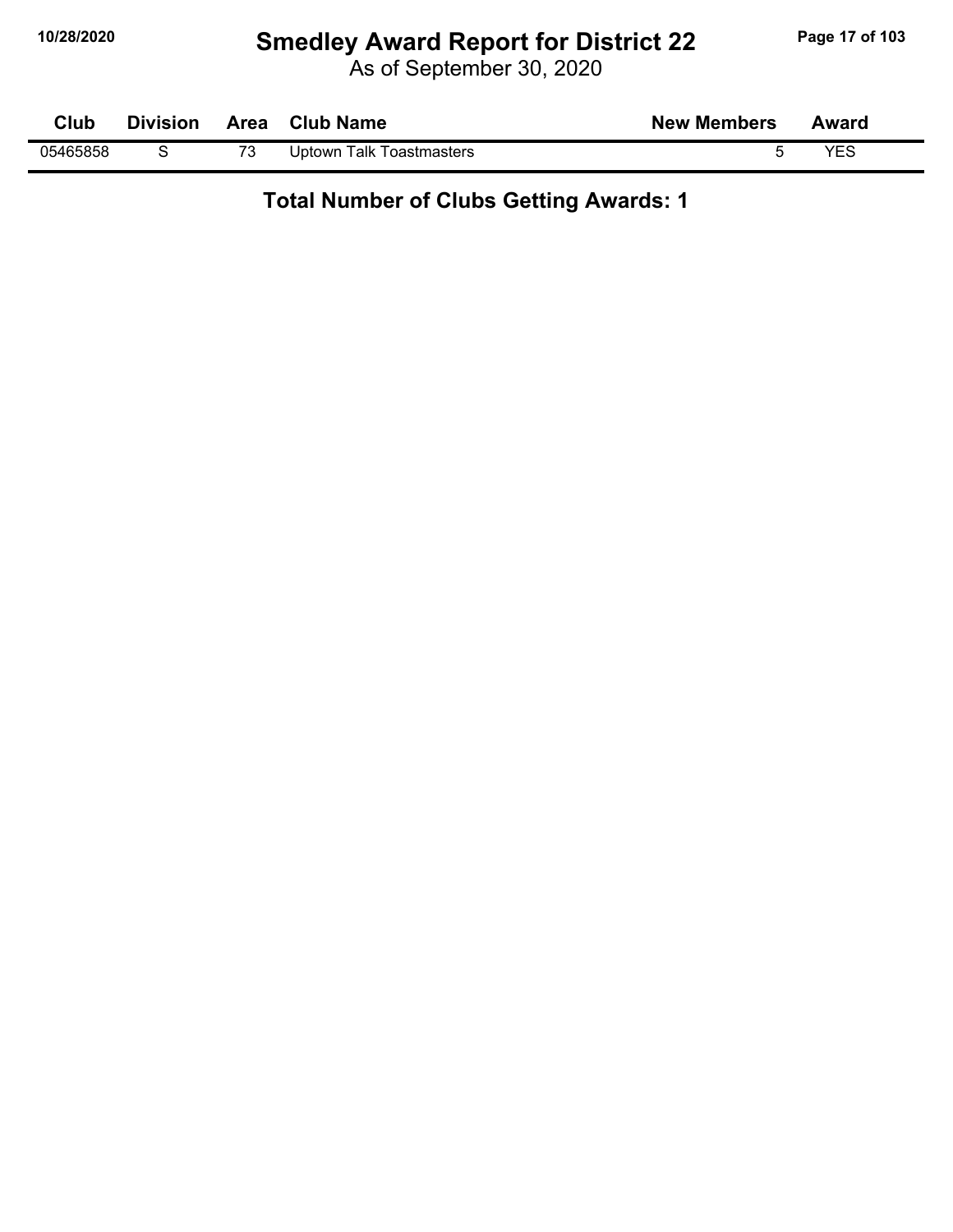# Smedley Award Report for District 22

As of September 30, 2020

| Club | Division | Area | Club Name | New Members | Award |
|---|---|---|---|---|---|
| 05465858 | S | 73 | Uptown Talk Toastmasters | 5 | YES |

**Total Number of Clubs Getting Awards: 1**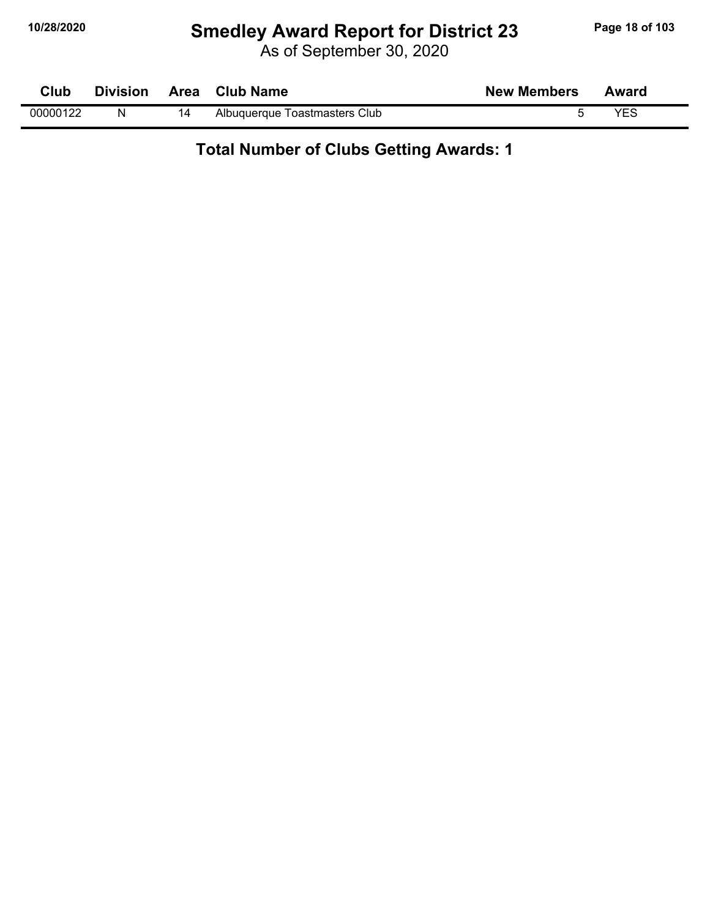# Smedley Award Report for District 23

As of September 30, 2020

| Club | Division | Area | Club Name | New Members | Award |
|---|---|---|---|---|---|
| 00000122 | N | 14 | Albuquerque Toastmasters Club | 5 | YES |

**Total Number of Clubs Getting Awards: 1**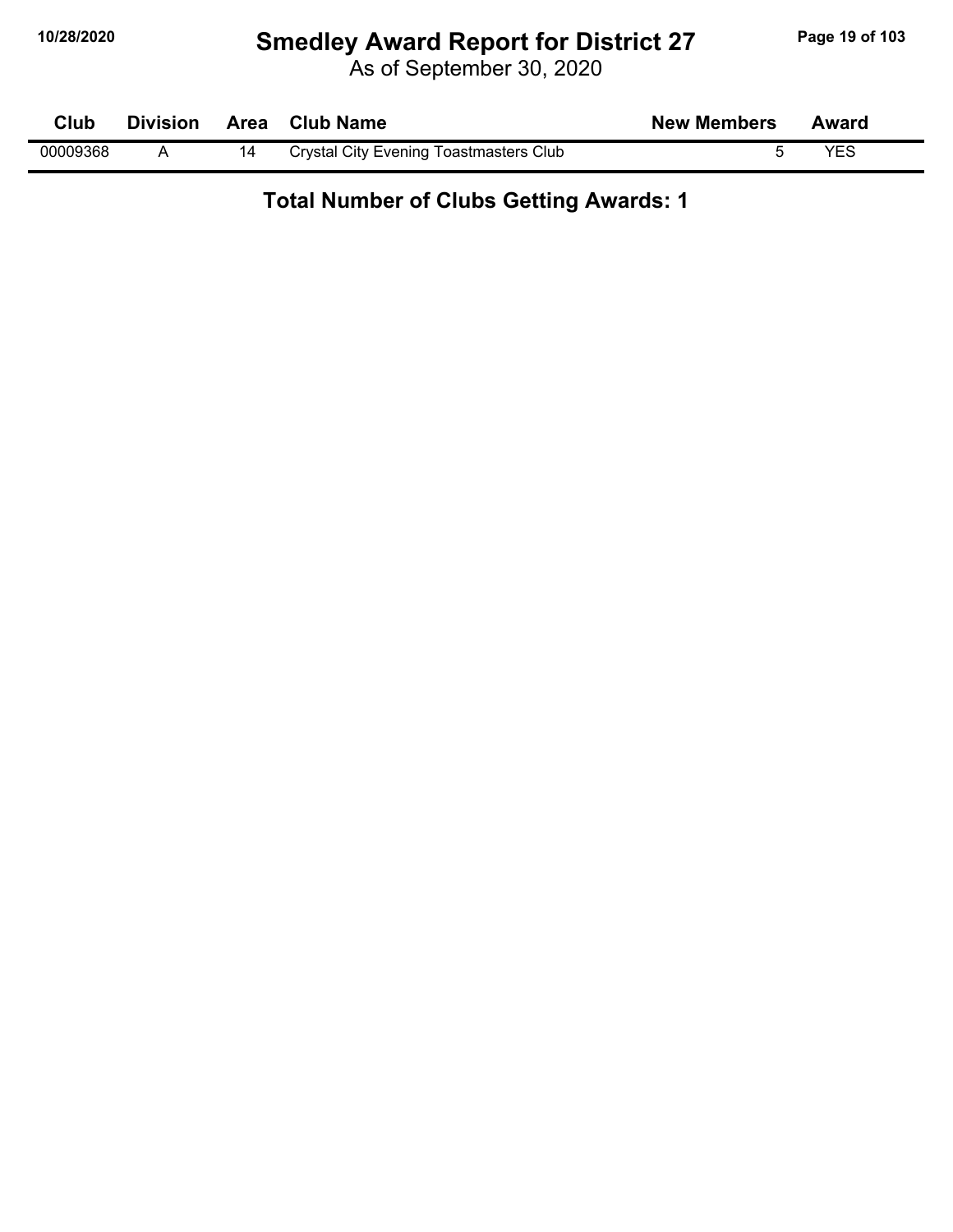# Smedley Award Report for District 27

As of September 30, 2020

| Club | Division | Area | Club Name | New Members | Award |
|---|---|---|---|---|---|
| 00009368 | A | 14 | Crystal City Evening Toastmasters Club | 5 | YES |

**Total Number of Clubs Getting Awards: 1**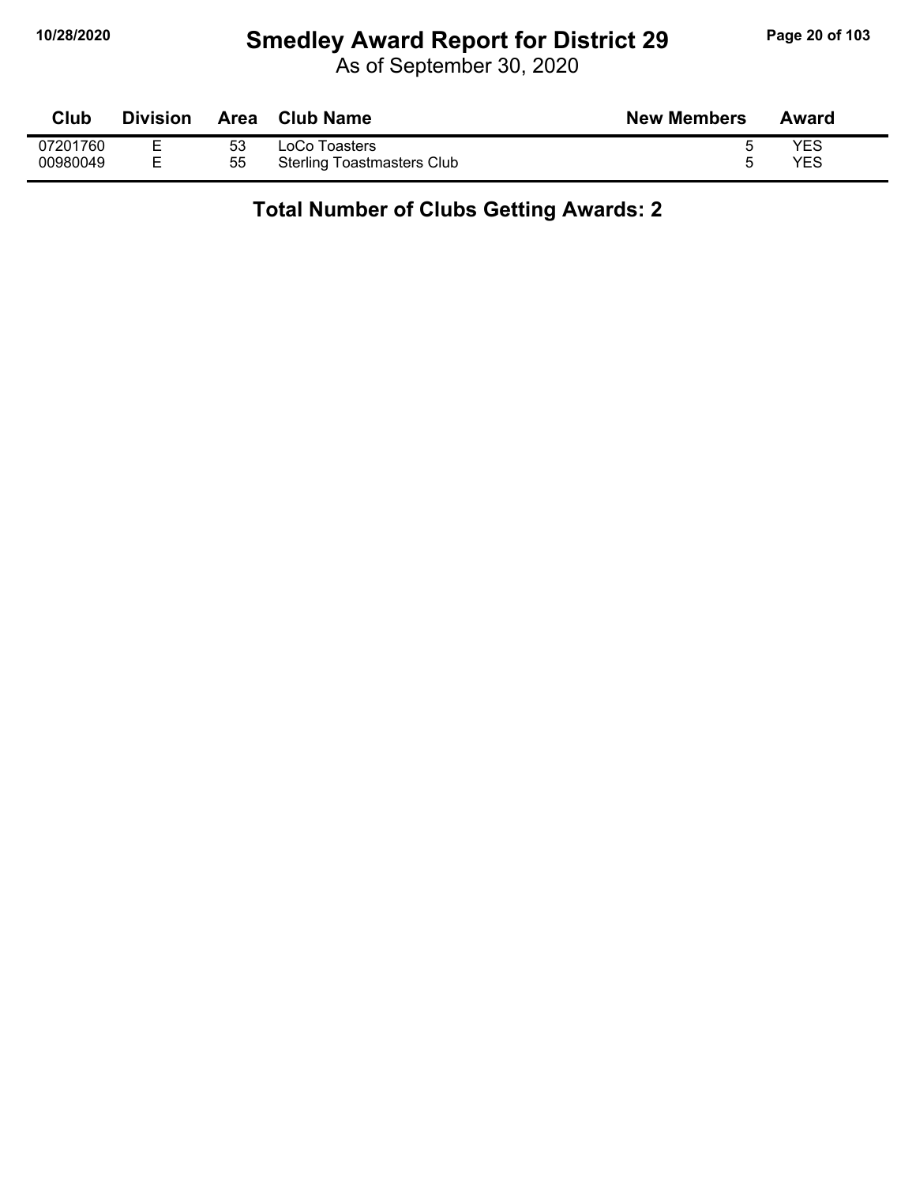# Smedley Award Report for District 29

As of September 30, 2020

| Club | Division | Area | Club Name | New Members | Award |
|---|---|---|---|---|---|
| 07201760 | E | 53 | LoCo Toasters | 5 | YES |
| 00980049 | E | 55 | Sterling Toastmasters Club | 5 | YES |

**Total Number of Clubs Getting Awards: 2**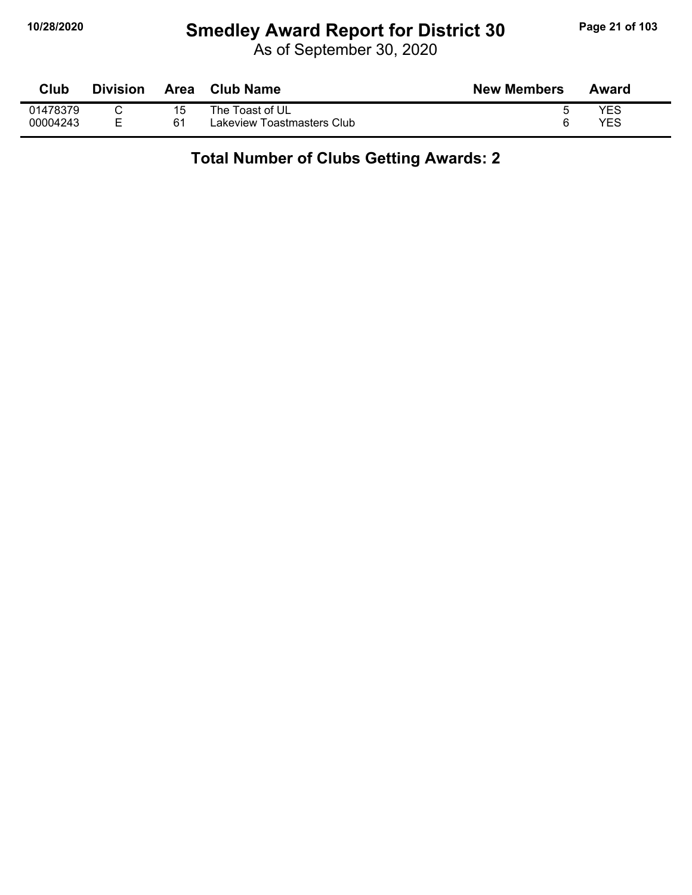# Smedley Award Report for District 30

As of September 30, 2020

| Club | Division | Area | Club Name | New Members | Award |
|---|---|---|---|---|---|
| 01478379 | C | 15 | The Toast of UL | 5 | YES |
| 00004243 | E | 61 | Lakeview Toastmasters Club | 6 | YES |

**Total Number of Clubs Getting Awards: 2**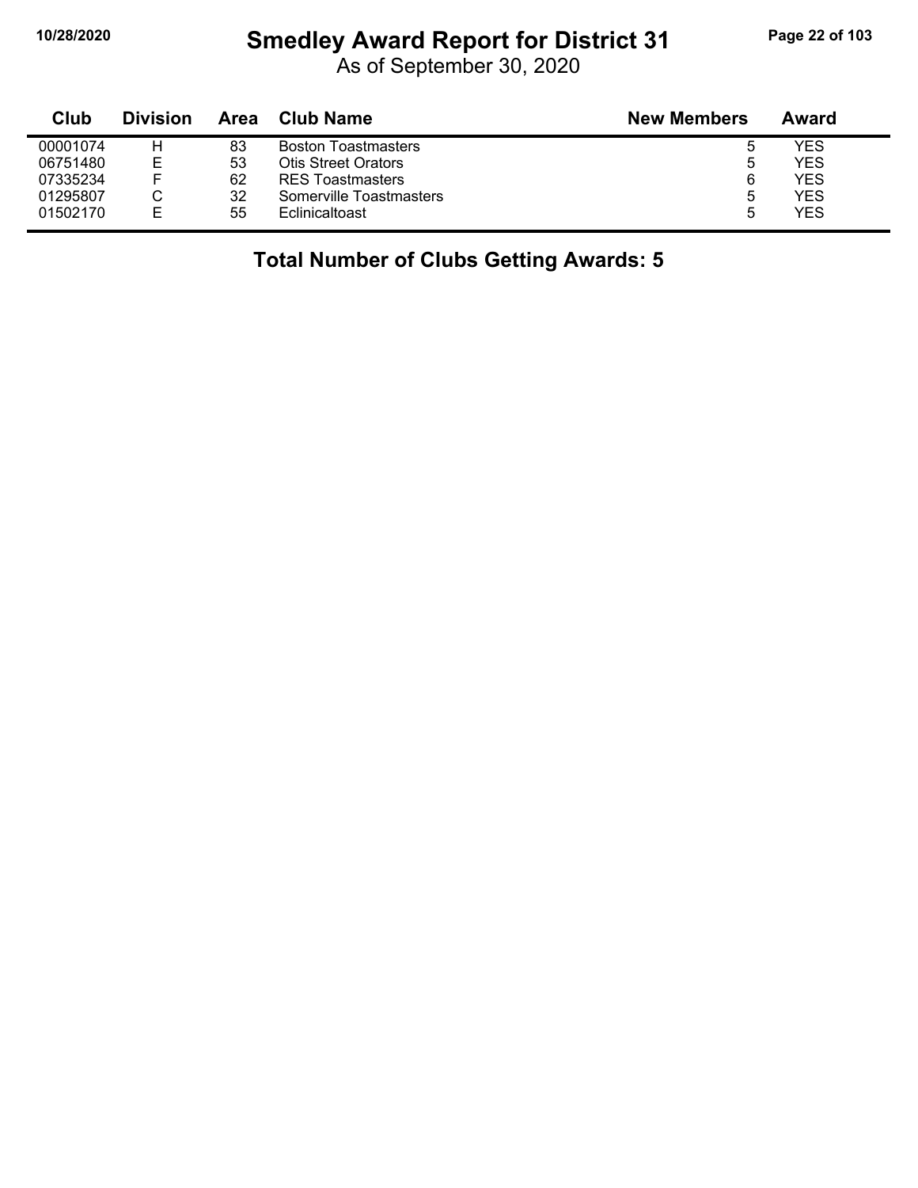# Smedley Award Report for District 31

As of September 30, 2020

| Club | Division | Area | Club Name | New Members | Award |
|---|---|---|---|---|---|
| 00001074 | H | 83 | Boston Toastmasters | 5 | YES |
| 06751480 | E | 53 | Otis Street Orators | 5 | YES |
| 07335234 | F | 62 | RES Toastmasters | 6 | YES |
| 01295807 | C | 32 | Somerville Toastmasters | 5 | YES |
| 01502170 | E | 55 | Eclinicaltoast | 5 | YES |

**Total Number of Clubs Getting Awards: 5**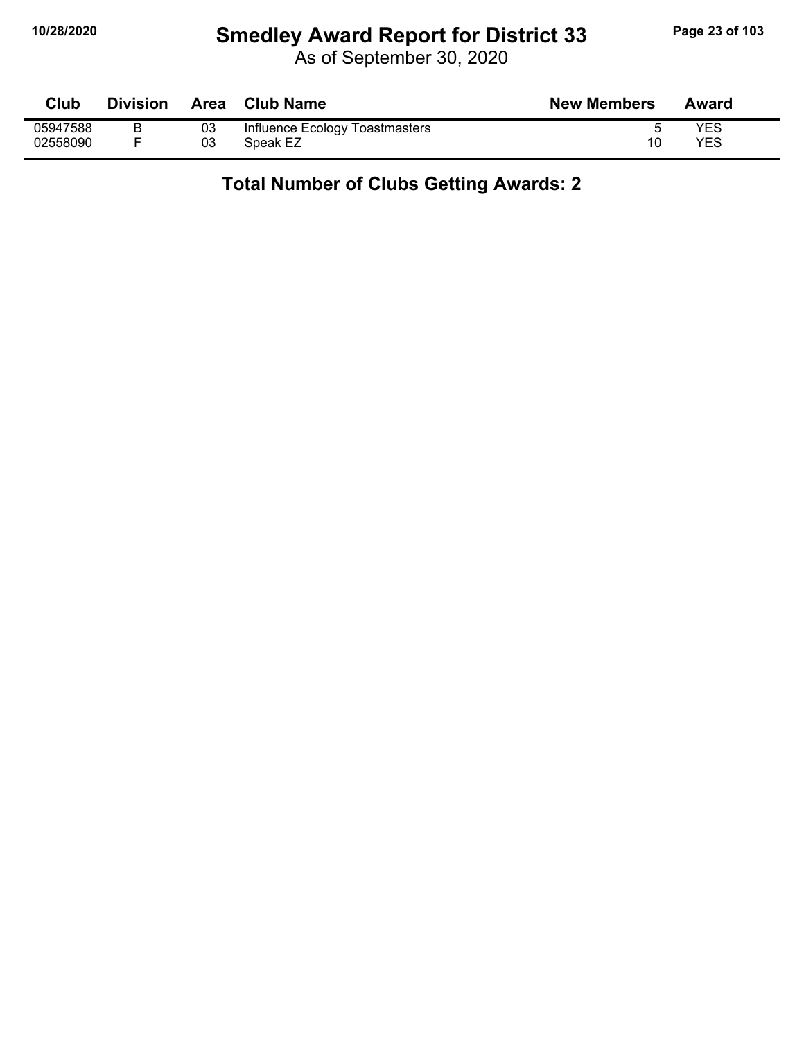# Smedley Award Report for District 33

As of September 30, 2020

| Club | Division | Area | Club Name | New Members | Award |
|---|---|---|---|---|---|
| 05947588 | B | 03 | Influence Ecology Toastmasters | 5 | YES |
| 02558090 | F | 03 | Speak EZ | 10 | YES |

## Total Number of Clubs Getting Awards: 2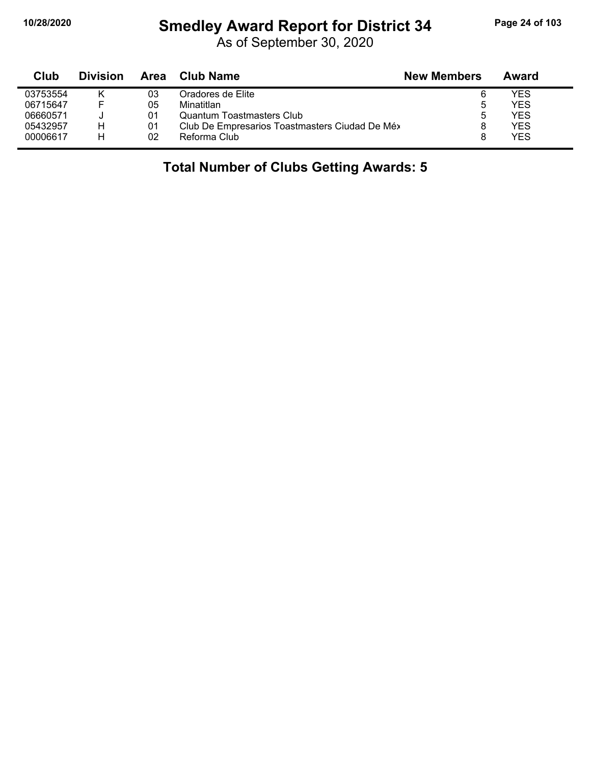# Smedley Award Report for District 34

As of September 30, 2020

| Club | Division | Area | Club Name | New Members | Award |
|---|---|---|---|---|---|
| 03753554 | K | 03 | Oradores de Elite | 6 | YES |
| 06715647 | F | 05 | Minatitlan | 5 | YES |
| 06660571 | J | 01 | Quantum Toastmasters Club | 5 | YES |
| 05432957 | H | 01 | Club De Empresarios Toastmasters Ciudad De Méx | 8 | YES |
| 00006617 | H | 02 | Reforma Club | 8 | YES |

**Total Number of Clubs Getting Awards: 5**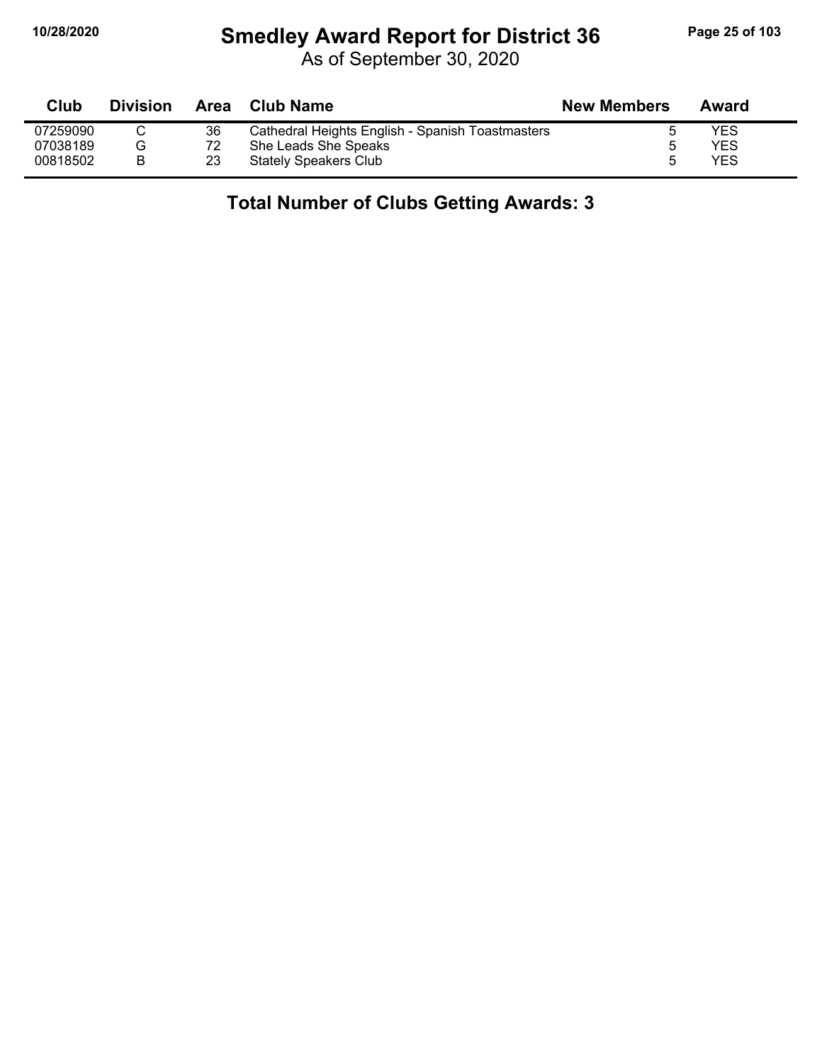# Smedley Award Report for District 36

As of September 30, 2020

| Club | Division | Area | Club Name | New Members | Award |
|---|---|---|---|---|---|
| 07259090 | C | 36 | Cathedral Heights English - Spanish Toastmasters | 5 | YES |
| 07038189 | G | 72 | She Leads She Speaks | 5 | YES |
| 00818502 | B | 23 | Stately Speakers Club | 5 | YES |

## Total Number of Clubs Getting Awards: 3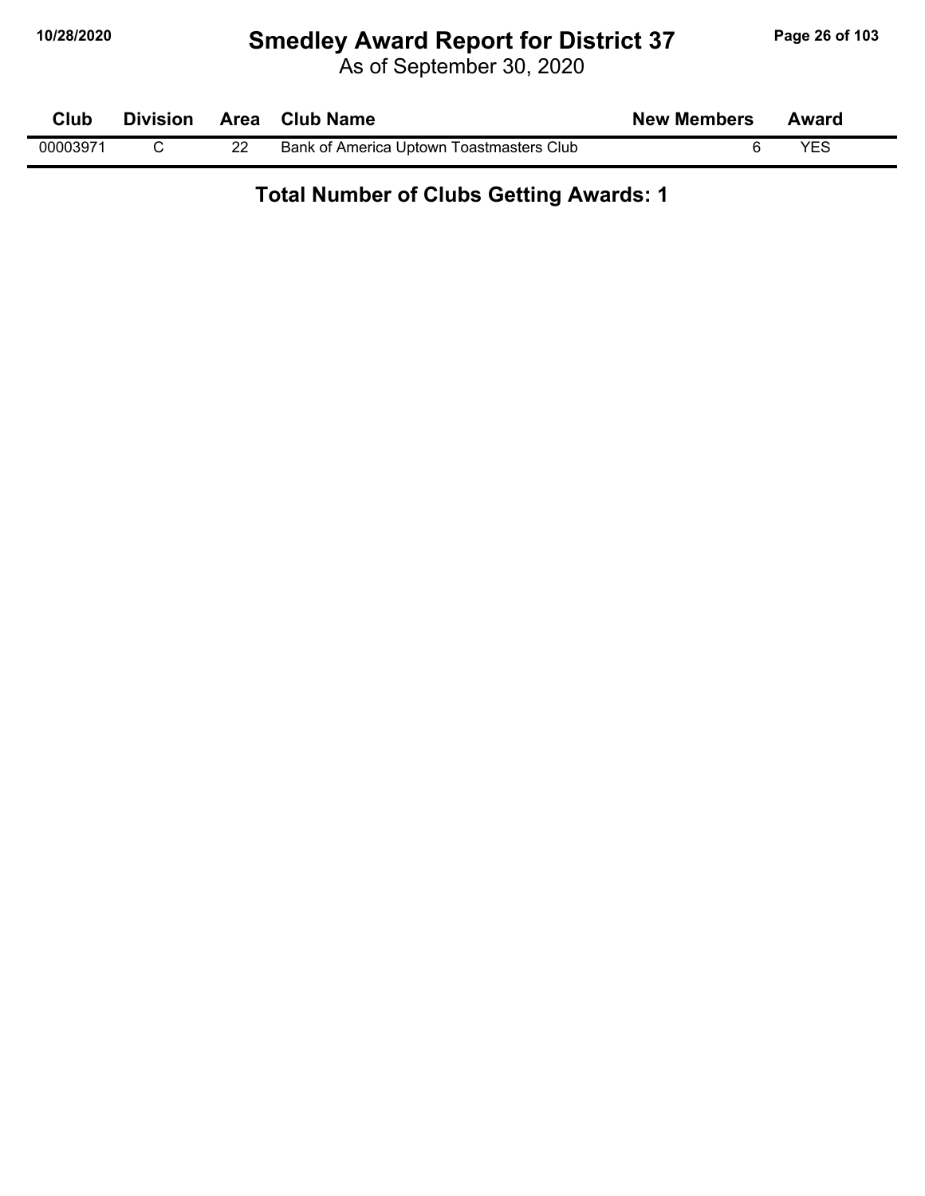# Smedley Award Report for District 37

As of September 30, 2020

| Club | Division | Area | Club Name | New Members | Award |
|---|---|---|---|---|---|
| 00003971 | C | 22 | Bank of America Uptown Toastmasters Club | 6 | YES |

**Total Number of Clubs Getting Awards: 1**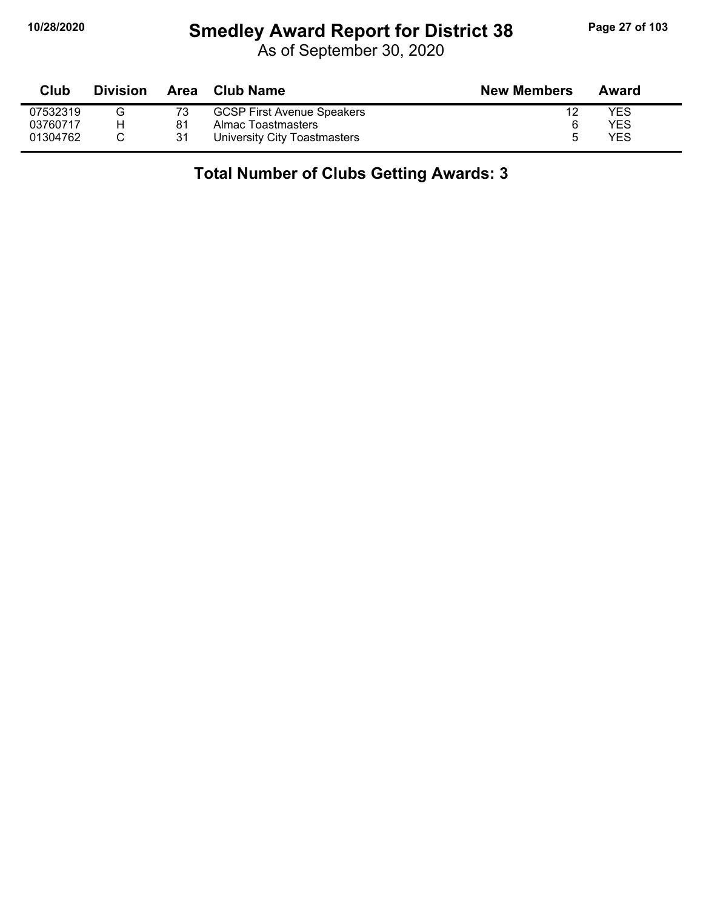# Smedley Award Report for District 38

As of September 30, 2020

| Club | Division | Area | Club Name | New Members | Award |
|---|---|---|---|---|---|
| 07532319 | G | 73 | GCSP First Avenue Speakers | 12 | YES |
| 03760717 | H | 81 | Almac Toastmasters | 6 | YES |
| 01304762 | C | 31 | University City Toastmasters | 5 | YES |

**Total Number of Clubs Getting Awards: 3**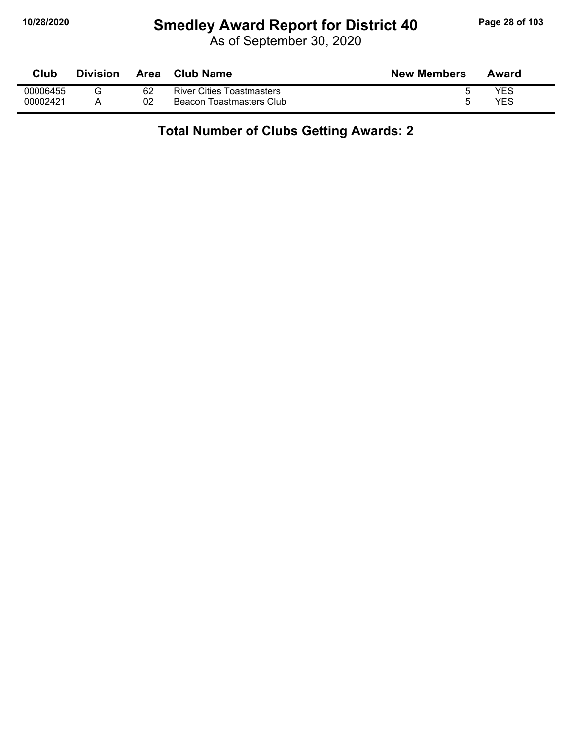# Smedley Award Report for District 40

As of September 30, 2020

| Club | Division | Area | Club Name | New Members | Award |
|---|---|---|---|---|---|
| 00006455 | G | 62 | River Cities Toastmasters | 5 | YES |
| 00002421 | A | 02 | Beacon Toastmasters Club | 5 | YES |

## Total Number of Clubs Getting Awards: 2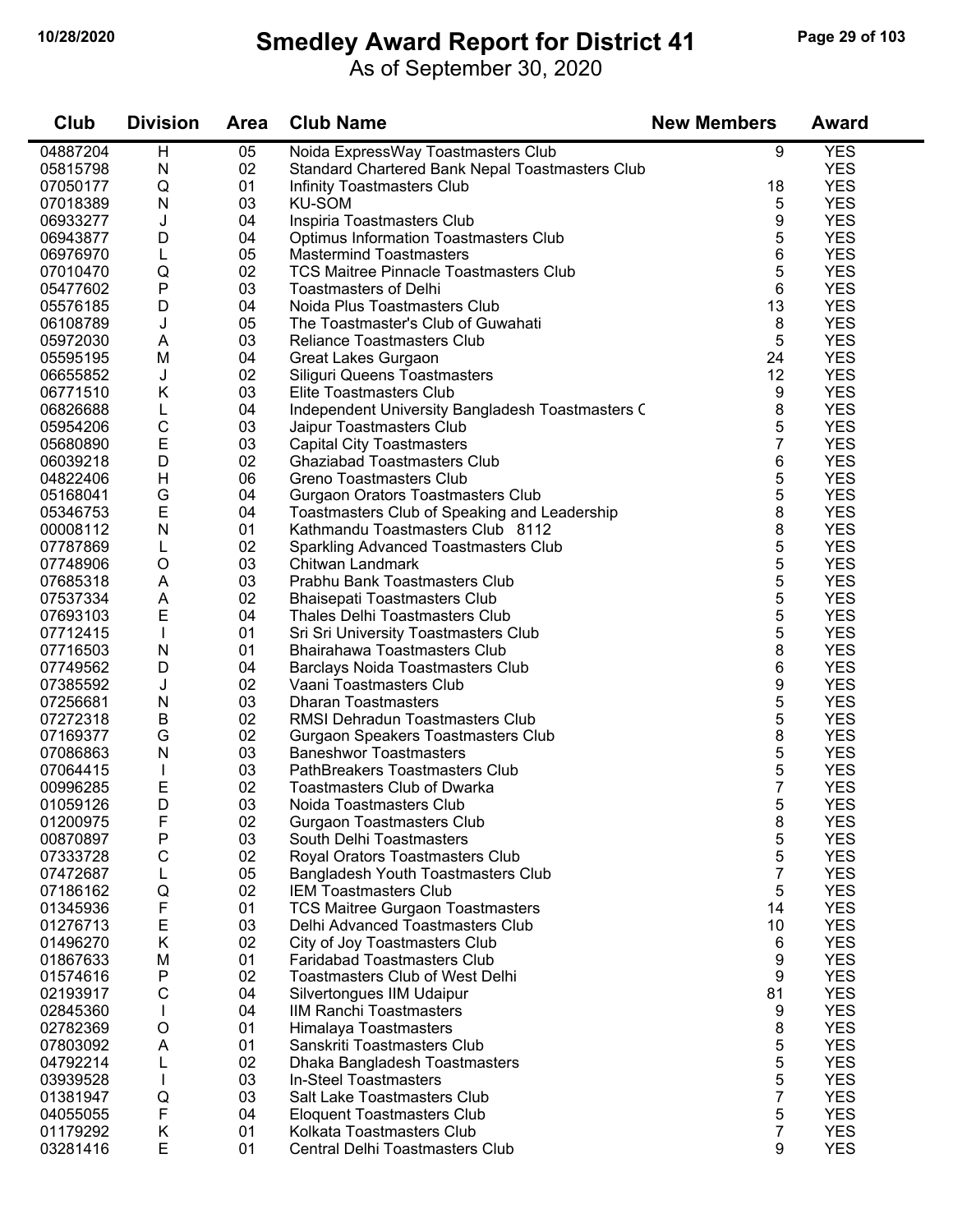# Smedley Award Report for District 41

As of September 30, 2020

10/28/2020

| Club | Division | Area | Club Name | New Members | Award |
|---|---|---|---|---|---|
| 04887204 | H | 05 | Noida ExpressWay Toastmasters Club | 9 | YES |
| 05815798 | N | 02 | Standard Chartered Bank Nepal Toastmasters Club | | YES |
| 07050177 | Q | 01 | Infinity Toastmasters Club | 18 | YES |
| 07018389 | N | 03 | KU-SOM | 5 | YES |
| 06933277 | J | 04 | Inspiria Toastmasters Club | 9 | YES |
| 06943877 | D | 04 | Optimus Information Toastmasters Club | 5 | YES |
| 06976970 | L | 05 | Mastermind Toastmasters | 6 | YES |
| 07010470 | Q | 02 | TCS Maitree Pinnacle Toastmasters Club | 5 | YES |
| 05477602 | P | 03 | Toastmasters of Delhi | 6 | YES |
| 05576185 | D | 04 | Noida Plus Toastmasters Club | 13 | YES |
| 06108789 | J | 05 | The Toastmaster's Club of Guwahati | 8 | YES |
| 05972030 | A | 03 | Reliance Toastmasters Club | 5 | YES |
| 05595195 | M | 04 | Great Lakes Gurgaon | 24 | YES |
| 06655852 | J | 02 | Siliguri Queens Toastmasters | 12 | YES |
| 06771510 | K | 03 | Elite Toastmasters Club | 9 | YES |
| 06826688 | L | 04 | Independent University Bangladesh Toastmasters C | 8 | YES |
| 05954206 | C | 03 | Jaipur Toastmasters Club | 5 | YES |
| 05680890 | E | 03 | Capital City Toastmasters | 7 | YES |
| 06039218 | D | 02 | Ghaziabad Toastmasters Club | 6 | YES |
| 04822406 | H | 06 | Greno Toastmasters Club | 5 | YES |
| 05168041 | G | 04 | Gurgaon Orators Toastmasters Club | 5 | YES |
| 05346753 | E | 04 | Toastmasters Club of Speaking and Leadership | 8 | YES |
| 00008112 | N | 01 | Kathmandu Toastmasters Club 8112 | 8 | YES |
| 07787869 | L | 02 | Sparkling Advanced Toastmasters Club | 5 | YES |
| 07748906 | O | 03 | Chitwan Landmark | 5 | YES |
| 07685318 | A | 03 | Prabhu Bank Toastmasters Club | 5 | YES |
| 07537334 | A | 02 | Bhaisepati Toastmasters Club | 5 | YES |
| 07693103 | E | 04 | Thales Delhi Toastmasters Club | 5 | YES |
| 07712415 | I | 01 | Sri Sri University Toastmasters Club | 5 | YES |
| 07716503 | N | 01 | Bhairahawa Toastmasters Club | 8 | YES |
| 07749562 | D | 04 | Barclays Noida Toastmasters Club | 6 | YES |
| 07385592 | J | 02 | Vaani Toastmasters Club | 9 | YES |
| 07256681 | N | 03 | Dharan Toastmasters | 5 | YES |
| 07272318 | B | 02 | RMSI Dehradun Toastmasters Club | 5 | YES |
| 07169377 | G | 02 | Gurgaon Speakers Toastmasters Club | 8 | YES |
| 07086863 | N | 03 | Baneshwor Toastmasters | 5 | YES |
| 07064415 | I | 03 | PathBreakers Toastmasters Club | 5 | YES |
| 00996285 | E | 02 | Toastmasters Club of Dwarka | 7 | YES |
| 01059126 | D | 03 | Noida Toastmasters Club | 5 | YES |
| 01200975 | F | 02 | Gurgaon Toastmasters Club | 8 | YES |
| 00870897 | P | 03 | South Delhi Toastmasters | 5 | YES |
| 07333728 | C | 02 | Royal Orators Toastmasters Club | 5 | YES |
| 07472687 | L | 05 | Bangladesh Youth Toastmasters Club | 7 | YES |
| 07186162 | Q | 02 | IEM Toastmasters Club | 5 | YES |
| 01345936 | F | 01 | TCS Maitree Gurgaon Toastmasters | 14 | YES |
| 01276713 | E | 03 | Delhi Advanced Toastmasters Club | 10 | YES |
| 01496270 | K | 02 | City of Joy Toastmasters Club | 6 | YES |
| 01867633 | M | 01 | Faridabad Toastmasters Club | 9 | YES |
| 01574616 | P | 02 | Toastmasters Club of West Delhi | 9 | YES |
| 02193917 | C | 04 | Silvertongues IIM Udaipur | 81 | YES |
| 02845360 | I | 04 | IIM Ranchi Toastmasters | 9 | YES |
| 02782369 | O | 01 | Himalaya Toastmasters | 8 | YES |
| 07803092 | A | 01 | Sanskriti Toastmasters Club | 5 | YES |
| 04792214 | L | 02 | Dhaka Bangladesh Toastmasters | 5 | YES |
| 03939528 | I | 03 | In-Steel Toastmasters | 5 | YES |
| 01381947 | Q | 03 | Salt Lake Toastmasters Club | 7 | YES |
| 04055055 | F | 04 | Eloquent Toastmasters Club | 5 | YES |
| 01179292 | K | 01 | Kolkata Toastmasters Club | 7 | YES |
| 03281416 | E | 01 | Central Delhi Toastmasters Club | 9 | YES |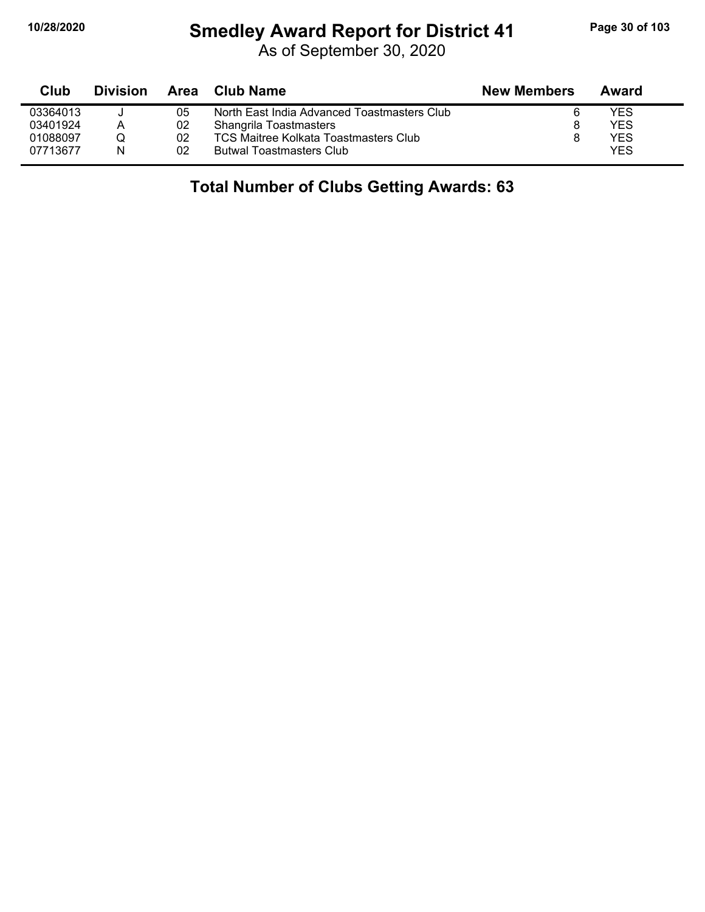# Smedley Award Report for District 41

As of September 30, 2020

| Club | Division | Area | Club Name | New Members | Award |
|---|---|---|---|---|---|
| 03364013 | J | 05 | North East India Advanced Toastmasters Club | 6 | YES |
| 03401924 | A | 02 | Shangrila Toastmasters | 8 | YES |
| 01088097 | Q | 02 | TCS Maitree Kolkata Toastmasters Club | 8 | YES |
| 07713677 | N | 02 | Butwal Toastmasters Club | | YES |

**Total Number of Clubs Getting Awards: 63**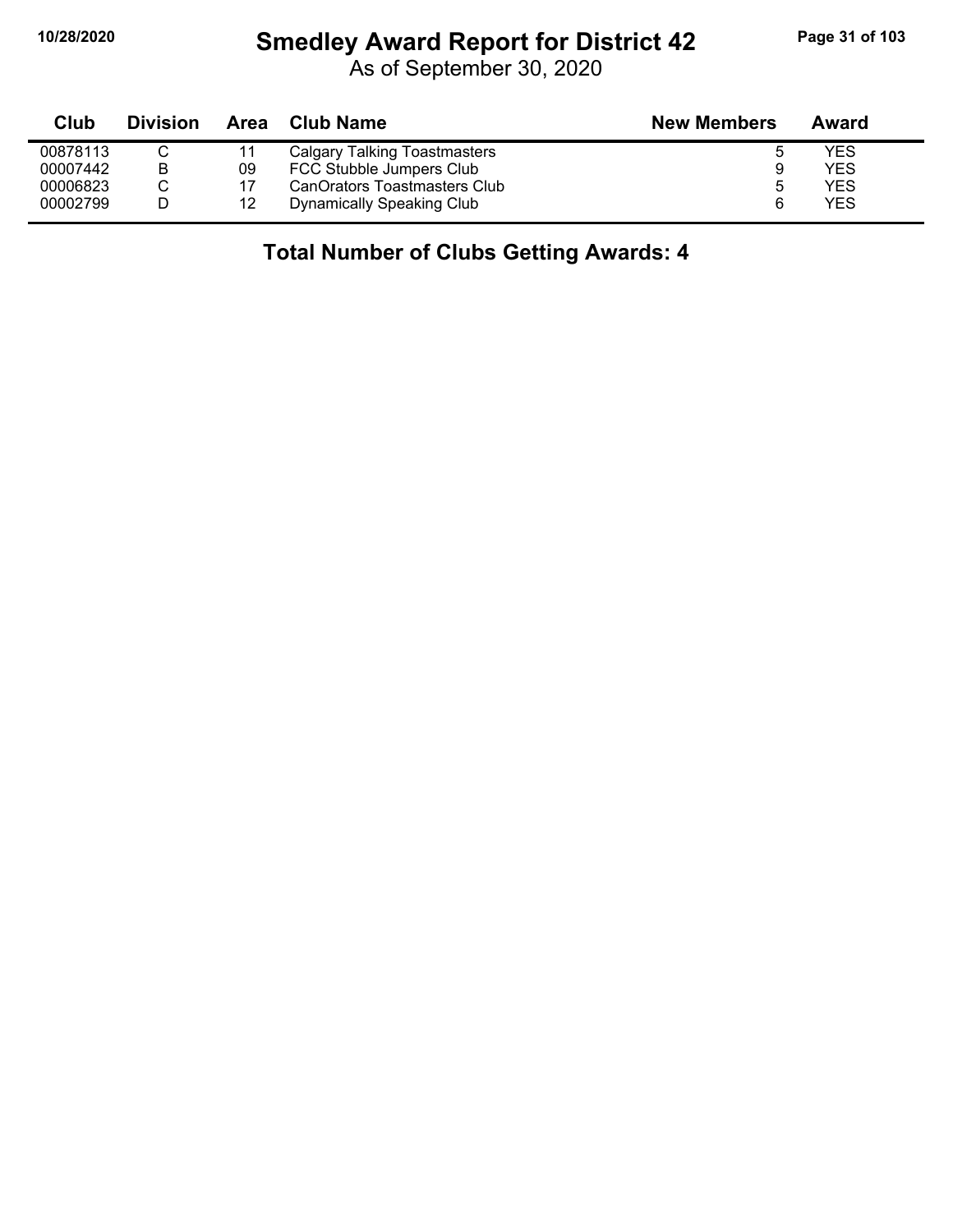# Smedley Award Report for District 42

As of September 30, 2020

| Club | Division | Area | Club Name | New Members | Award |
|---|---|---|---|---|---|
| 00878113 | C | 11 | Calgary Talking Toastmasters | 5 | YES |
| 00007442 | B | 09 | FCC Stubble Jumpers Club | 9 | YES |
| 00006823 | C | 17 | CanOrators Toastmasters Club | 5 | YES |
| 00002799 | D | 12 | Dynamically Speaking Club | 6 | YES |

**Total Number of Clubs Getting Awards: 4**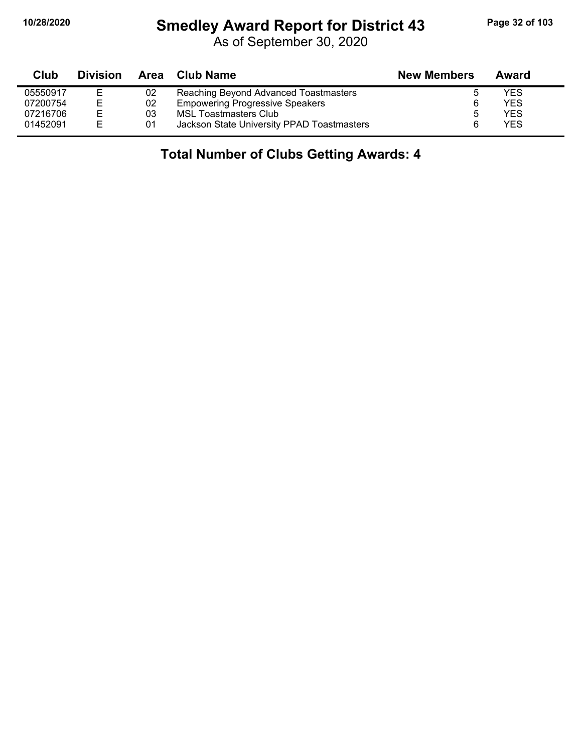# Smedley Award Report for District 43

As of September 30, 2020

| Club | Division | Area | Club Name | New Members | Award |
|---|---|---|---|---|---|
| 05550917 | E | 02 | Reaching Beyond Advanced Toastmasters | 5 | YES |
| 07200754 | E | 02 | Empowering Progressive Speakers | 6 | YES |
| 07216706 | E | 03 | MSL Toastmasters Club | 5 | YES |
| 01452091 | E | 01 | Jackson State University PPAD Toastmasters | 6 | YES |

## Total Number of Clubs Getting Awards: 4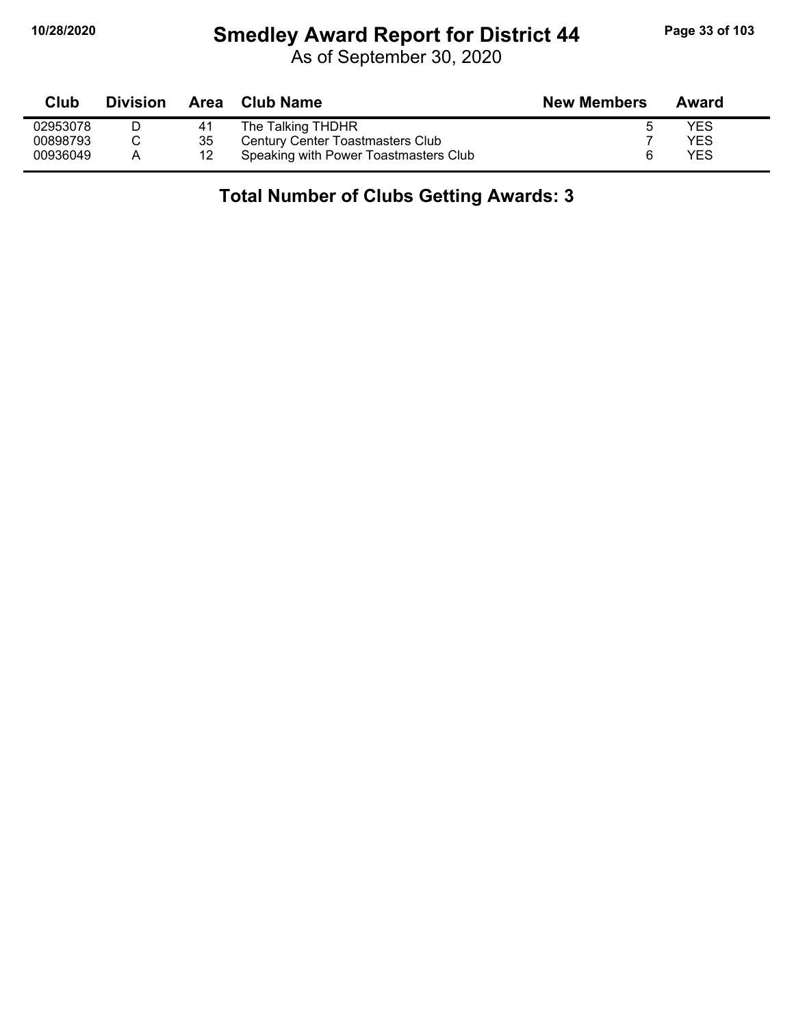# Smedley Award Report for District 44

As of September 30, 2020

| Club | Division | Area | Club Name | New Members | Award |
|---|---|---|---|---|---|
| 02953078 | D | 41 | The Talking THDHR | 5 | YES |
| 00898793 | C | 35 | Century Center Toastmasters Club | 7 | YES |
| 00936049 | A | 12 | Speaking with Power Toastmasters Club | 6 | YES |

**Total Number of Clubs Getting Awards: 3**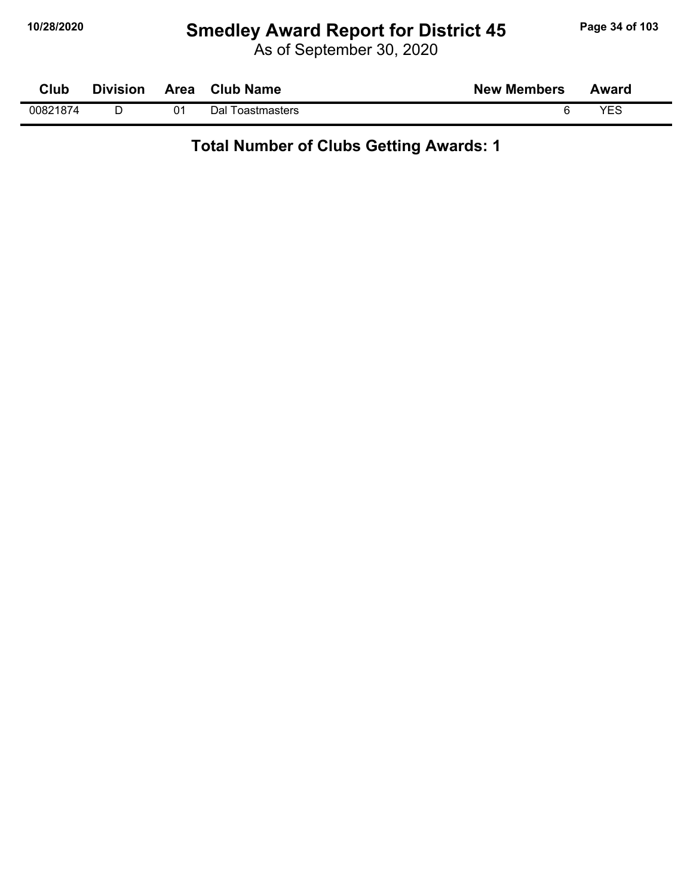# Smedley Award Report for District 45

As of September 30, 2020

| Club | Division | Area | Club Name | New Members | Award |
|---|---|---|---|---|---|
| 00821874 | D | 01 | Dal Toastmasters | 6 | YES |

**Total Number of Clubs Getting Awards: 1**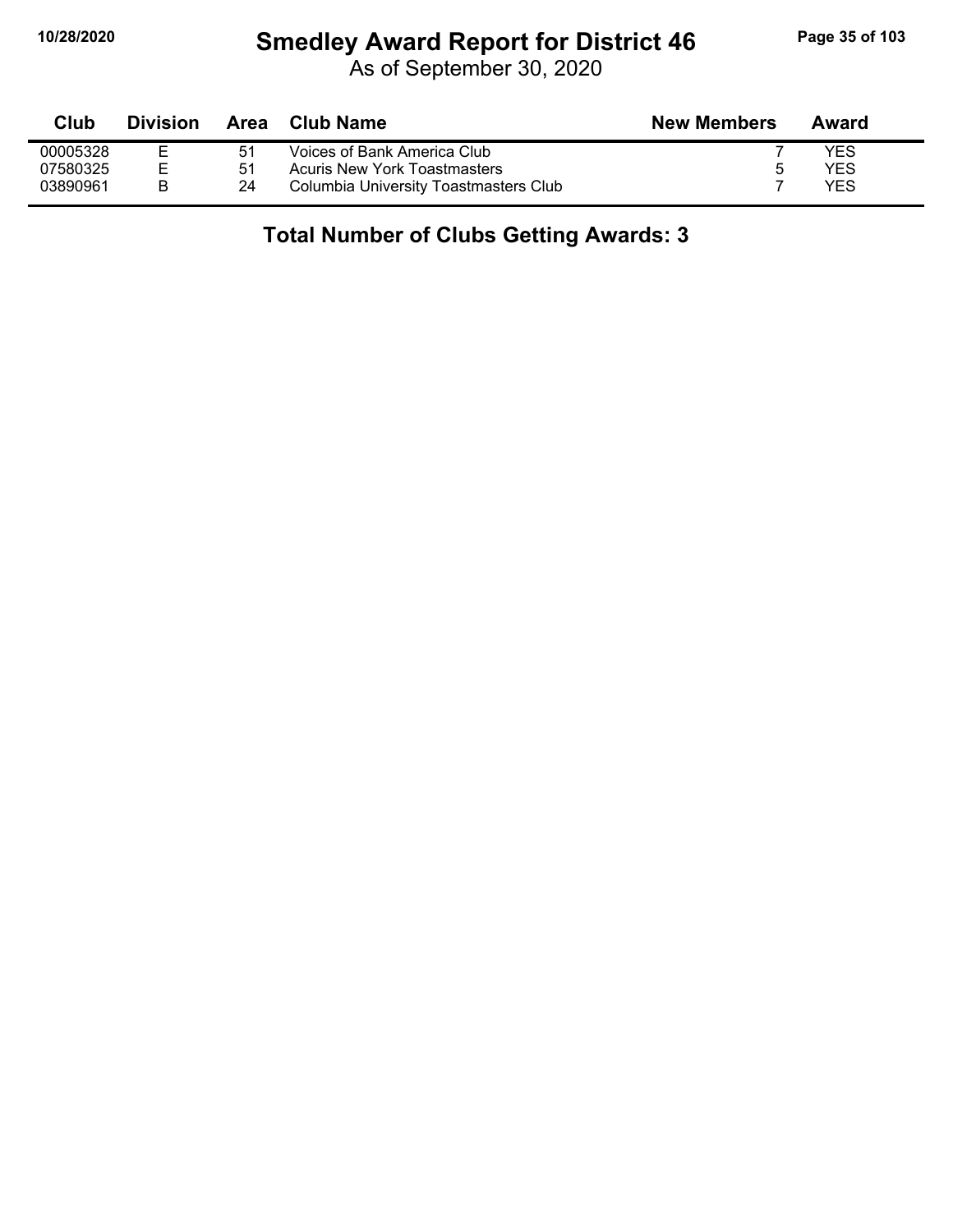# Smedley Award Report for District 46

As of September 30, 2020

| Club | Division | Area | Club Name | New Members | Award |
|---|---|---|---|---|---|
| 00005328 | E | 51 | Voices of Bank America Club | 7 | YES |
| 07580325 | E | 51 | Acuris New York Toastmasters | 5 | YES |
| 03890961 | B | 24 | Columbia University Toastmasters Club | 7 | YES |

## Total Number of Clubs Getting Awards: 3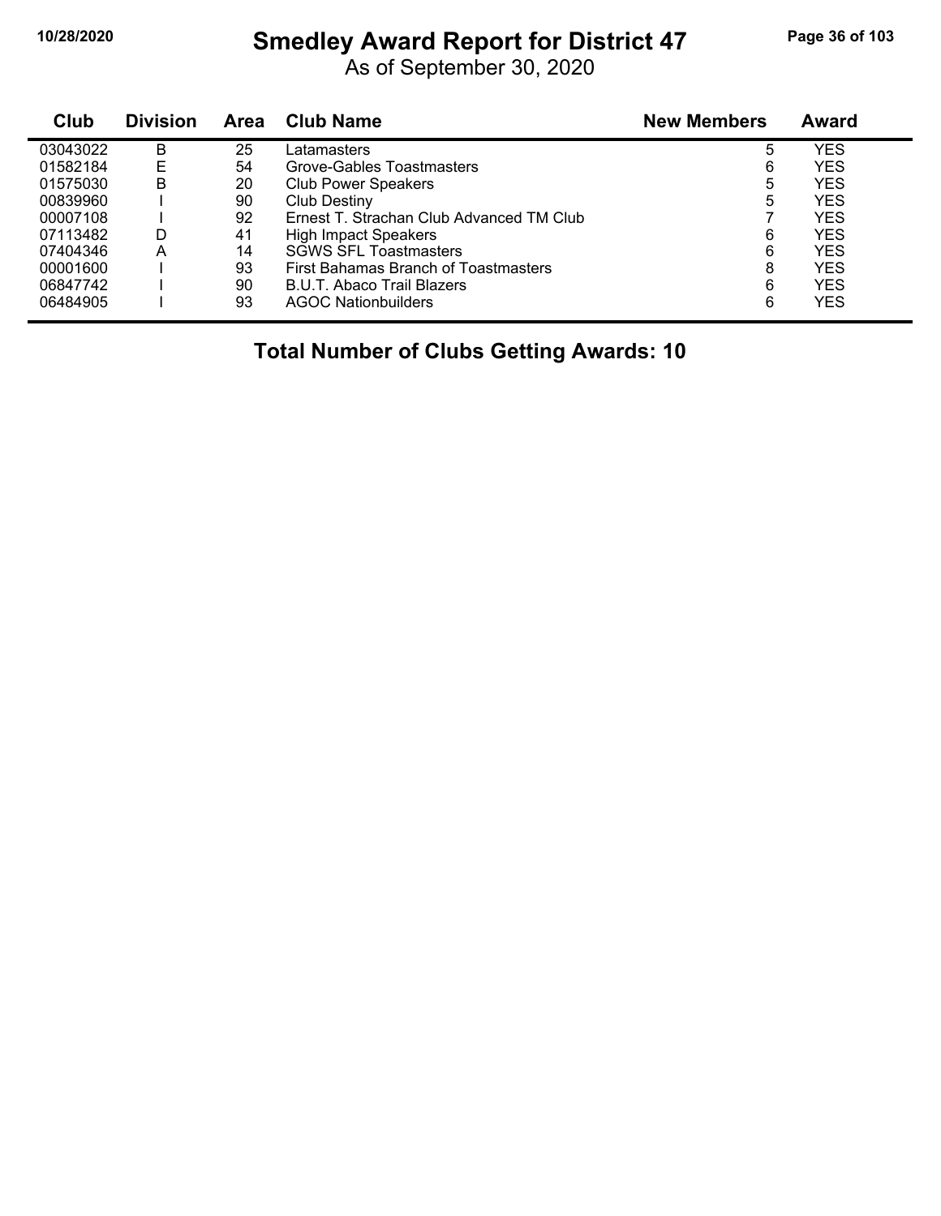# Smedley Award Report for District 47

As of September 30, 2020

| Club | Division | Area | Club Name | New Members | Award |
|---|---|---|---|---|---|
| 03043022 | B | 25 | Latamasters | 5 | YES |
| 01582184 | E | 54 | Grove-Gables Toastmasters | 6 | YES |
| 01575030 | B | 20 | Club Power Speakers | 5 | YES |
| 00839960 | I | 90 | Club Destiny | 5 | YES |
| 00007108 | I | 92 | Ernest T. Strachan Club Advanced TM Club | 7 | YES |
| 07113482 | D | 41 | High Impact Speakers | 6 | YES |
| 07404346 | A | 14 | SGWS SFL Toastmasters | 6 | YES |
| 00001600 | I | 93 | First Bahamas Branch of Toastmasters | 8 | YES |
| 06847742 | I | 90 | B.U.T. Abaco Trail Blazers | 6 | YES |
| 06484905 | I | 93 | AGOC Nationbuilders | 6 | YES |

**Total Number of Clubs Getting Awards: 10**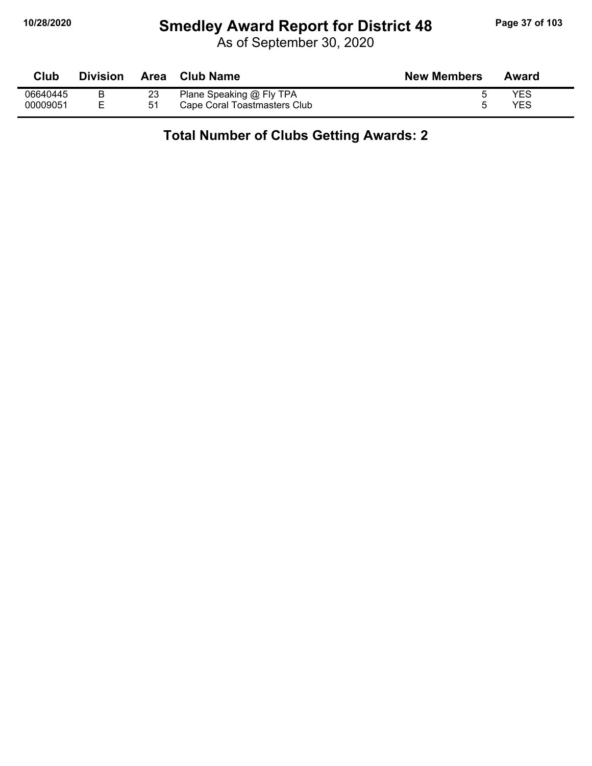# Smedley Award Report for District 48

As of September 30, 2020

| Club | Division | Area | Club Name | New Members | Award |
|---|---|---|---|---|---|
| 06640445 | B | 23 | Plane Speaking @ Fly TPA | 5 | YES |
| 00009051 | E | 51 | Cape Coral Toastmasters Club | 5 | YES |

**Total Number of Clubs Getting Awards: 2**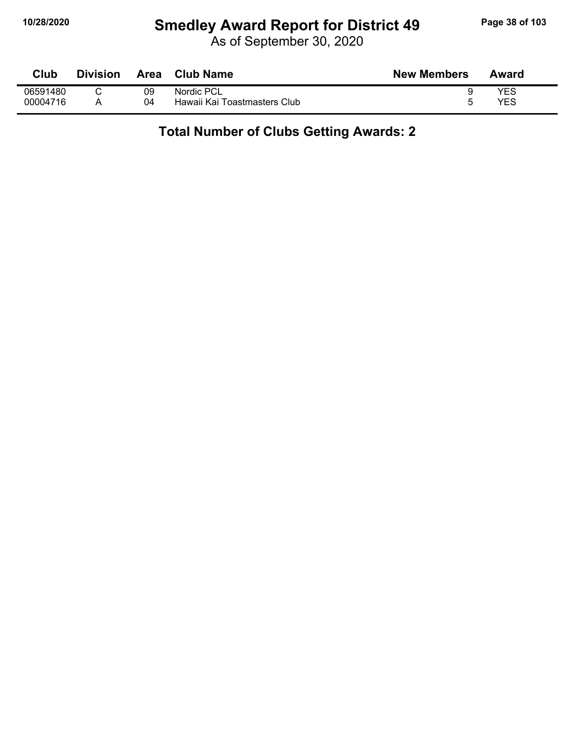# Smedley Award Report for District 49

As of September 30, 2020

| Club | Division | Area | Club Name | New Members | Award |
|---|---|---|---|---|---|
| 06591480 | C | 09 | Nordic PCL | 9 | YES |
| 00004716 | A | 04 | Hawaii Kai Toastmasters Club | 5 | YES |

**Total Number of Clubs Getting Awards: 2**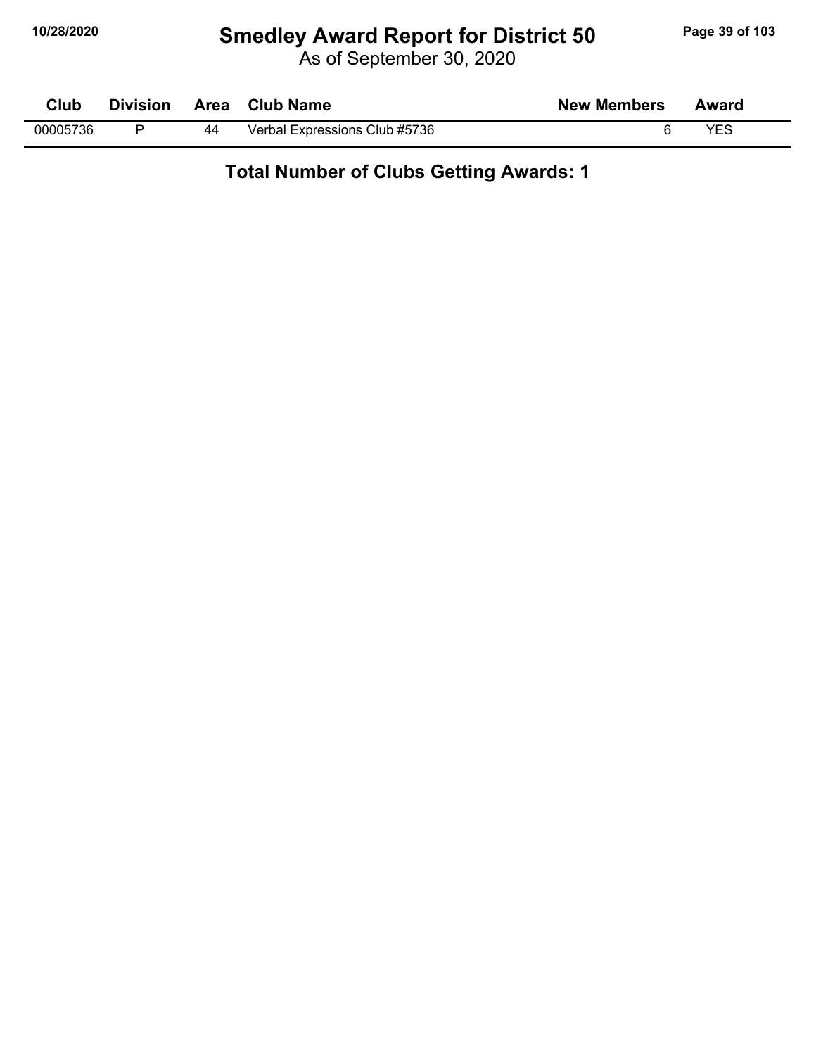# Smedley Award Report for District 50

As of September 30, 2020

| Club | Division | Area | Club Name | New Members | Award |
|---|---|---|---|---|---|
| 00005736 | P | 44 | Verbal Expressions Club #5736 | 6 | YES |

**Total Number of Clubs Getting Awards: 1**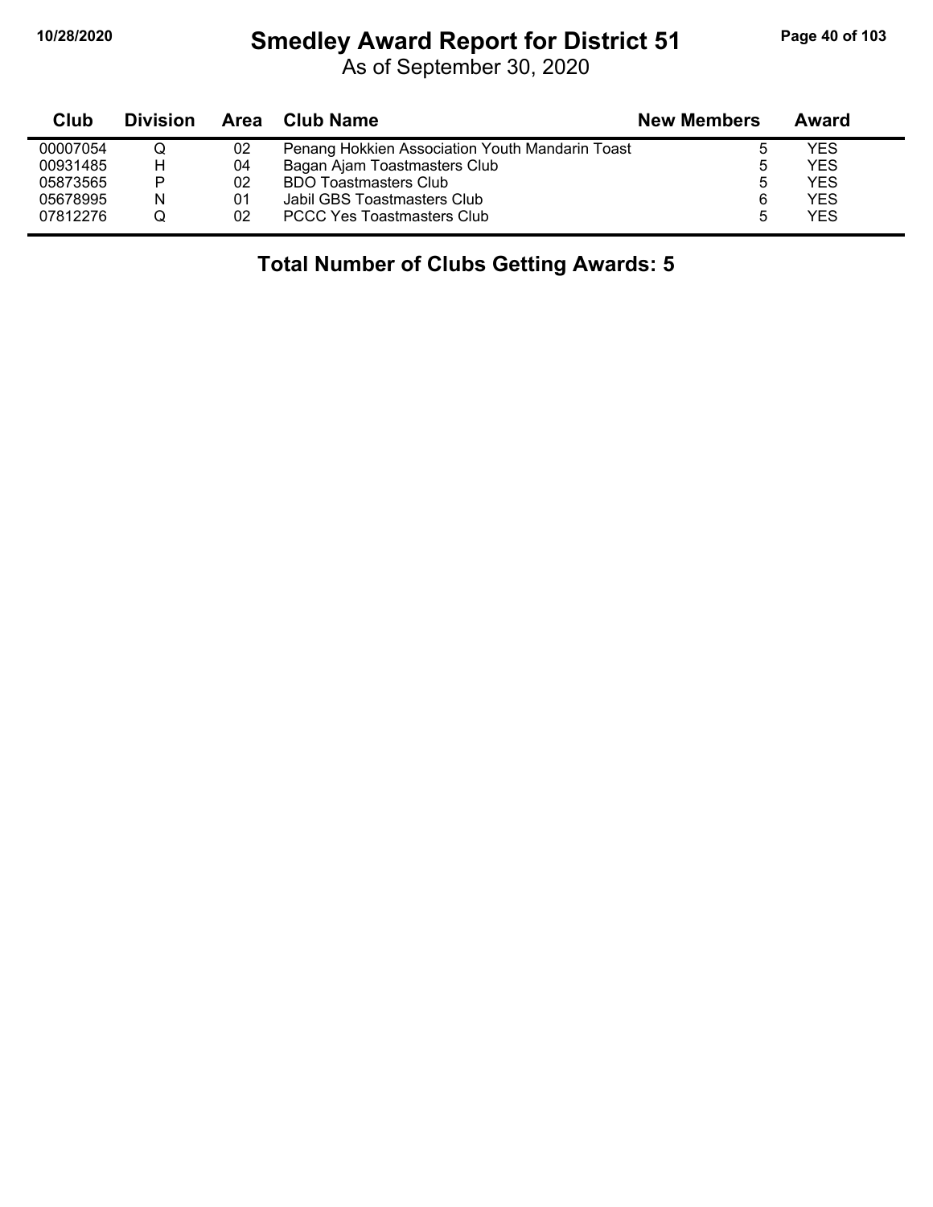# Smedley Award Report for District 51

As of September 30, 2020

| Club | Division | Area | Club Name | New Members | Award |
|---|---|---|---|---|---|
| 00007054 | Q | 02 | Penang Hokkien Association Youth Mandarin Toast | 5 | YES |
| 00931485 | H | 04 | Bagan Ajam Toastmasters Club | 5 | YES |
| 05873565 | P | 02 | BDO Toastmasters Club | 5 | YES |
| 05678995 | N | 01 | Jabil GBS Toastmasters Club | 6 | YES |
| 07812276 | Q | 02 | PCCC Yes Toastmasters Club | 5 | YES |

**Total Number of Clubs Getting Awards: 5**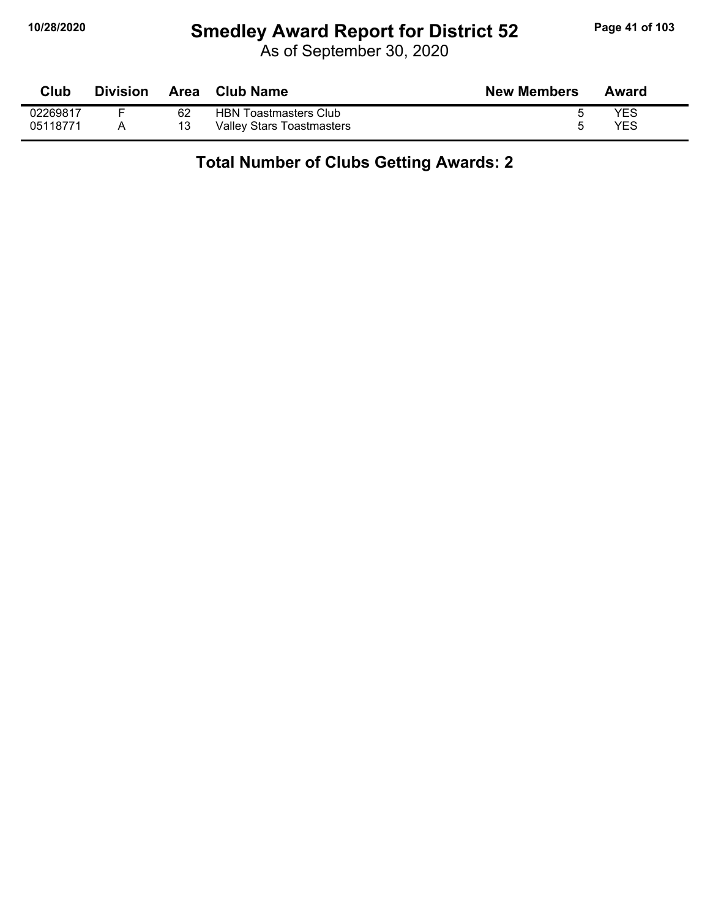# Smedley Award Report for District 52

As of September 30, 2020

| Club | Division | Area | Club Name | New Members | Award |
|---|---|---|---|---|---|
| 02269817 | F | 62 | HBN Toastmasters Club | 5 | YES |
| 05118771 | A | 13 | Valley Stars Toastmasters | 5 | YES |

**Total Number of Clubs Getting Awards: 2**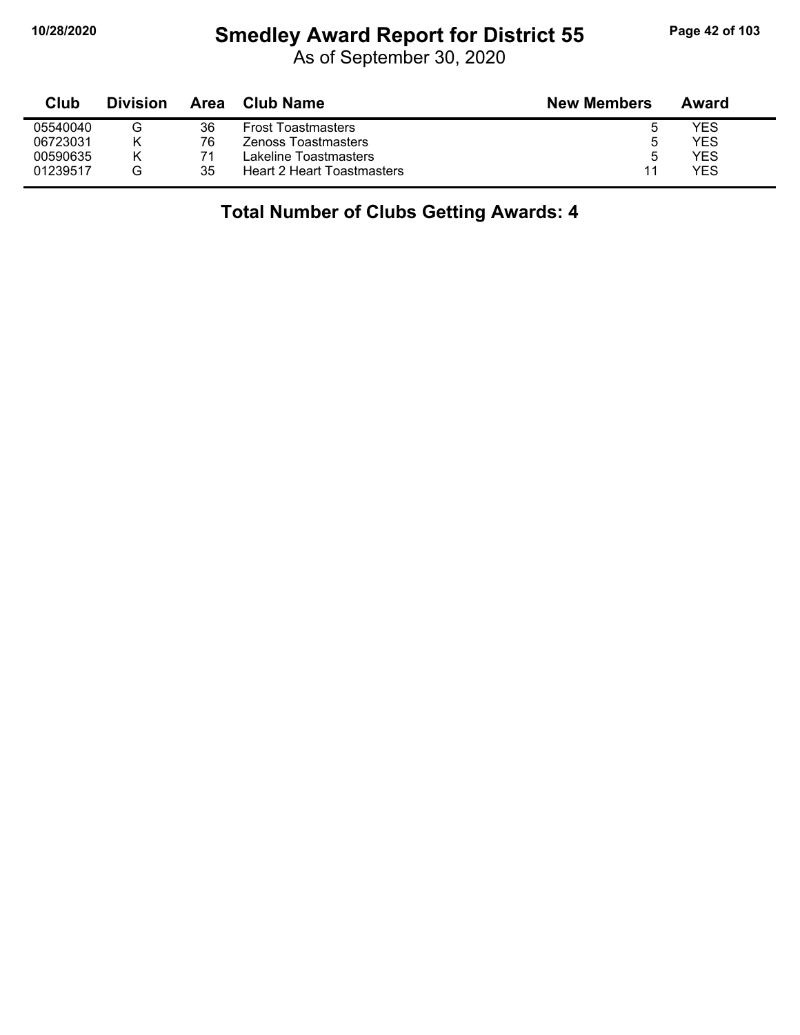# Smedley Award Report for District 55

As of September 30, 2020

| Club | Division | Area | Club Name | New Members | Award |
|---|---|---|---|---|---|
| 05540040 | G | 36 | Frost Toastmasters | 5 | YES |
| 06723031 | K | 76 | Zenoss Toastmasters | 5 | YES |
| 00590635 | K | 71 | Lakeline Toastmasters | 5 | YES |
| 01239517 | G | 35 | Heart 2 Heart Toastmasters | 11 | YES |

## Total Number of Clubs Getting Awards: 4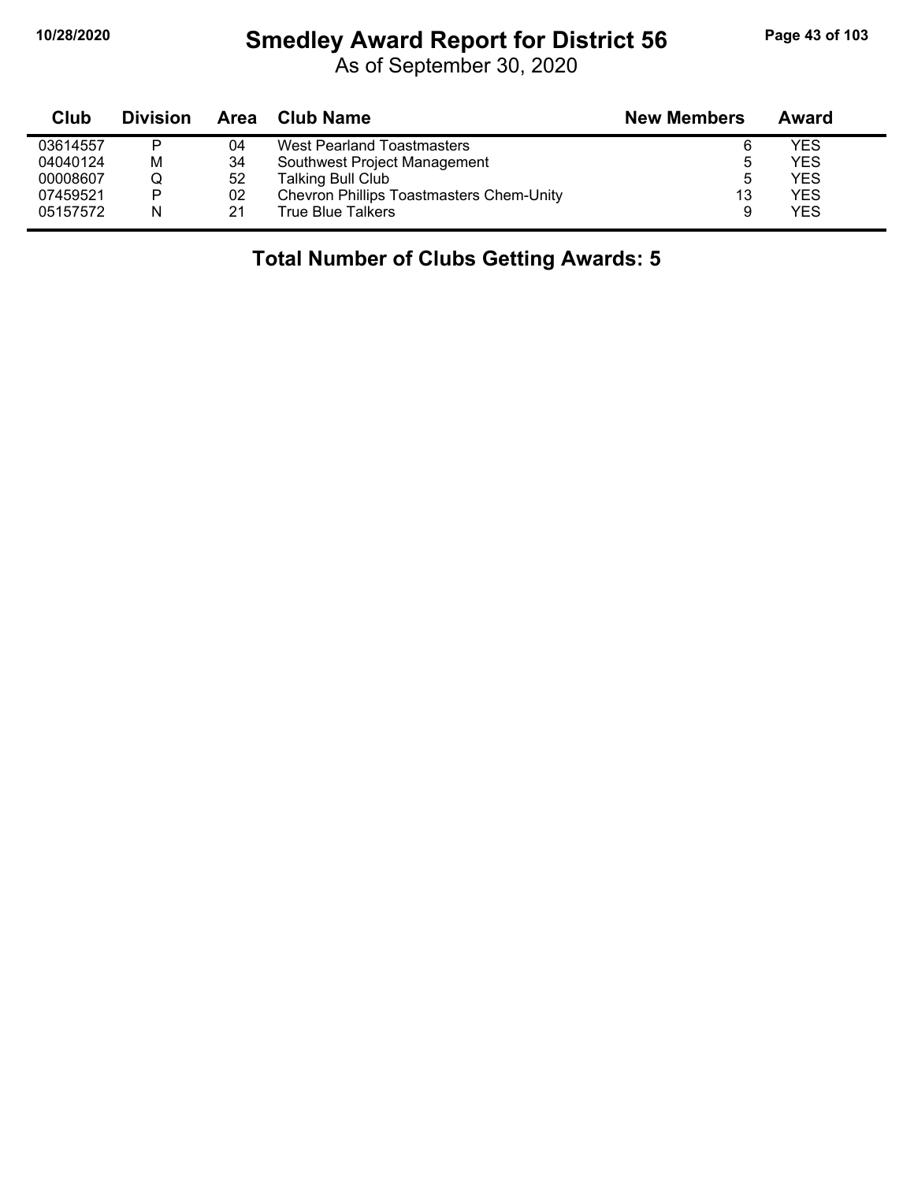# Smedley Award Report for District 56

As of September 30, 2020

| Club | Division | Area | Club Name | New Members | Award |
|---|---|---|---|---|---|
| 03614557 | P | 04 | West Pearland Toastmasters | 6 | YES |
| 04040124 | M | 34 | Southwest Project Management | 5 | YES |
| 00008607 | Q | 52 | Talking Bull Club | 5 | YES |
| 07459521 | P | 02 | Chevron Phillips Toastmasters Chem-Unity | 13 | YES |
| 05157572 | N | 21 | True Blue Talkers | 9 | YES |

## Total Number of Clubs Getting Awards: 5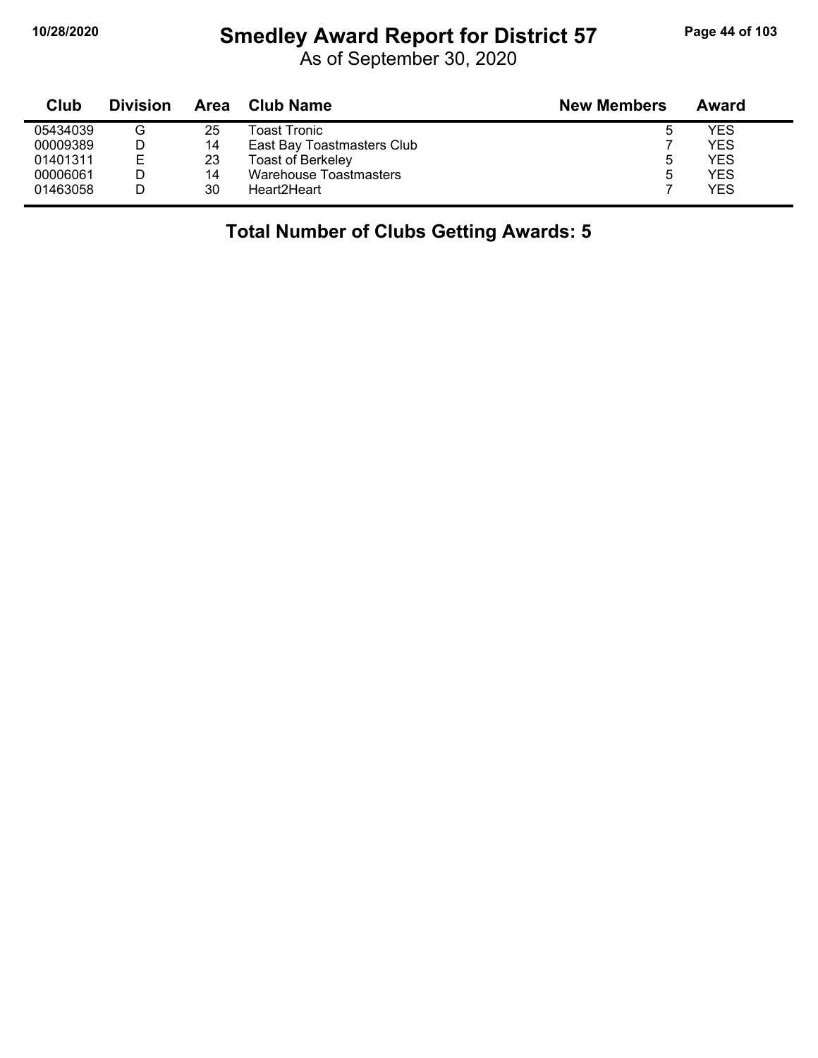# Smedley Award Report for District 57

As of September 30, 2020

| Club | Division | Area | Club Name | New Members | Award |
|---|---|---|---|---|---|
| 05434039 | G | 25 | Toast Tronic | 5 | YES |
| 00009389 | D | 14 | East Bay Toastmasters Club | 7 | YES |
| 01401311 | E | 23 | Toast of Berkeley | 5 | YES |
| 00006061 | D | 14 | Warehouse Toastmasters | 5 | YES |
| 01463058 | D | 30 | Heart2Heart | 7 | YES |

**Total Number of Clubs Getting Awards: 5**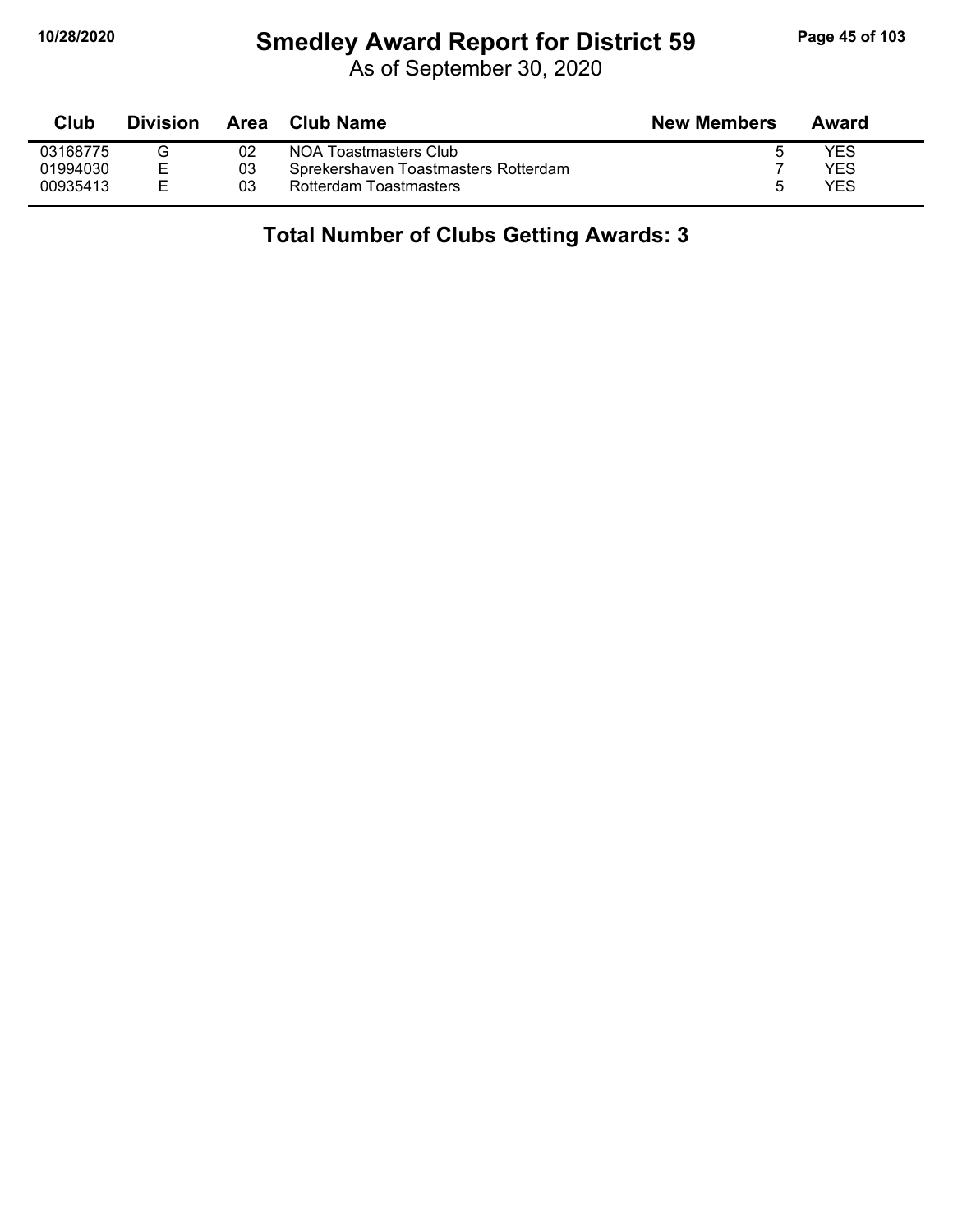# Smedley Award Report for District 59

As of September 30, 2020

| Club | Division | Area | Club Name | New Members | Award |
|---|---|---|---|---|---|
| 03168775 | G | 02 | NOA Toastmasters Club | 5 | YES |
| 01994030 | E | 03 | Sprekershaven Toastmasters Rotterdam | 7 | YES |
| 00935413 | E | 03 | Rotterdam Toastmasters | 5 | YES |

**Total Number of Clubs Getting Awards: 3**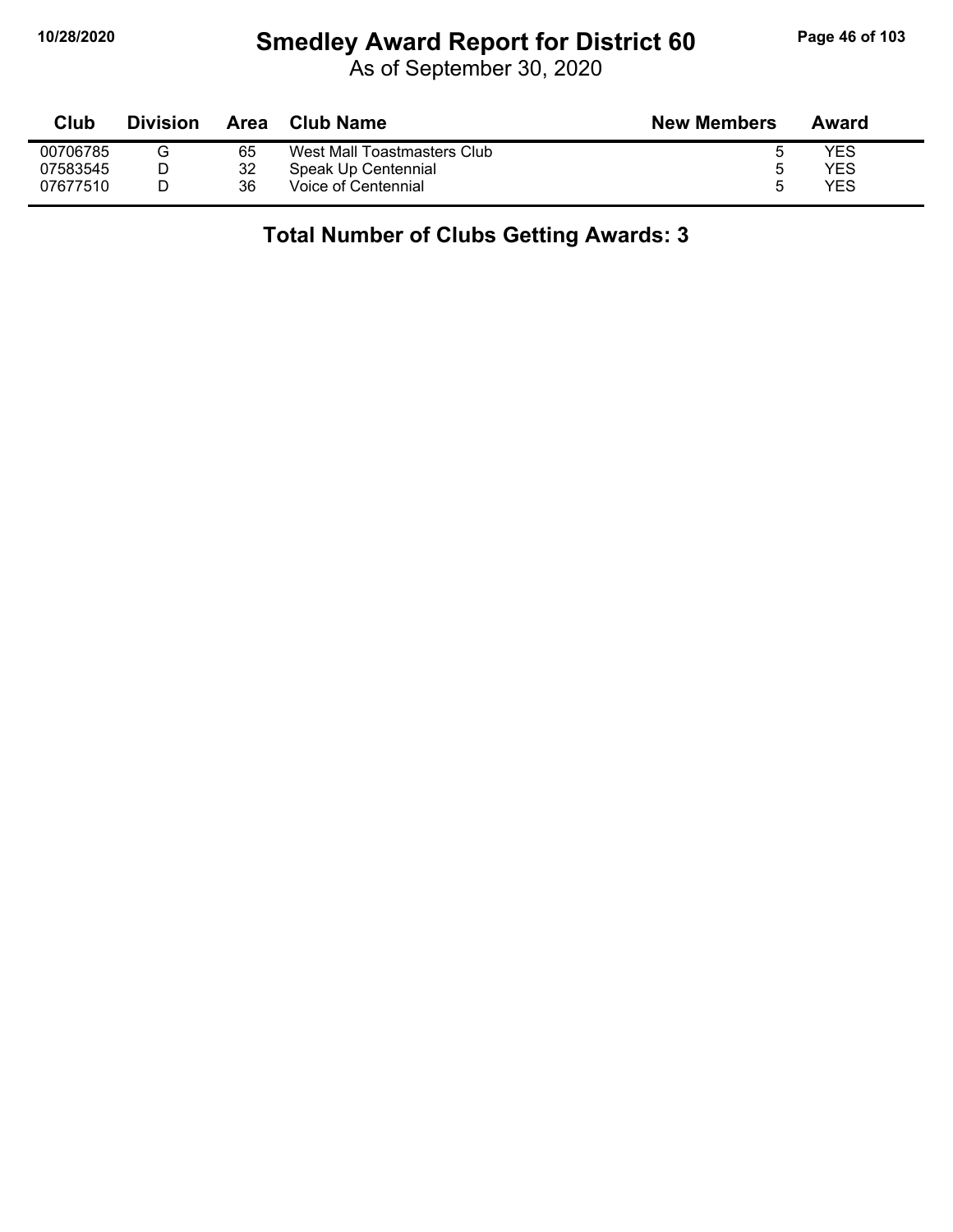# Smedley Award Report for District 60

As of September 30, 2020

| Club | Division | Area | Club Name | New Members | Award |
|---|---|---|---|---|---|
| 00706785 | G | 65 | West Mall Toastmasters Club | 5 | YES |
| 07583545 | D | 32 | Speak Up Centennial | 5 | YES |
| 07677510 | D | 36 | Voice of Centennial | 5 | YES |

**Total Number of Clubs Getting Awards: 3**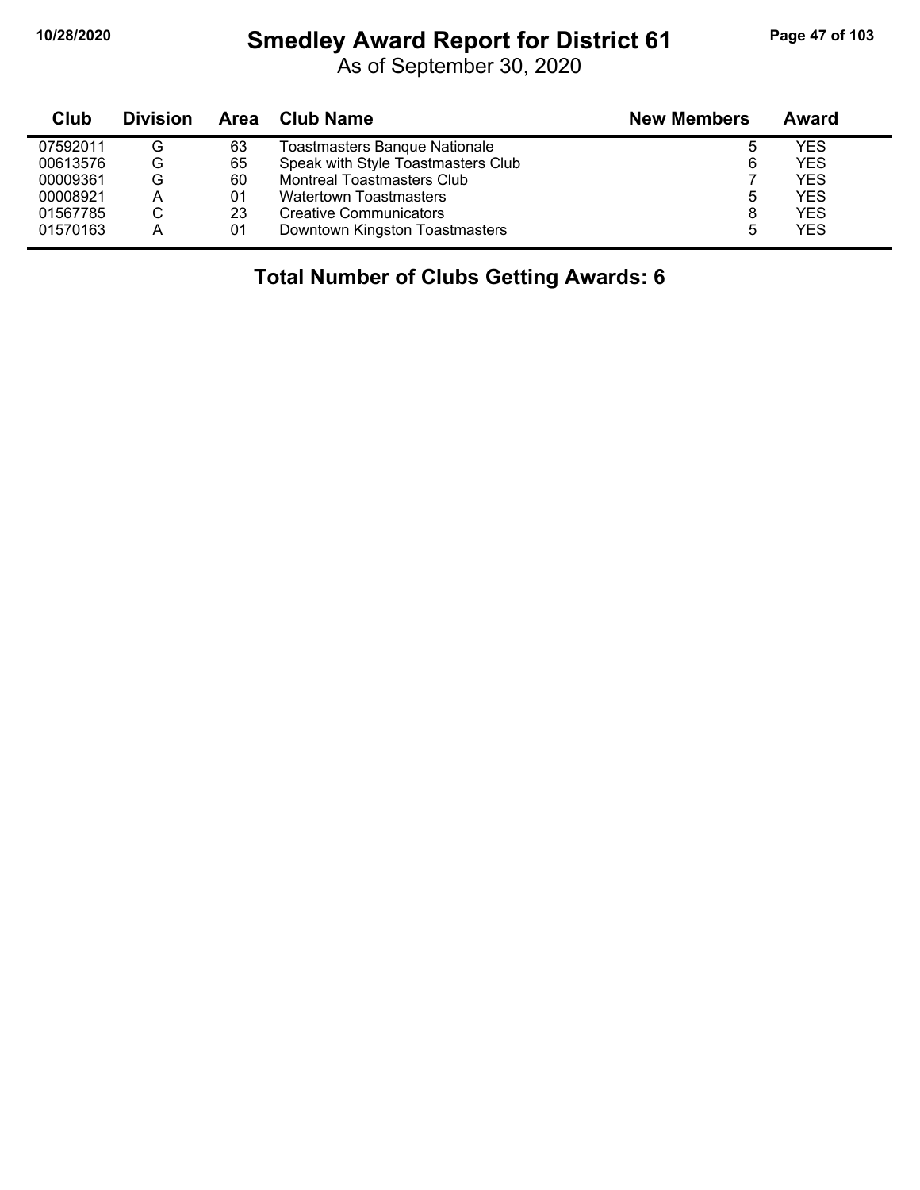# Smedley Award Report for District 61

As of September 30, 2020

| Club | Division | Area | Club Name | New Members | Award |
|---|---|---|---|---|---|
| 07592011 | G | 63 | Toastmasters Banque Nationale | 5 | YES |
| 00613576 | G | 65 | Speak with Style Toastmasters Club | 6 | YES |
| 00009361 | G | 60 | Montreal Toastmasters Club | 7 | YES |
| 00008921 | A | 01 | Watertown Toastmasters | 5 | YES |
| 01567785 | C | 23 | Creative Communicators | 8 | YES |
| 01570163 | A | 01 | Downtown Kingston Toastmasters | 5 | YES |

**Total Number of Clubs Getting Awards: 6**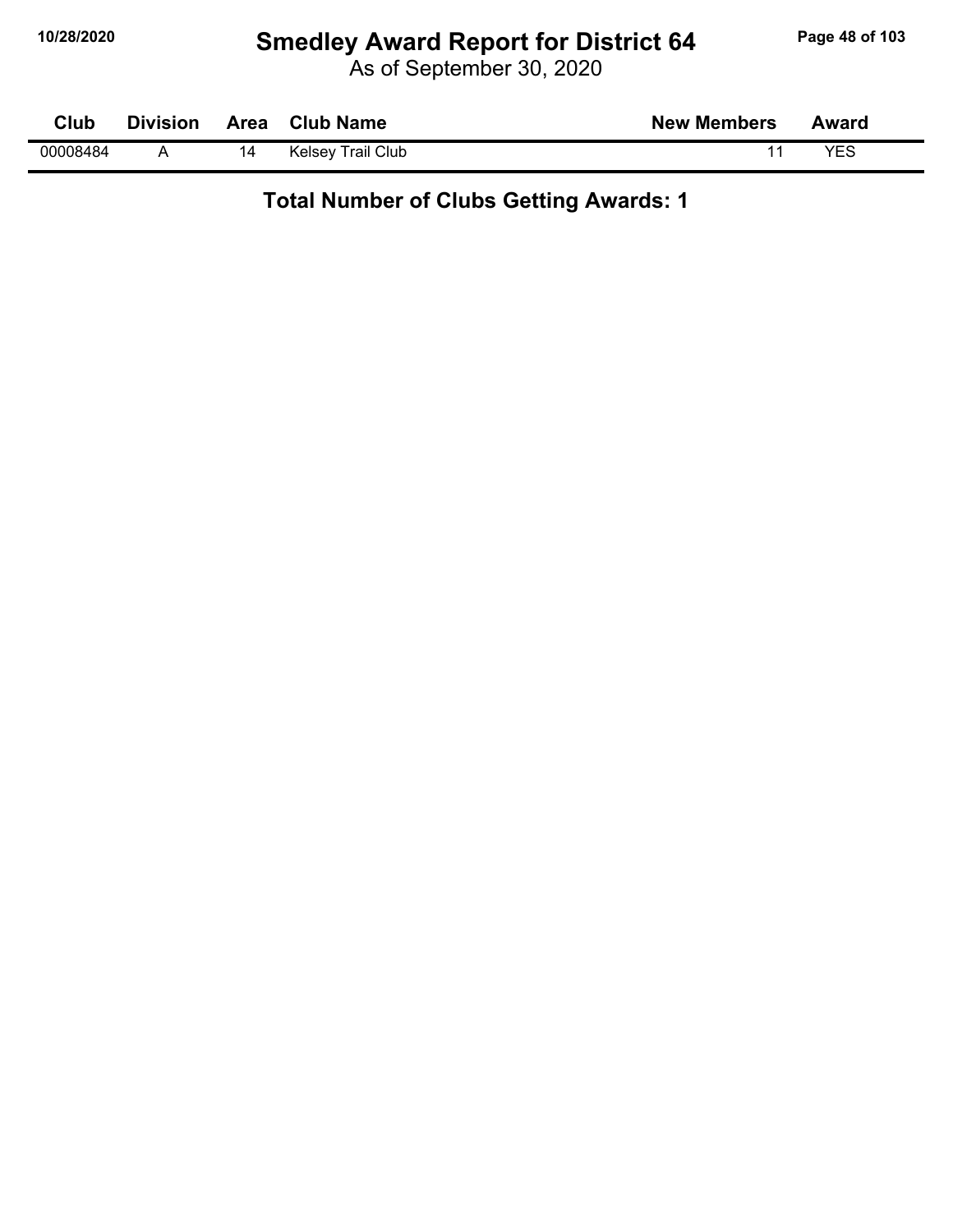# Smedley Award Report for District 64

As of September 30, 2020

| Club | Division | Area | Club Name | New Members | Award |
|---|---|---|---|---|---|
| 00008484 | A | 14 | Kelsey Trail Club | 11 | YES |

**Total Number of Clubs Getting Awards: 1**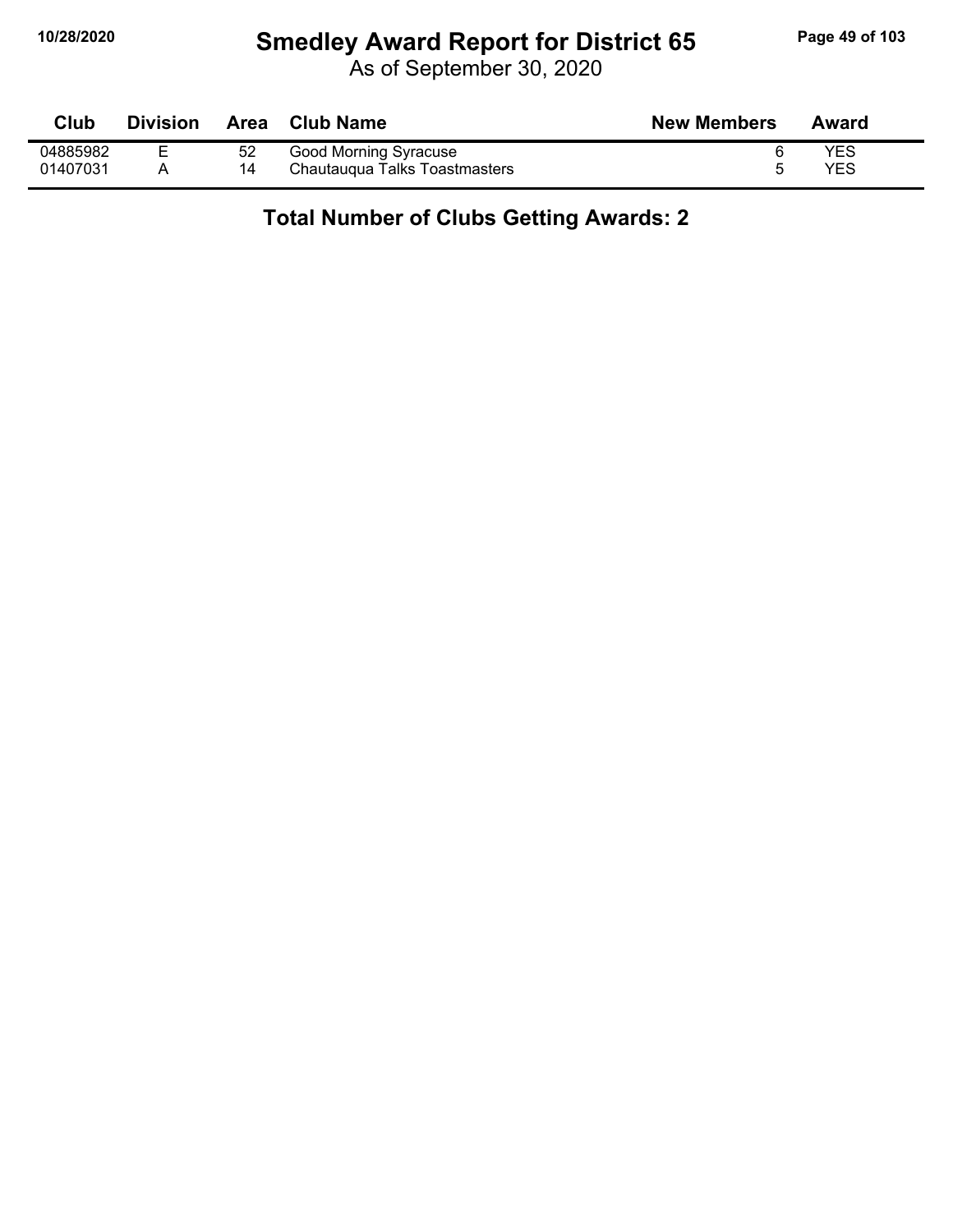# Smedley Award Report for District 65

As of September 30, 2020

| Club | Division | Area | Club Name | New Members | Award |
|---|---|---|---|---|---|
| 04885982 | E | 52 | Good Morning Syracuse | 6 | YES |
| 01407031 | A | 14 | Chautauqua Talks Toastmasters | 5 | YES |

**Total Number of Clubs Getting Awards: 2**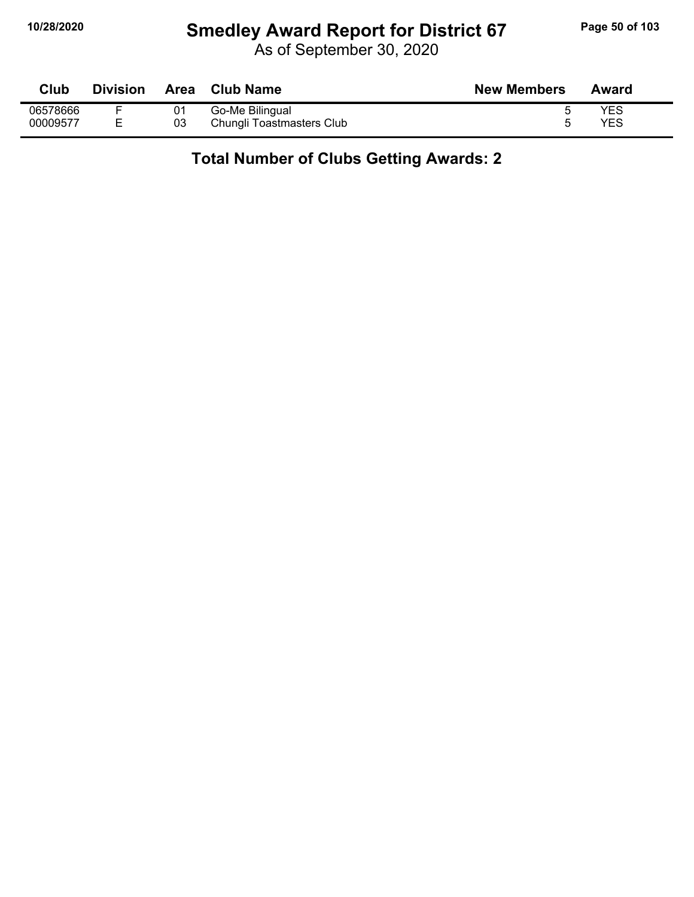# Smedley Award Report for District 67

As of September 30, 2020

| Club | Division | Area | Club Name | New Members | Award |
|---|---|---|---|---|---|
| 06578666 | F | 01 | Go-Me Bilingual | 5 | YES |
| 00009577 | E | 03 | Chungli Toastmasters Club | 5 | YES |

**Total Number of Clubs Getting Awards: 2**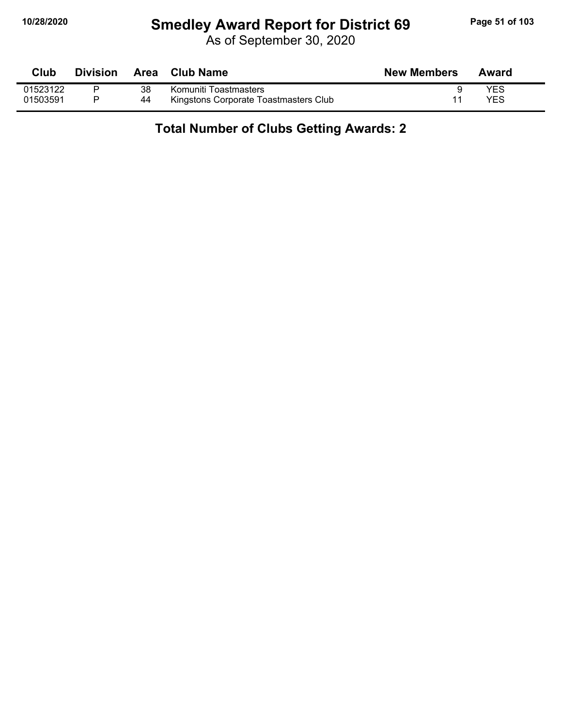# Smedley Award Report for District 69

As of September 30, 2020

| Club | Division | Area | Club Name | New Members | Award |
|---|---|---|---|---|---|
| 01523122 | P | 38 | Komuniti Toastmasters | 9 | YES |
| 01503591 | P | 44 | Kingstons Corporate Toastmasters Club | 11 | YES |

## Total Number of Clubs Getting Awards: 2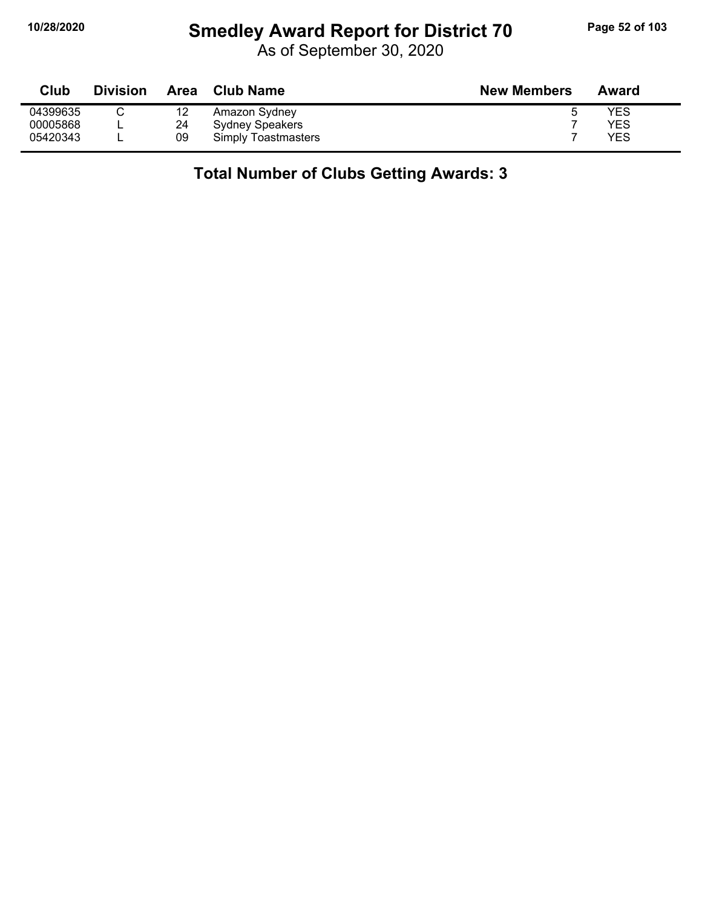# Smedley Award Report for District 70

As of September 30, 2020

| Club | Division | Area | Club Name | New Members | Award |
|---|---|---|---|---|---|
| 04399635 | C | 12 | Amazon Sydney | 5 | YES |
| 00005868 | L | 24 | Sydney Speakers | 7 | YES |
| 05420343 | L | 09 | Simply Toastmasters | 7 | YES |

**Total Number of Clubs Getting Awards: 3**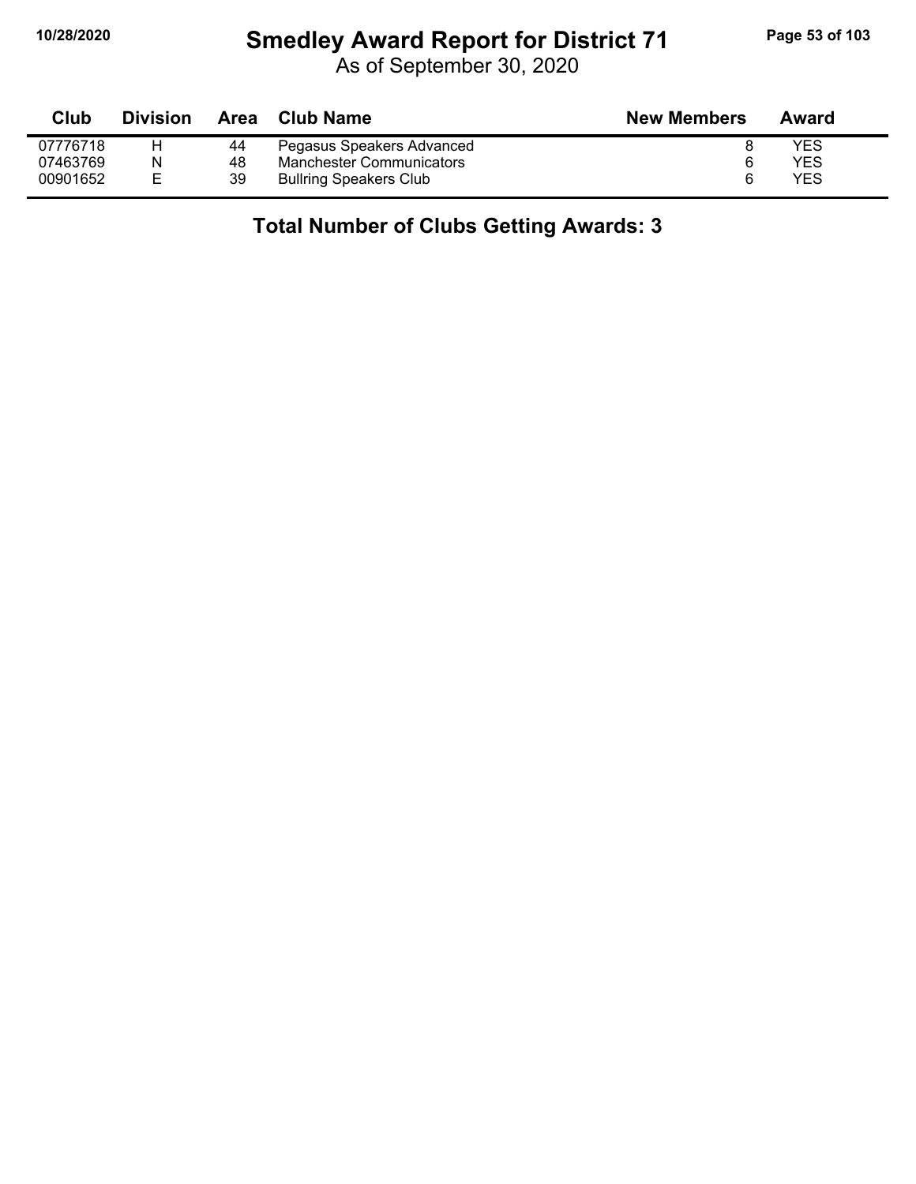# Smedley Award Report for District 71

As of September 30, 2020

| Club | Division | Area | Club Name | New Members | Award |
|---|---|---|---|---|---|
| 07776718 | H | 44 | Pegasus Speakers Advanced | 8 | YES |
| 07463769 | N | 48 | Manchester Communicators | 6 | YES |
| 00901652 | E | 39 | Bullring Speakers Club | 6 | YES |

**Total Number of Clubs Getting Awards: 3**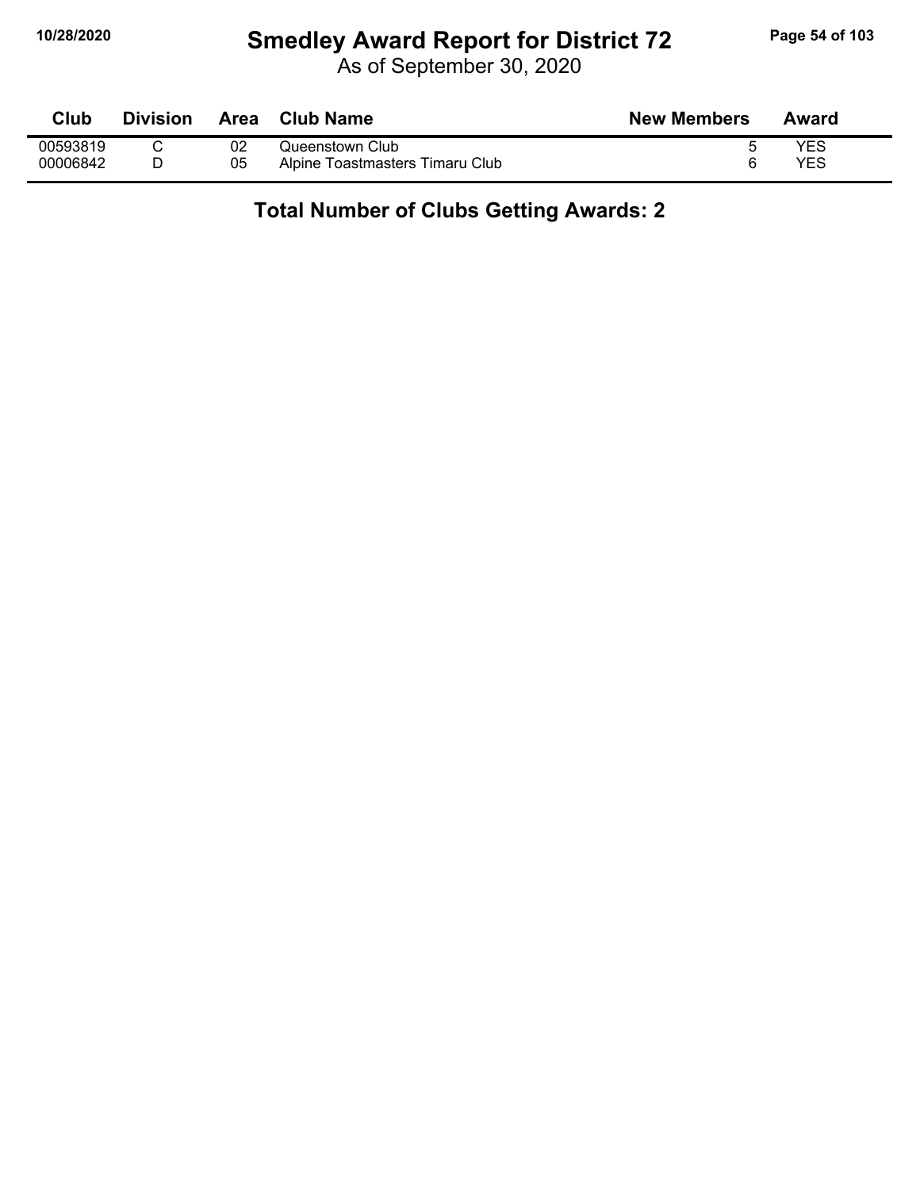# Smedley Award Report for District 72

As of September 30, 2020

| Club | Division | Area | Club Name | New Members | Award |
|---|---|---|---|---|---|
| 00593819 | C | 02 | Queenstown Club | 5 | YES |
| 00006842 | D | 05 | Alpine Toastmasters Timaru Club | 6 | YES |

**Total Number of Clubs Getting Awards: 2**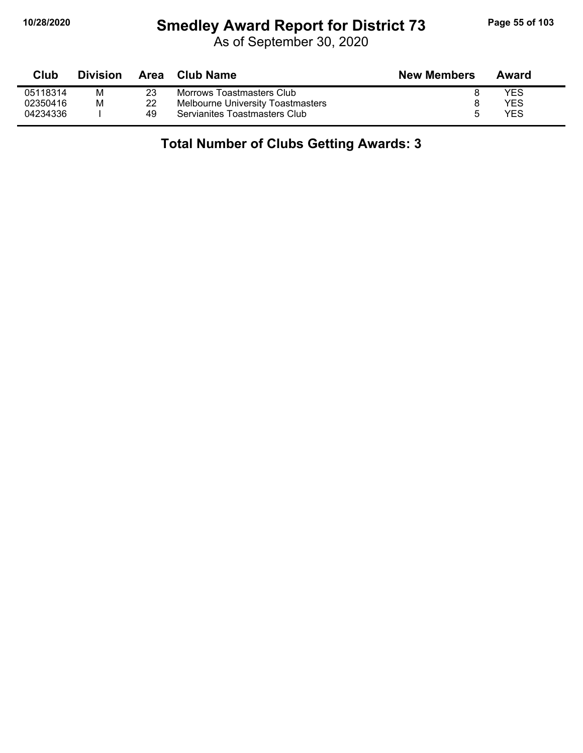# Smedley Award Report for District 73

As of September 30, 2020

| Club | Division | Area | Club Name | New Members | Award |
|---|---|---|---|---|---|
| 05118314 | M | 23 | Morrows Toastmasters Club | 8 | YES |
| 02350416 | M | 22 | Melbourne University Toastmasters | 8 | YES |
| 04234336 | I | 49 | Servianites Toastmasters Club | 5 | YES |

**Total Number of Clubs Getting Awards: 3**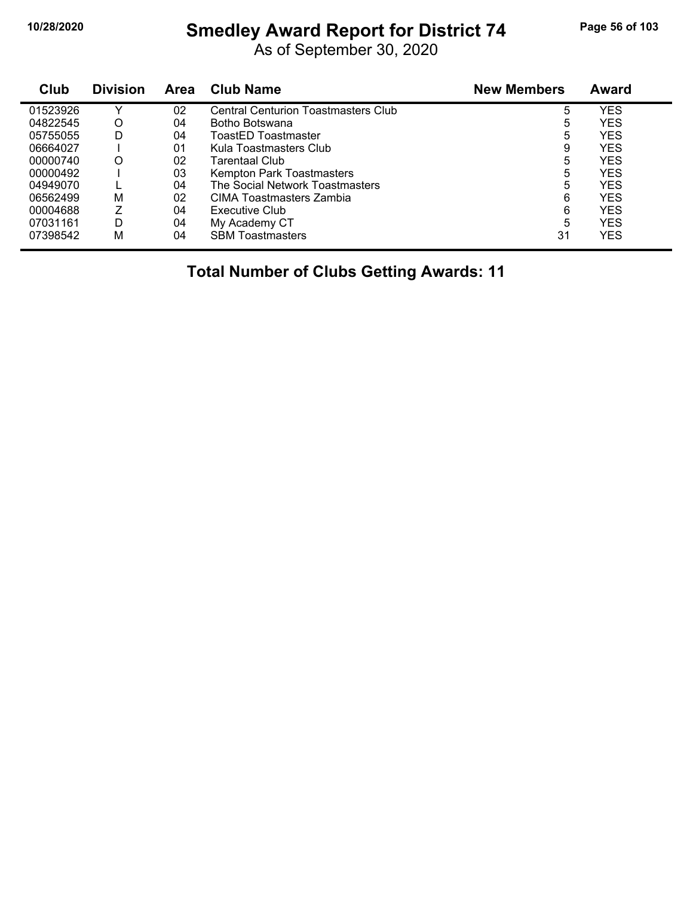# Smedley Award Report for District 74

As of September 30, 2020

| Club | Division | Area | Club Name | New Members | Award |
|---|---|---|---|---|---|
| 01523926 | Y | 02 | Central Centurion Toastmasters Club | 5 | YES |
| 04822545 | O | 04 | Botho Botswana | 5 | YES |
| 05755055 | D | 04 | ToastED Toastmaster | 5 | YES |
| 06664027 | I | 01 | Kula Toastmasters Club | 9 | YES |
| 00000740 | O | 02 | Tarentaal Club | 5 | YES |
| 00000492 | I | 03 | Kempton Park Toastmasters | 5 | YES |
| 04949070 | L | 04 | The Social Network Toastmasters | 5 | YES |
| 06562499 | M | 02 | CIMA Toastmasters Zambia | 6 | YES |
| 00004688 | Z | 04 | Executive Club | 6 | YES |
| 07031161 | D | 04 | My Academy CT | 5 | YES |
| 07398542 | M | 04 | SBM Toastmasters | 31 | YES |

**Total Number of Clubs Getting Awards: 11**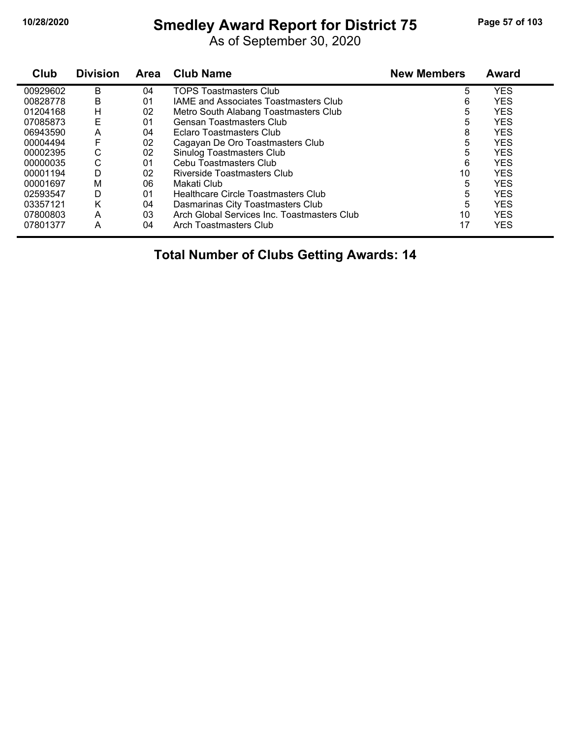# Smedley Award Report for District 75

As of September 30, 2020

| Club | Division | Area | Club Name | New Members | Award |
|---|---|---|---|---|---|
| 00929602 | B | 04 | TOPS Toastmasters Club | 5 | YES |
| 00828778 | B | 01 | IAME and Associates Toastmasters Club | 6 | YES |
| 01204168 | H | 02 | Metro South Alabang Toastmasters Club | 5 | YES |
| 07085873 | E | 01 | Gensan Toastmasters Club | 5 | YES |
| 06943590 | A | 04 | Eclaro Toastmasters Club | 8 | YES |
| 00004494 | F | 02 | Cagayan De Oro Toastmasters Club | 5 | YES |
| 00002395 | C | 02 | Sinulog Toastmasters Club | 5 | YES |
| 00000035 | C | 01 | Cebu Toastmasters Club | 6 | YES |
| 00001194 | D | 02 | Riverside Toastmasters Club | 10 | YES |
| 00001697 | M | 06 | Makati Club | 5 | YES |
| 02593547 | D | 01 | Healthcare Circle Toastmasters Club | 5 | YES |
| 03357121 | K | 04 | Dasmarinas City Toastmasters Club | 5 | YES |
| 07800803 | A | 03 | Arch Global Services Inc. Toastmasters Club | 10 | YES |
| 07801377 | A | 04 | Arch Toastmasters Club | 17 | YES |

**Total Number of Clubs Getting Awards: 14**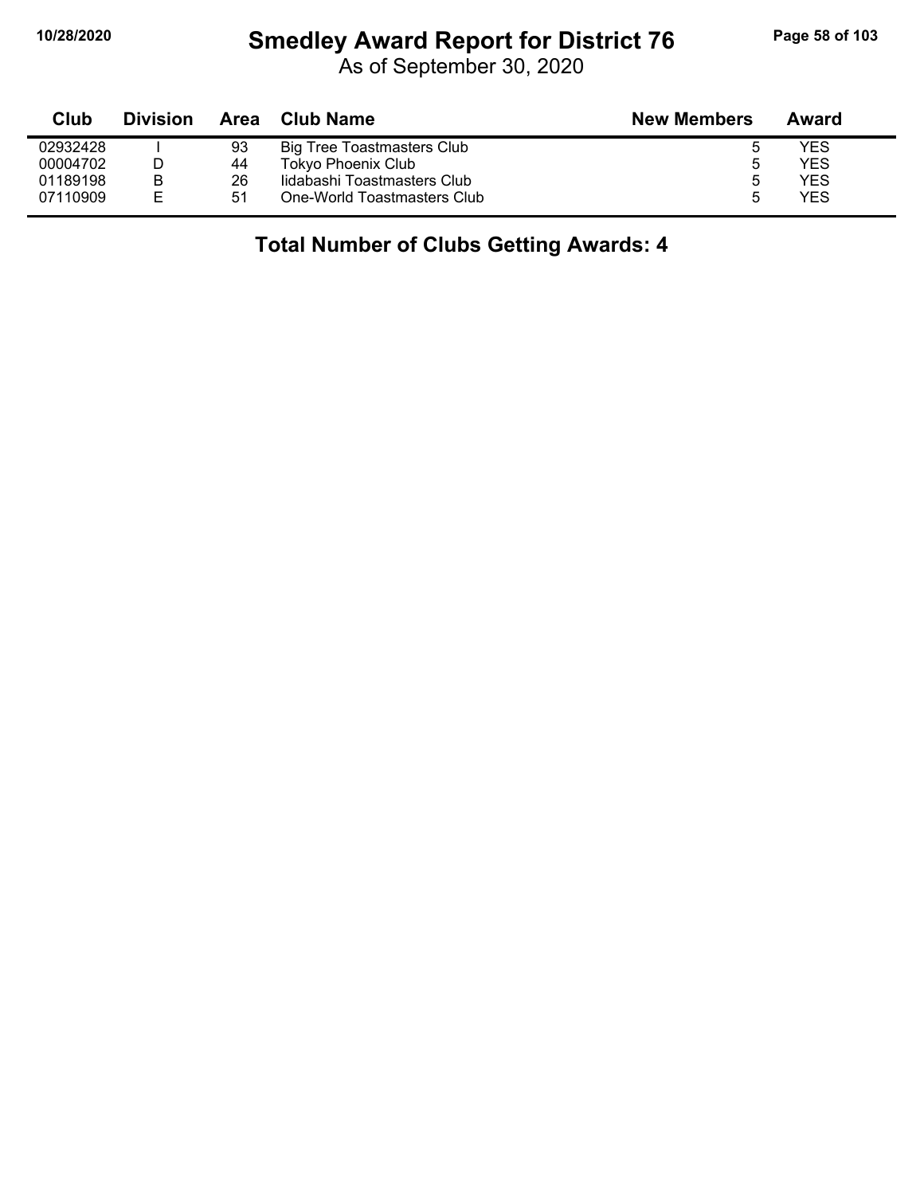# Smedley Award Report for District 76

As of September 30, 2020

| Club | Division | Area | Club Name | New Members | Award |
|---|---|---|---|---|---|
| 02932428 | I | 93 | Big Tree Toastmasters Club | 5 | YES |
| 00004702 | D | 44 | Tokyo Phoenix Club | 5 | YES |
| 01189198 | B | 26 | Iidabashi Toastmasters Club | 5 | YES |
| 07110909 | E | 51 | One-World Toastmasters Club | 5 | YES |

## Total Number of Clubs Getting Awards: 4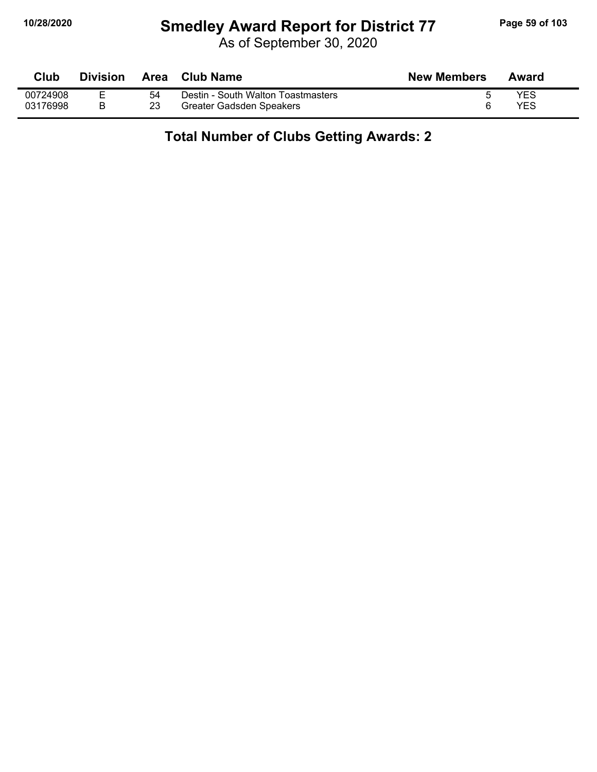# Smedley Award Report for District 77

As of September 30, 2020

| Club | Division | Area | Club Name | New Members | Award |
|---|---|---|---|---|---|
| 00724908 | E | 54 | Destin - South Walton Toastmasters | 5 | YES |
| 03176998 | B | 23 | Greater Gadsden Speakers | 6 | YES |

**Total Number of Clubs Getting Awards: 2**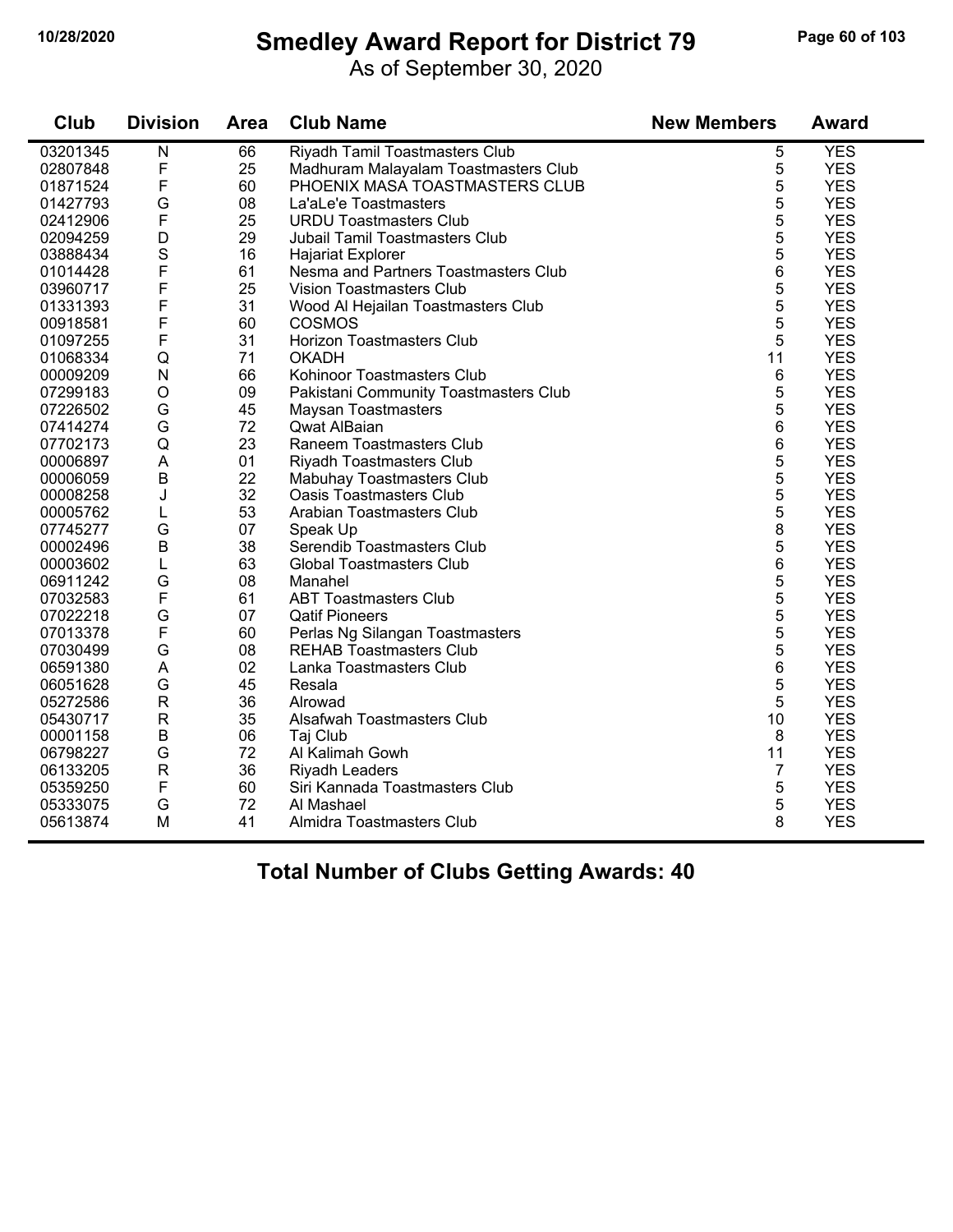# Smedley Award Report for District 79

As of September 30, 2020

| Club | Division | Area | Club Name | New Members | Award |
|---|---|---|---|---|---|
| 03201345 | N | 66 | Riyadh Tamil Toastmasters Club | 5 | YES |
| 02807848 | F | 25 | Madhuram Malayalam Toastmasters Club | 5 | YES |
| 01871524 | F | 60 | PHOENIX MASA TOASTMASTERS CLUB | 5 | YES |
| 01427793 | G | 08 | La'aLe'e Toastmasters | 5 | YES |
| 02412906 | F | 25 | URDU Toastmasters Club | 5 | YES |
| 02094259 | D | 29 | Jubail Tamil Toastmasters Club | 5 | YES |
| 03888434 | S | 16 | Hajariat Explorer | 5 | YES |
| 01014428 | F | 61 | Nesma and Partners Toastmasters Club | 6 | YES |
| 03960717 | F | 25 | Vision Toastmasters Club | 5 | YES |
| 01331393 | F | 31 | Wood Al Hejailan Toastmasters Club | 5 | YES |
| 00918581 | F | 60 | COSMOS | 5 | YES |
| 01097255 | F | 31 | Horizon Toastmasters Club | 5 | YES |
| 01068334 | Q | 71 | OKADH | 11 | YES |
| 00009209 | N | 66 | Kohinoor Toastmasters Club | 6 | YES |
| 07299183 | O | 09 | Pakistani Community Toastmasters Club | 5 | YES |
| 07226502 | G | 45 | Maysan Toastmasters | 5 | YES |
| 07414274 | G | 72 | Qwat AlBaian | 6 | YES |
| 07702173 | Q | 23 | Raneem Toastmasters Club | 6 | YES |
| 00006897 | A | 01 | Riyadh Toastmasters Club | 5 | YES |
| 00006059 | B | 22 | Mabuhay Toastmasters Club | 5 | YES |
| 00008258 | J | 32 | Oasis Toastmasters Club | 5 | YES |
| 00005762 | L | 53 | Arabian Toastmasters Club | 5 | YES |
| 07745277 | G | 07 | Speak Up | 8 | YES |
| 00002496 | B | 38 | Serendib Toastmasters Club | 5 | YES |
| 00003602 | L | 63 | Global Toastmasters Club | 6 | YES |
| 06911242 | G | 08 | Manahel | 5 | YES |
| 07032583 | F | 61 | ABT Toastmasters Club | 5 | YES |
| 07022218 | G | 07 | Qatif Pioneers | 5 | YES |
| 07013378 | F | 60 | Perlas Ng Silangan Toastmasters | 5 | YES |
| 07030499 | G | 08 | REHAB Toastmasters Club | 5 | YES |
| 06591380 | A | 02 | Lanka Toastmasters Club | 6 | YES |
| 06051628 | G | 45 | Resala | 5 | YES |
| 05272586 | R | 36 | Alrowad | 5 | YES |
| 05430717 | R | 35 | Alsafwah Toastmasters Club | 10 | YES |
| 00001158 | B | 06 | Taj Club | 8 | YES |
| 06798227 | G | 72 | Al Kalimah Gowh | 11 | YES |
| 06133205 | R | 36 | Riyadh Leaders | 7 | YES |
| 05359250 | F | 60 | Siri Kannada Toastmasters Club | 5 | YES |
| 05333075 | G | 72 | Al Mashael | 5 | YES |
| 05613874 | M | 41 | Almidra Toastmasters Club | 8 | YES |

**Total Number of Clubs Getting Awards: 40**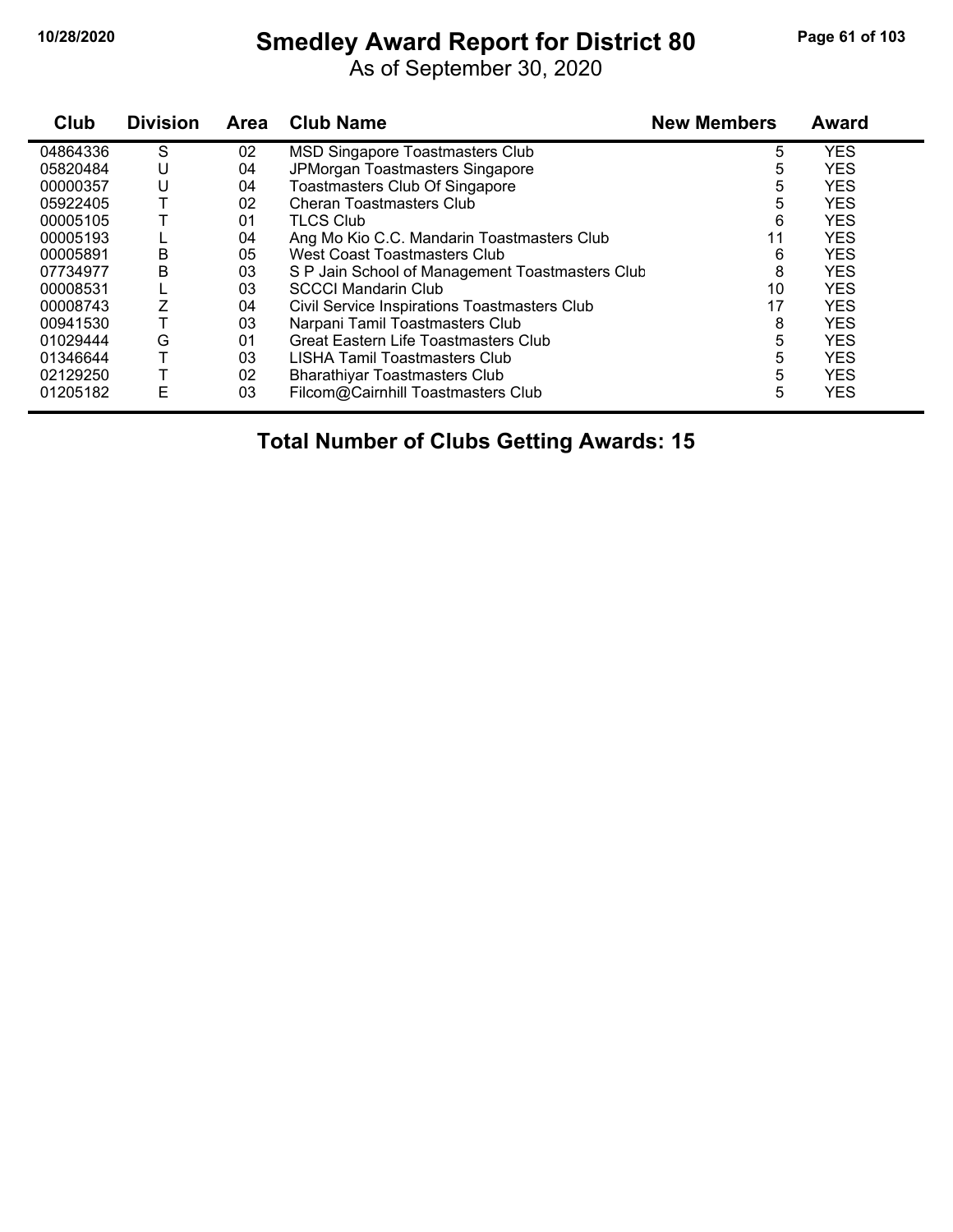# Smedley Award Report for District 80

As of September 30, 2020

| Club | Division | Area | Club Name | New Members | Award |
|---|---|---|---|---|---|
| 04864336 | S | 02 | MSD Singapore Toastmasters Club | 5 | YES |
| 05820484 | U | 04 | JPMorgan Toastmasters Singapore | 5 | YES |
| 00000357 | U | 04 | Toastmasters Club Of Singapore | 5 | YES |
| 05922405 | T | 02 | Cheran Toastmasters Club | 5 | YES |
| 00005105 | T | 01 | TLCS Club | 6 | YES |
| 00005193 | L | 04 | Ang Mo Kio C.C. Mandarin Toastmasters Club | 11 | YES |
| 00005891 | B | 05 | West Coast Toastmasters Club | 6 | YES |
| 07734977 | B | 03 | S P Jain School of Management Toastmasters Club | 8 | YES |
| 00008531 | L | 03 | SCCCI Mandarin Club | 10 | YES |
| 00008743 | Z | 04 | Civil Service Inspirations Toastmasters Club | 17 | YES |
| 00941530 | T | 03 | Narpani Tamil Toastmasters Club | 8 | YES |
| 01029444 | G | 01 | Great Eastern Life Toastmasters Club | 5 | YES |
| 01346644 | T | 03 | LISHA Tamil Toastmasters Club | 5 | YES |
| 02129250 | T | 02 | Bharathiyar Toastmasters Club | 5 | YES |
| 01205182 | E | 03 | Filcom@Cairnhill Toastmasters Club | 5 | YES |

**Total Number of Clubs Getting Awards: 15**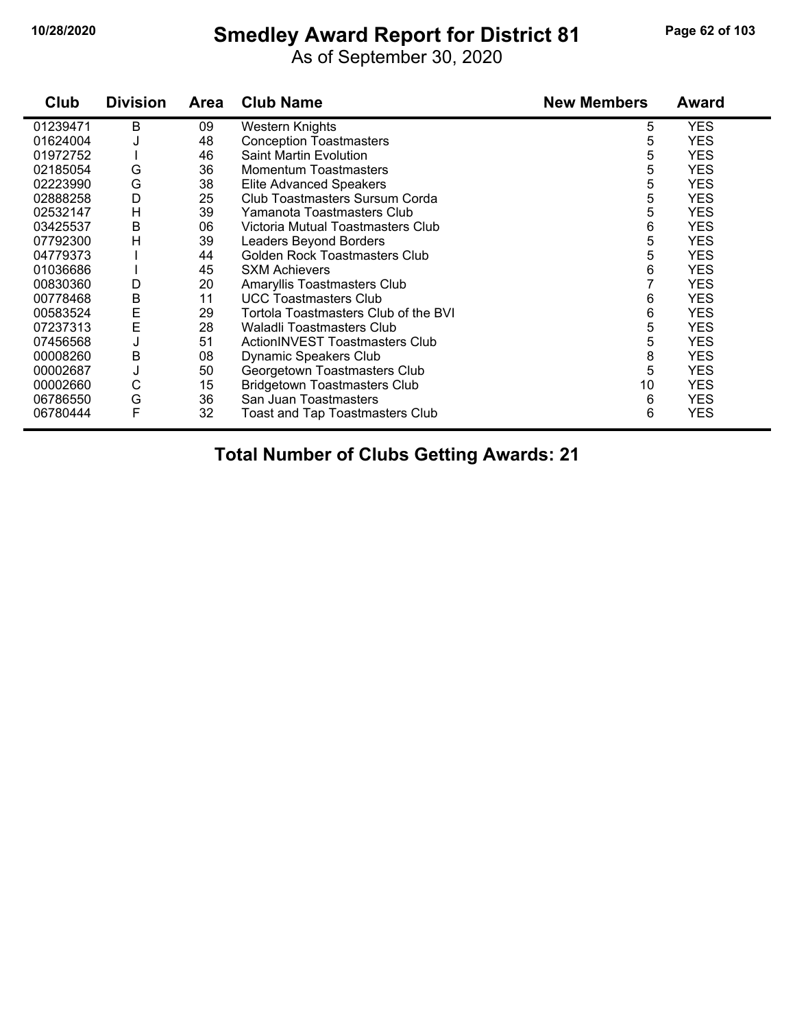# Smedley Award Report for District 81

As of September 30, 2020

| Club | Division | Area | Club Name | New Members | Award |
|---|---|---|---|---|---|
| 01239471 | B | 09 | Western Knights | 5 | YES |
| 01624004 | J | 48 | Conception Toastmasters | 5 | YES |
| 01972752 | I | 46 | Saint Martin Evolution | 5 | YES |
| 02185054 | G | 36 | Momentum Toastmasters | 5 | YES |
| 02223990 | G | 38 | Elite Advanced Speakers | 5 | YES |
| 02888258 | D | 25 | Club Toastmasters Sursum Corda | 5 | YES |
| 02532147 | H | 39 | Yamanota Toastmasters Club | 5 | YES |
| 03425537 | B | 06 | Victoria Mutual Toastmasters Club | 6 | YES |
| 07792300 | H | 39 | Leaders Beyond Borders | 5 | YES |
| 04779373 | I | 44 | Golden Rock Toastmasters Club | 5 | YES |
| 01036686 | I | 45 | SXM Achievers | 6 | YES |
| 00830360 | D | 20 | Amaryllis Toastmasters Club | 7 | YES |
| 00778468 | B | 11 | UCC Toastmasters Club | 6 | YES |
| 00583524 | E | 29 | Tortola Toastmasters Club of the BVI | 6 | YES |
| 07237313 | E | 28 | Waladli Toastmasters Club | 5 | YES |
| 07456568 | J | 51 | ActionINVEST Toastmasters Club | 5 | YES |
| 00008260 | B | 08 | Dynamic Speakers Club | 8 | YES |
| 00002687 | J | 50 | Georgetown Toastmasters Club | 5 | YES |
| 00002660 | C | 15 | Bridgetown Toastmasters Club | 10 | YES |
| 06786550 | G | 36 | San Juan Toastmasters | 6 | YES |
| 06780444 | F | 32 | Toast and Tap Toastmasters Club | 6 | YES |

**Total Number of Clubs Getting Awards: 21**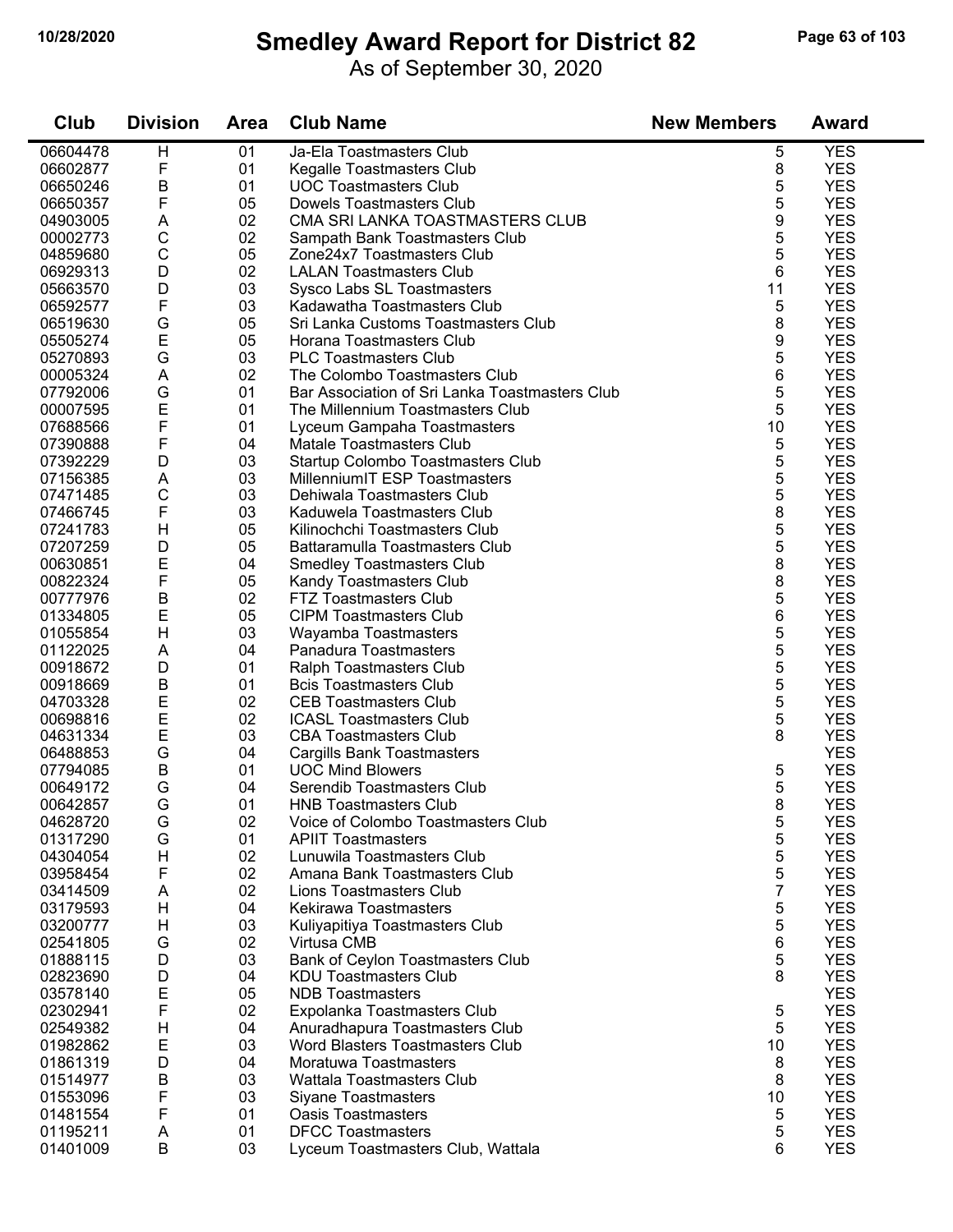# Smedley Award Report for District 82

As of September 30, 2020

| Club | Division | Area | Club Name | New Members | Award |
|---|---|---|---|---|---|
| 06604478 | H | 01 | Ja-Ela Toastmasters Club | 5 | YES |
| 06602877 | F | 01 | Kegalle Toastmasters Club | 8 | YES |
| 06650246 | B | 01 | UOC Toastmasters Club | 5 | YES |
| 06650357 | F | 05 | Dowels Toastmasters Club | 5 | YES |
| 04903005 | A | 02 | CMA SRI LANKA TOASTMASTERS CLUB | 9 | YES |
| 00002773 | C | 02 | Sampath Bank Toastmasters Club | 5 | YES |
| 04859680 | C | 05 | Zone24x7 Toastmasters Club | 5 | YES |
| 06929313 | D | 02 | LALAN Toastmasters Club | 6 | YES |
| 05663570 | D | 03 | Sysco Labs SL Toastmasters | 11 | YES |
| 06592577 | F | 03 | Kadawatha Toastmasters Club | 5 | YES |
| 06519630 | G | 05 | Sri Lanka Customs Toastmasters Club | 8 | YES |
| 05505274 | E | 05 | Horana Toastmasters Club | 9 | YES |
| 05270893 | G | 03 | PLC Toastmasters Club | 5 | YES |
| 00005324 | A | 02 | The Colombo Toastmasters Club | 6 | YES |
| 07792006 | G | 01 | Bar Association of Sri Lanka Toastmasters Club | 5 | YES |
| 00007595 | E | 01 | The Millennium Toastmasters Club | 5 | YES |
| 07688566 | F | 01 | Lyceum Gampaha Toastmasters | 10 | YES |
| 07390888 | F | 04 | Matale Toastmasters Club | 5 | YES |
| 07392229 | D | 03 | Startup Colombo Toastmasters Club | 5 | YES |
| 07156385 | A | 03 | MillenniumIT ESP Toastmasters | 5 | YES |
| 07471485 | C | 03 | Dehiwala Toastmasters Club | 5 | YES |
| 07466745 | F | 03 | Kaduwela Toastmasters Club | 8 | YES |
| 07241783 | H | 05 | Kilinochchi Toastmasters Club | 5 | YES |
| 07207259 | D | 05 | Battaramulla Toastmasters Club | 5 | YES |
| 00630851 | E | 04 | Smedley Toastmasters Club | 8 | YES |
| 00822324 | F | 05 | Kandy Toastmasters Club | 8 | YES |
| 00777976 | B | 02 | FTZ Toastmasters Club | 5 | YES |
| 01334805 | E | 05 | CIPM Toastmasters Club | 6 | YES |
| 01055854 | H | 03 | Wayamba Toastmasters | 5 | YES |
| 01122025 | A | 04 | Panadura Toastmasters | 5 | YES |
| 00918672 | D | 01 | Ralph Toastmasters Club | 5 | YES |
| 00918669 | B | 01 | Bcis Toastmasters Club | 5 | YES |
| 04703328 | E | 02 | CEB Toastmasters Club | 5 | YES |
| 00698816 | E | 02 | ICASL Toastmasters Club | 5 | YES |
| 04631334 | E | 03 | CBA Toastmasters Club | 8 | YES |
| 06488853 | G | 04 | Cargills Bank Toastmasters | | YES |
| 07794085 | B | 01 | UOC Mind Blowers | 5 | YES |
| 00649172 | G | 04 | Serendib Toastmasters Club | 5 | YES |
| 00642857 | G | 01 | HNB Toastmasters Club | 8 | YES |
| 04628720 | G | 02 | Voice of Colombo Toastmasters Club | 5 | YES |
| 01317290 | G | 01 | APIIT Toastmasters | 5 | YES |
| 04304054 | H | 02 | Lunuwila Toastmasters Club | 5 | YES |
| 03958454 | F | 02 | Amana Bank Toastmasters Club | 5 | YES |
| 03414509 | A | 02 | Lions Toastmasters Club | 7 | YES |
| 03179593 | H | 04 | Kekirawa Toastmasters | 5 | YES |
| 03200777 | H | 03 | Kuliyapitiya Toastmasters Club | 5 | YES |
| 02541805 | G | 02 | Virtusa CMB | 6 | YES |
| 01888115 | D | 03 | Bank of Ceylon Toastmasters Club | 5 | YES |
| 02823690 | D | 04 | KDU Toastmasters Club | 8 | YES |
| 03578140 | E | 05 | NDB Toastmasters | | YES |
| 02302941 | F | 02 | Expolanka Toastmasters Club | 5 | YES |
| 02549382 | H | 04 | Anuradhapura Toastmasters Club | 5 | YES |
| 01982862 | E | 03 | Word Blasters Toastmasters Club | 10 | YES |
| 01861319 | D | 04 | Moratuwa Toastmasters | 8 | YES |
| 01514977 | B | 03 | Wattala Toastmasters Club | 8 | YES |
| 01553096 | F | 03 | Siyane Toastmasters | 10 | YES |
| 01481554 | F | 01 | Oasis Toastmasters | 5 | YES |
| 01195211 | A | 01 | DFCC Toastmasters | 5 | YES |
| 01401009 | B | 03 | Lyceum Toastmasters Club, Wattala | 6 | YES |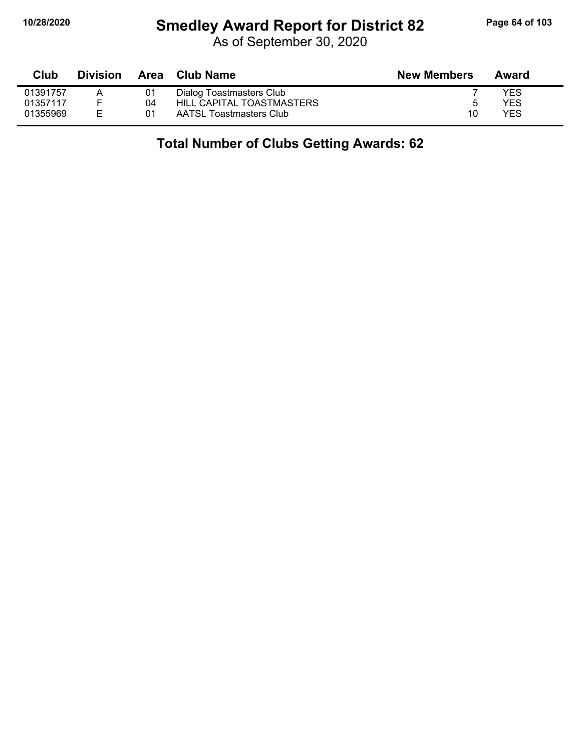# Smedley Award Report for District 82

As of September 30, 2020

| Club | Division | Area | Club Name | New Members | Award |
|---|---|---|---|---|---|
| 01391757 | A | 01 | Dialog Toastmasters Club | 7 | YES |
| 01357117 | F | 04 | HILL CAPITAL TOASTMASTERS | 5 | YES |
| 01355969 | E | 01 | AATSL Toastmasters Club | 10 | YES |

**Total Number of Clubs Getting Awards: 62**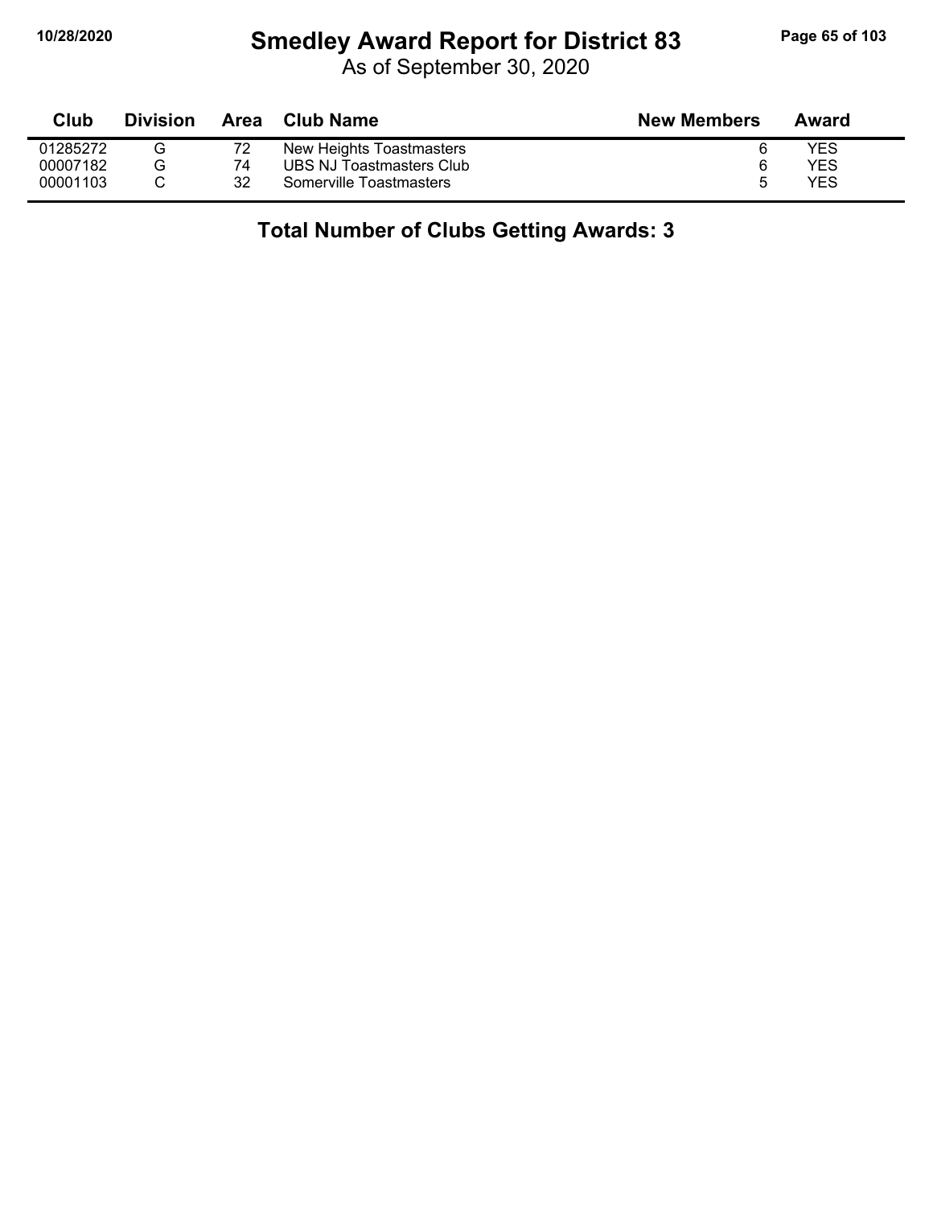# Smedley Award Report for District 83

As of September 30, 2020

| Club | Division | Area | Club Name | New Members | Award |
|---|---|---|---|---|---|
| 01285272 | G | 72 | New Heights Toastmasters | 6 | YES |
| 00007182 | G | 74 | UBS NJ Toastmasters Club | 6 | YES |
| 00001103 | C | 32 | Somerville Toastmasters | 5 | YES |

## Total Number of Clubs Getting Awards: 3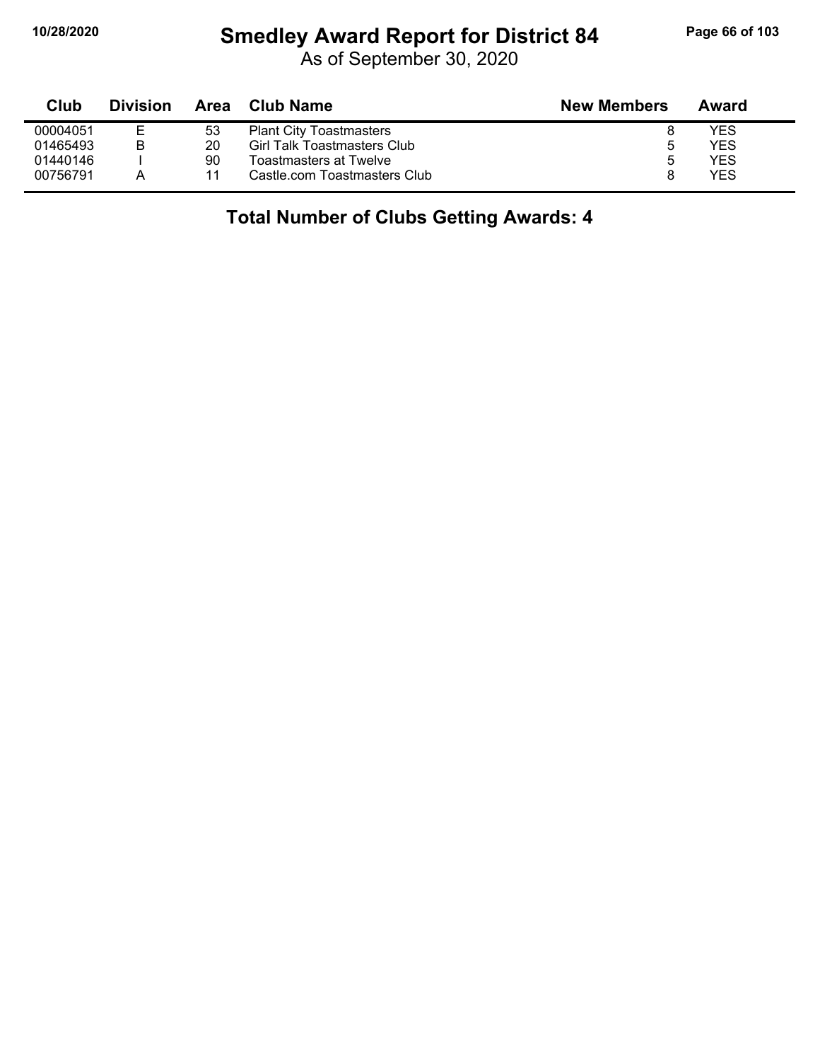# Smedley Award Report for District 84

As of September 30, 2020

| Club | Division | Area | Club Name | New Members | Award |
|---|---|---|---|---|---|
| 00004051 | E | 53 | Plant City Toastmasters | 8 | YES |
| 01465493 | B | 20 | Girl Talk Toastmasters Club | 5 | YES |
| 01440146 | I | 90 | Toastmasters at Twelve | 5 | YES |
| 00756791 | A | 11 | Castle.com Toastmasters Club | 8 | YES |

**Total Number of Clubs Getting Awards: 4**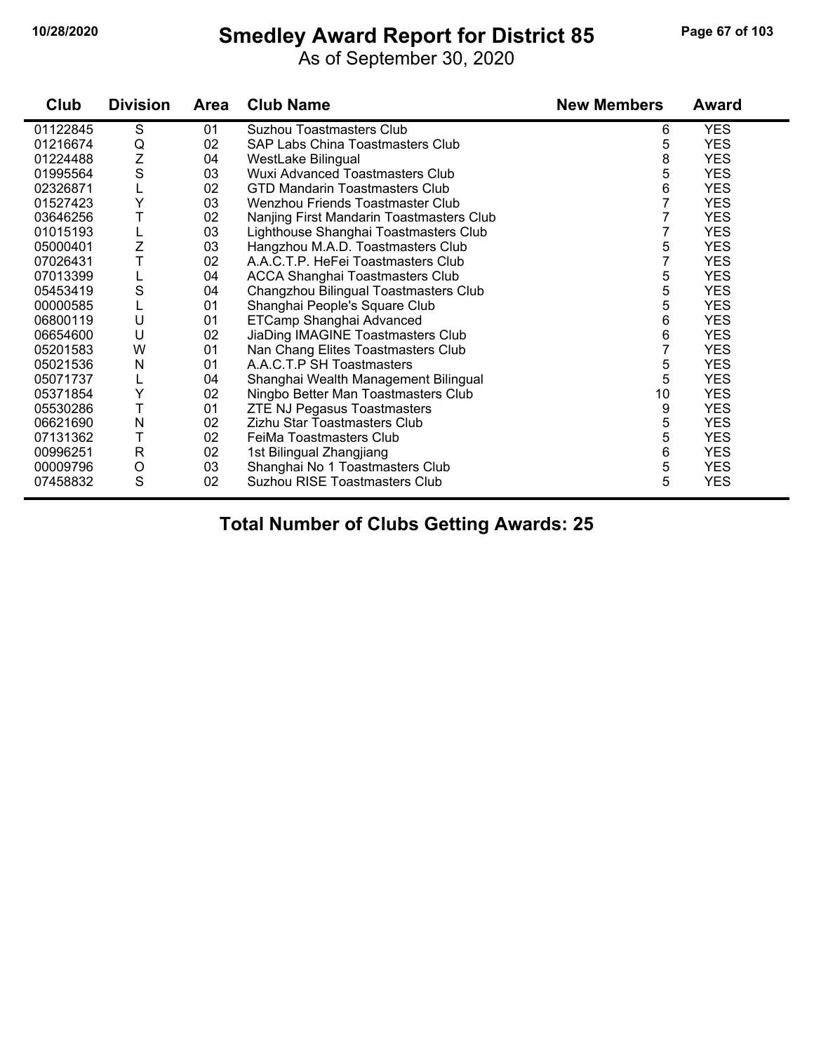# Smedley Award Report for District 85

As of September 30, 2020

| Club | Division | Area | Club Name | New Members | Award |
|---|---|---|---|---|---|
| 01122845 | S | 01 | Suzhou Toastmasters Club | 6 | YES |
| 01216674 | Q | 02 | SAP Labs China Toastmasters Club | 5 | YES |
| 01224488 | Z | 04 | WestLake Bilingual | 8 | YES |
| 01995564 | S | 03 | Wuxi Advanced Toastmasters Club | 5 | YES |
| 02326871 | L | 02 | GTD Mandarin Toastmasters Club | 6 | YES |
| 01527423 | Y | 03 | Wenzhou Friends Toastmaster Club | 7 | YES |
| 03646256 | T | 02 | Nanjing First Mandarin Toastmasters Club | 7 | YES |
| 01015193 | L | 03 | Lighthouse Shanghai Toastmasters Club | 7 | YES |
| 05000401 | Z | 03 | Hangzhou M.A.D. Toastmasters Club | 5 | YES |
| 07026431 | T | 02 | A.A.C.T.P. HeFei Toastmasters Club | 7 | YES |
| 07013399 | L | 04 | ACCA Shanghai Toastmasters Club | 5 | YES |
| 05453419 | S | 04 | Changzhou Bilingual Toastmasters Club | 5 | YES |
| 00000585 | L | 01 | Shanghai People's Square Club | 5 | YES |
| 06800119 | U | 01 | ETCamp Shanghai Advanced | 6 | YES |
| 06654600 | U | 02 | JiaDing IMAGINE Toastmasters Club | 6 | YES |
| 05201583 | W | 01 | Nan Chang Elites Toastmasters Club | 7 | YES |
| 05021536 | N | 01 | A.A.C.T.P SH Toastmasters | 5 | YES |
| 05071737 | L | 04 | Shanghai Wealth Management Bilingual | 5 | YES |
| 05371854 | Y | 02 | Ningbo Better Man Toastmasters Club | 10 | YES |
| 05530286 | T | 01 | ZTE NJ Pegasus Toastmasters | 9 | YES |
| 06621690 | N | 02 | Zizhu Star Toastmasters Club | 5 | YES |
| 07131362 | T | 02 | FeiMa Toastmasters Club | 5 | YES |
| 00996251 | R | 02 | 1st Bilingual Zhangjiang | 6 | YES |
| 00009796 | O | 03 | Shanghai No 1 Toastmasters Club | 5 | YES |
| 07458832 | S | 02 | Suzhou RISE Toastmasters Club | 5 | YES |

**Total Number of Clubs Getting Awards: 25**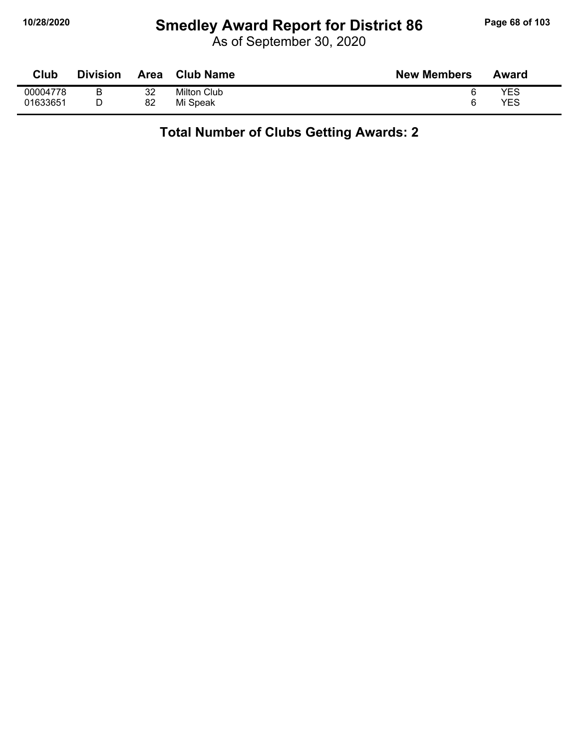# Smedley Award Report for District 86

As of September 30, 2020

| Club | Division | Area | Club Name | New Members | Award |
|---|---|---|---|---|---|
| 00004778 | B | 32 | Milton Club | 6 | YES |
| 01633651 | D | 82 | Mi Speak | 6 | YES |

**Total Number of Clubs Getting Awards: 2**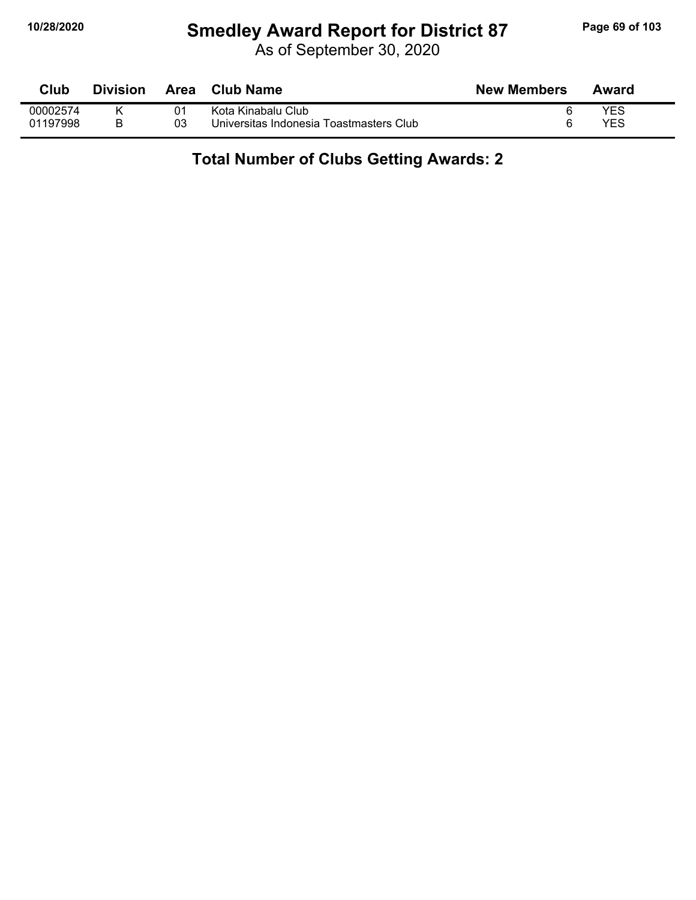# Smedley Award Report for District 87

As of September 30, 2020

| Club | Division | Area | Club Name | New Members | Award |
|---|---|---|---|---|---|
| 00002574 | K | 01 | Kota Kinabalu Club | 6 | YES |
| 01197998 | B | 03 | Universitas Indonesia Toastmasters Club | 6 | YES |

**Total Number of Clubs Getting Awards: 2**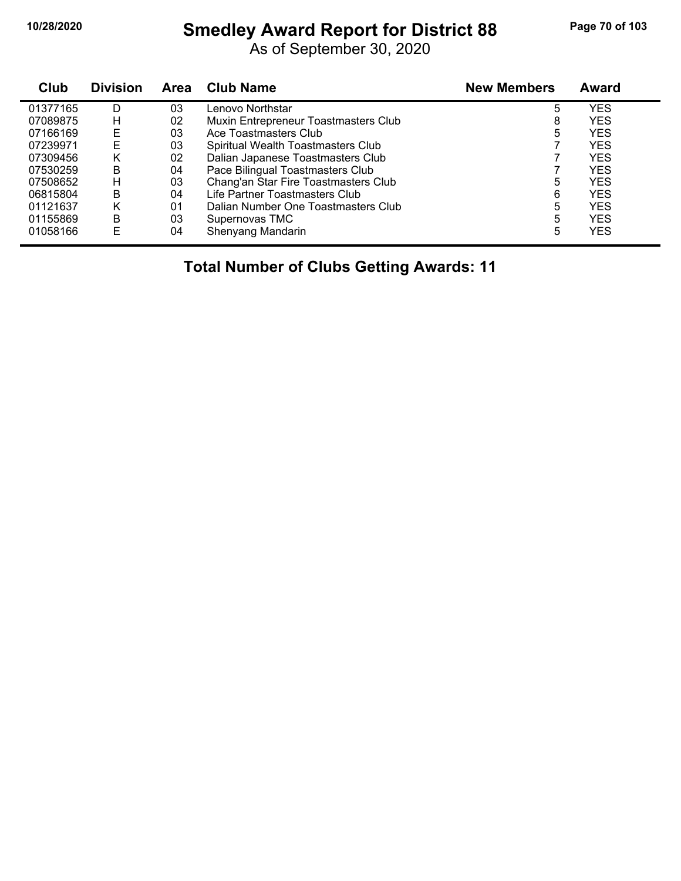# Smedley Award Report for District 88

As of September 30, 2020

| Club | Division | Area | Club Name | New Members | Award |
|---|---|---|---|---|---|
| 01377165 | D | 03 | Lenovo Northstar | 5 | YES |
| 07089875 | H | 02 | Muxin Entrepreneur Toastmasters Club | 8 | YES |
| 07166169 | E | 03 | Ace Toastmasters Club | 5 | YES |
| 07239971 | E | 03 | Spiritual Wealth Toastmasters Club | 7 | YES |
| 07309456 | K | 02 | Dalian Japanese Toastmasters Club | 7 | YES |
| 07530259 | B | 04 | Pace Bilingual Toastmasters Club | 7 | YES |
| 07508652 | H | 03 | Chang'an Star Fire Toastmasters Club | 5 | YES |
| 06815804 | B | 04 | Life Partner Toastmasters Club | 6 | YES |
| 01121637 | K | 01 | Dalian Number One Toastmasters Club | 5 | YES |
| 01155869 | B | 03 | Supernovas TMC | 5 | YES |
| 01058166 | E | 04 | Shenyang Mandarin | 5 | YES |

**Total Number of Clubs Getting Awards: 11**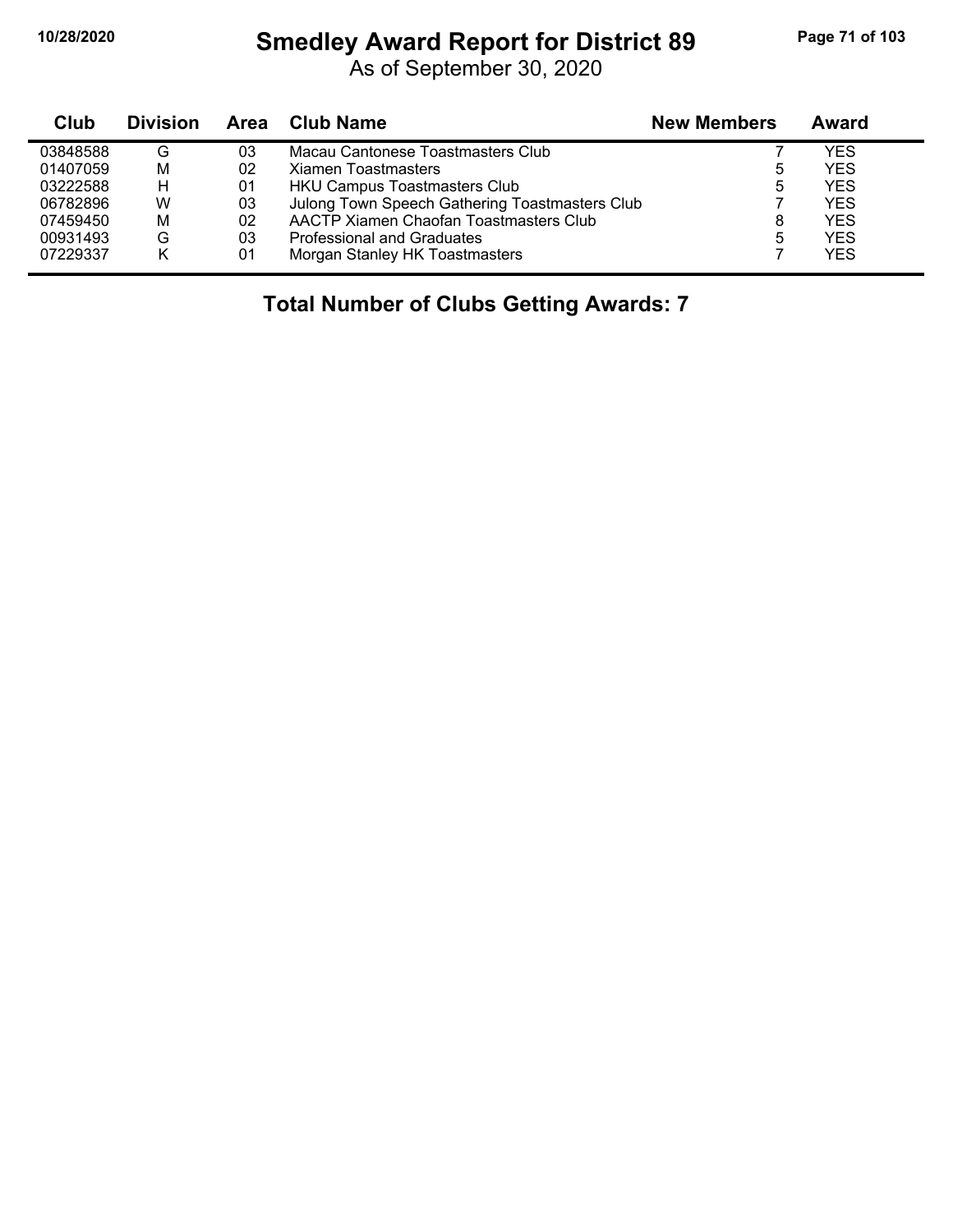# Smedley Award Report for District 89

As of September 30, 2020

| Club | Division | Area | Club Name | New Members | Award |
|---|---|---|---|---|---|
| 03848588 | G | 03 | Macau Cantonese Toastmasters Club | 7 | YES |
| 01407059 | M | 02 | Xiamen Toastmasters | 5 | YES |
| 03222588 | H | 01 | HKU Campus Toastmasters Club | 5 | YES |
| 06782896 | W | 03 | Julong Town Speech Gathering Toastmasters Club | 7 | YES |
| 07459450 | M | 02 | AACTP Xiamen Chaofan Toastmasters Club | 8 | YES |
| 00931493 | G | 03 | Professional and Graduates | 5 | YES |
| 07229337 | K | 01 | Morgan Stanley HK Toastmasters | 7 | YES |

**Total Number of Clubs Getting Awards: 7**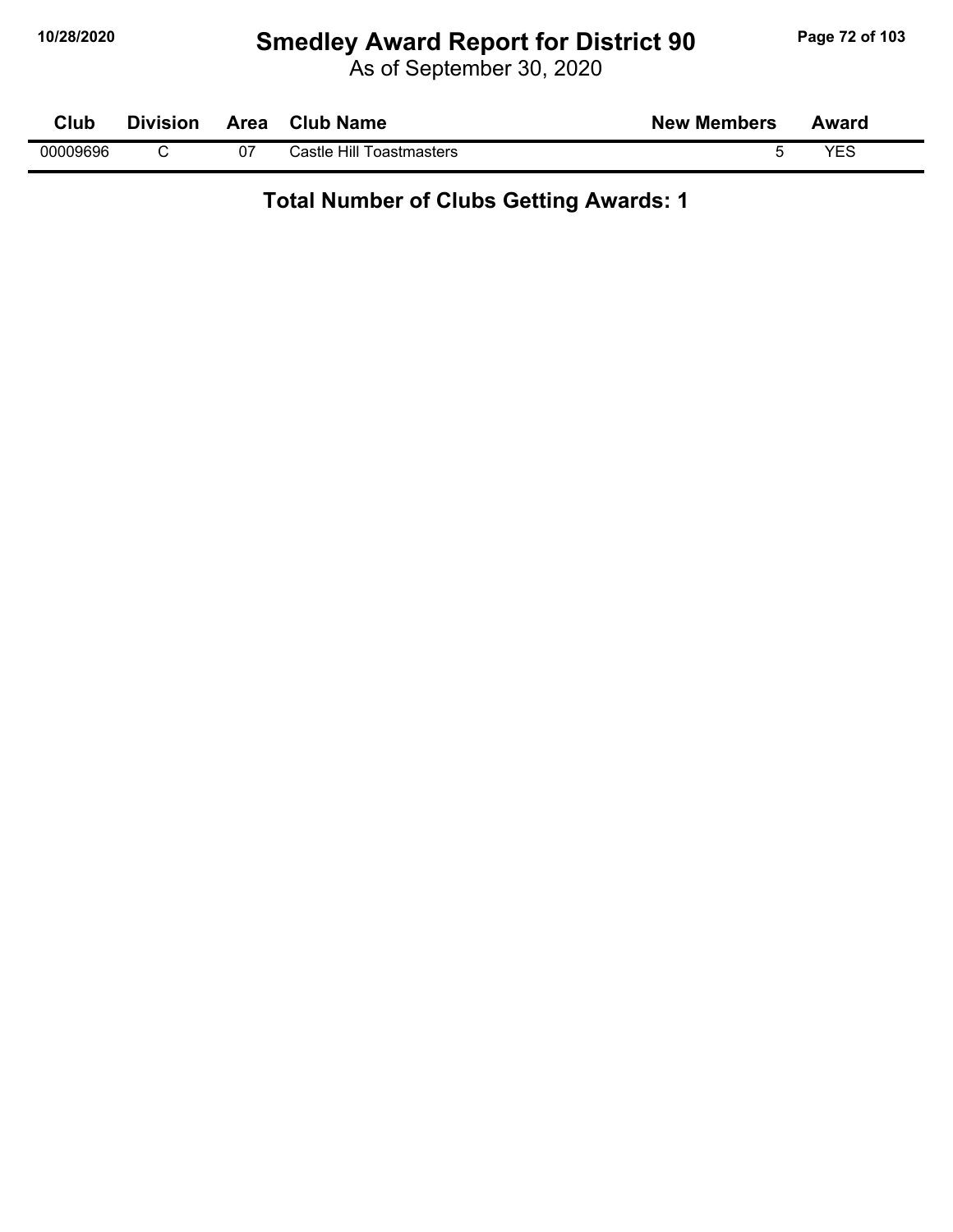# Smedley Award Report for District 90

As of September 30, 2020

| Club | Division | Area | Club Name | New Members | Award |
|---|---|---|---|---|---|
| 00009696 | C | 07 | Castle Hill Toastmasters | 5 | YES |

**Total Number of Clubs Getting Awards: 1**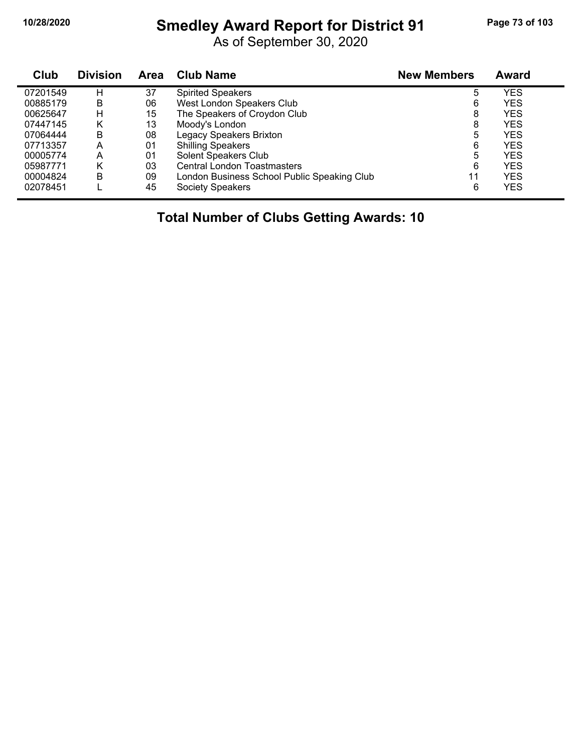# Smedley Award Report for District 91

As of September 30, 2020

| Club | Division | Area | Club Name | New Members | Award |
|---|---|---|---|---|---|
| 07201549 | H | 37 | Spirited Speakers | 5 | YES |
| 00885179 | B | 06 | West London Speakers Club | 6 | YES |
| 00625647 | H | 15 | The Speakers of Croydon Club | 8 | YES |
| 07447145 | K | 13 | Moody's London | 8 | YES |
| 07064444 | B | 08 | Legacy Speakers Brixton | 5 | YES |
| 07713357 | A | 01 | Shilling Speakers | 6 | YES |
| 00005774 | A | 01 | Solent Speakers Club | 5 | YES |
| 05987771 | K | 03 | Central London Toastmasters | 6 | YES |
| 00004824 | B | 09 | London Business School Public Speaking Club | 11 | YES |
| 02078451 | L | 45 | Society Speakers | 6 | YES |

**Total Number of Clubs Getting Awards: 10**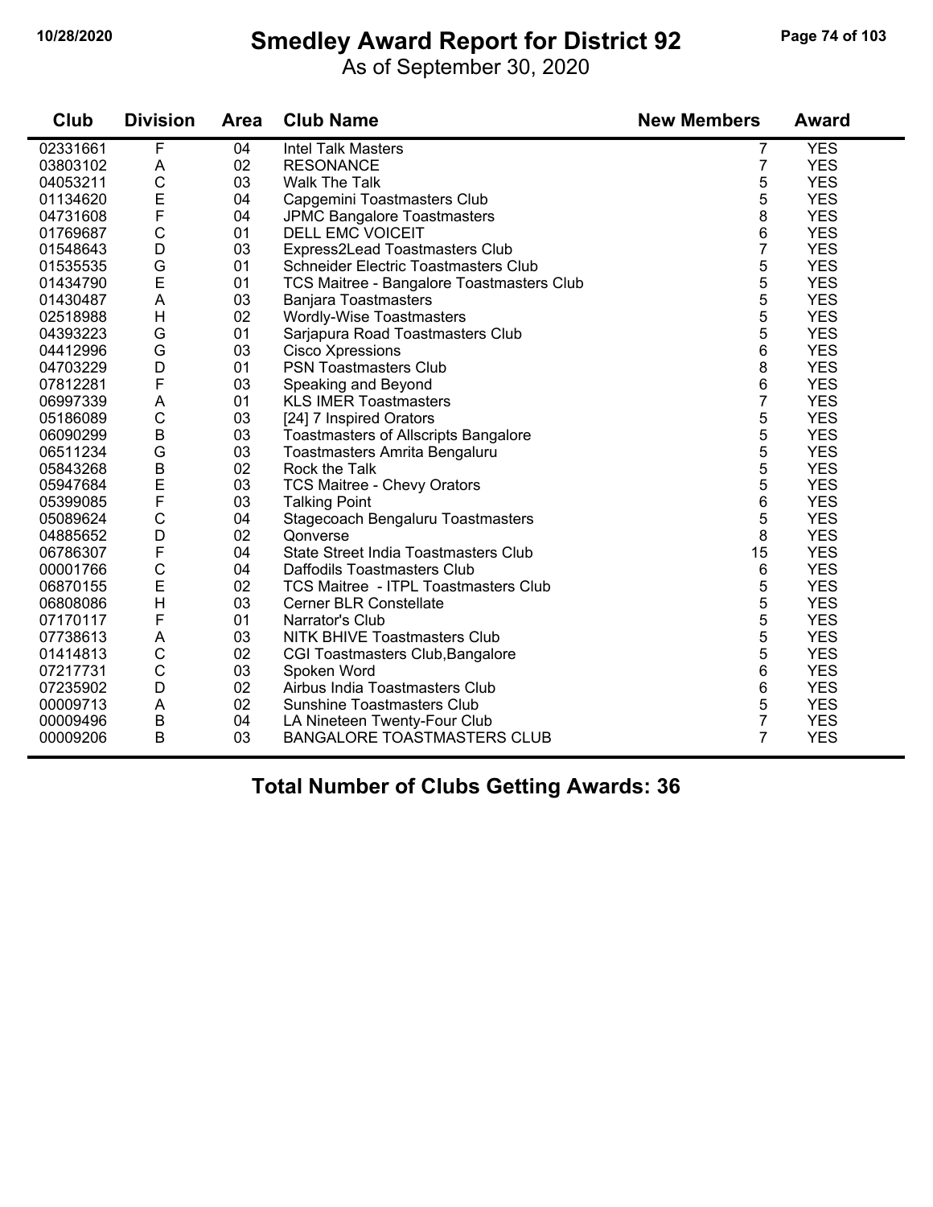# Smedley Award Report for District 92

As of September 30, 2020

| Club | Division | Area | Club Name | New Members | Award |
|---|---|---|---|---|---|
| 02331661 | F | 04 | Intel Talk Masters | 7 | YES |
| 03803102 | A | 02 | RESONANCE | 7 | YES |
| 04053211 | C | 03 | Walk The Talk | 5 | YES |
| 01134620 | E | 04 | Capgemini Toastmasters Club | 5 | YES |
| 04731608 | F | 04 | JPMC Bangalore Toastmasters | 8 | YES |
| 01769687 | C | 01 | DELL EMC VOICEIT | 6 | YES |
| 01548643 | D | 03 | Express2Lead Toastmasters Club | 7 | YES |
| 01535535 | G | 01 | Schneider Electric Toastmasters Club | 5 | YES |
| 01434790 | E | 01 | TCS Maitree - Bangalore Toastmasters Club | 5 | YES |
| 01430487 | A | 03 | Banjara Toastmasters | 5 | YES |
| 02518988 | H | 02 | Wordly-Wise Toastmasters | 5 | YES |
| 04393223 | G | 01 | Sarjapura Road Toastmasters Club | 5 | YES |
| 04412996 | G | 03 | Cisco Xpressions | 6 | YES |
| 04703229 | D | 01 | PSN Toastmasters Club | 8 | YES |
| 07812281 | F | 03 | Speaking and Beyond | 6 | YES |
| 06997339 | A | 01 | KLS IMER Toastmasters | 7 | YES |
| 05186089 | C | 03 | [24] 7 Inspired Orators | 5 | YES |
| 06090299 | B | 03 | Toastmasters of Allscripts Bangalore | 5 | YES |
| 06511234 | G | 03 | Toastmasters Amrita Bengaluru | 5 | YES |
| 05843268 | B | 02 | Rock the Talk | 5 | YES |
| 05947684 | E | 03 | TCS Maitree - Chevy Orators | 5 | YES |
| 05399085 | F | 03 | Talking Point | 6 | YES |
| 05089624 | C | 04 | Stagecoach Bengaluru Toastmasters | 5 | YES |
| 04885652 | D | 02 | Qonverse | 8 | YES |
| 06786307 | F | 04 | State Street India Toastmasters Club | 15 | YES |
| 00001766 | C | 04 | Daffodils Toastmasters Club | 6 | YES |
| 06870155 | E | 02 | TCS Maitree - ITPL Toastmasters Club | 5 | YES |
| 06808086 | H | 03 | Cerner BLR Constellate | 5 | YES |
| 07170117 | F | 01 | Narrator's Club | 5 | YES |
| 07738613 | A | 03 | NITK BHIVE Toastmasters Club | 5 | YES |
| 01414813 | C | 02 | CGI Toastmasters Club,Bangalore | 5 | YES |
| 07217731 | C | 03 | Spoken Word | 6 | YES |
| 07235902 | D | 02 | Airbus India Toastmasters Club | 6 | YES |
| 00009713 | A | 02 | Sunshine Toastmasters Club | 5 | YES |
| 00009496 | B | 04 | LA Nineteen Twenty-Four Club | 7 | YES |
| 00009206 | B | 03 | BANGALORE TOASTMASTERS CLUB | 7 | YES |

**Total Number of Clubs Getting Awards: 36**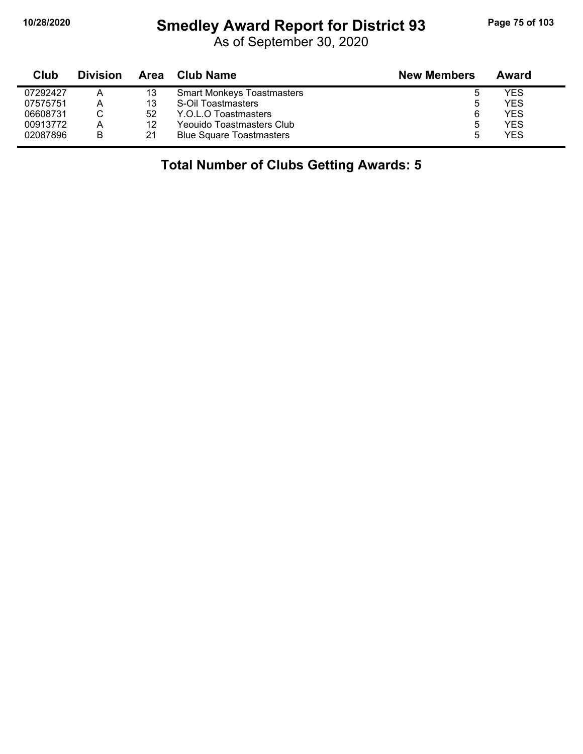# Smedley Award Report for District 93

As of September 30, 2020

| Club | Division | Area | Club Name | New Members | Award |
|---|---|---|---|---|---|
| 07292427 | A | 13 | Smart Monkeys Toastmasters | 5 | YES |
| 07575751 | A | 13 | S-Oil Toastmasters | 5 | YES |
| 06608731 | C | 52 | Y.O.L.O Toastmasters | 6 | YES |
| 00913772 | A | 12 | Yeouido Toastmasters Club | 5 | YES |
| 02087896 | B | 21 | Blue Square Toastmasters | 5 | YES |

## Total Number of Clubs Getting Awards: 5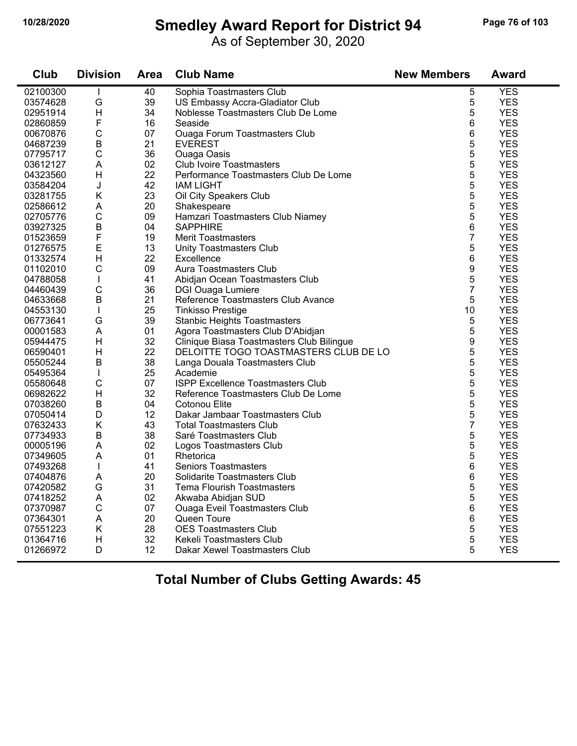# Smedley Award Report for District 94

As of September 30, 2020

| Club | Division | Area | Club Name | New Members | Award |
|---|---|---|---|---|---|
| 02100300 | I | 40 | Sophia Toastmasters Club | 5 | YES |
| 03574628 | G | 39 | US Embassy Accra-Gladiator Club | 5 | YES |
| 02951914 | H | 34 | Noblesse Toastmasters Club De Lome | 5 | YES |
| 02860859 | F | 16 | Seaside | 6 | YES |
| 00670876 | C | 07 | Ouaga Forum Toastmasters Club | 6 | YES |
| 04687239 | B | 21 | EVEREST | 5 | YES |
| 07795717 | C | 36 | Ouaga Oasis | 5 | YES |
| 03612127 | A | 02 | Club Ivoire Toastmasters | 5 | YES |
| 04323560 | H | 22 | Performance Toastmasters Club De Lome | 5 | YES |
| 03584204 | J | 42 | IAM LIGHT | 5 | YES |
| 03281755 | K | 23 | Oil City Speakers Club | 5 | YES |
| 02586612 | A | 20 | Shakespeare | 5 | YES |
| 02705776 | C | 09 | Hamzari Toastmasters Club Niamey | 5 | YES |
| 03927325 | B | 04 | SAPPHIRE | 6 | YES |
| 01523659 | F | 19 | Merit Toastmasters | 7 | YES |
| 01276575 | E | 13 | Unity Toastmasters Club | 5 | YES |
| 01332574 | H | 22 | Excellence | 6 | YES |
| 01102010 | C | 09 | Aura Toastmasters Club | 9 | YES |
| 04788058 | I | 41 | Abidjan Ocean Toastmasters Club | 5 | YES |
| 04460439 | C | 36 | DGI Ouaga Lumiere | 7 | YES |
| 04633668 | B | 21 | Reference Toastmasters Club Avance | 5 | YES |
| 04553130 | I | 25 | Tinkisso Prestige | 10 | YES |
| 06773641 | G | 39 | Stanbic Heights Toastmasters | 5 | YES |
| 00001583 | A | 01 | Agora Toastmasters Club D'Abidjan | 5 | YES |
| 05944475 | H | 32 | Clinique Biasa Toastmasters Club Bilingue | 9 | YES |
| 06590401 | H | 22 | DELOITTE TOGO TOASTMASTERS CLUB DE LO | 5 | YES |
| 05505244 | B | 38 | Langa Douala Toastmasters Club | 5 | YES |
| 05495364 | I | 25 | Academie | 5 | YES |
| 05580648 | C | 07 | ISPP Excellence Toastmasters Club | 5 | YES |
| 06982622 | H | 32 | Reference Toastmasters Club De Lome | 5 | YES |
| 07038260 | B | 04 | Cotonou Elite | 5 | YES |
| 07050414 | D | 12 | Dakar Jambaar Toastmasters Club | 5 | YES |
| 07632433 | K | 43 | Total Toastmasters Club | 7 | YES |
| 07734933 | B | 38 | Saré Toastmasters Club | 5 | YES |
| 00005196 | A | 02 | Logos Toastmasters Club | 5 | YES |
| 07349605 | A | 01 | Rhetorica | 5 | YES |
| 07493268 | I | 41 | Seniors Toastmasters | 6 | YES |
| 07404876 | A | 20 | Solidarite Toastmasters Club | 6 | YES |
| 07420582 | G | 31 | Tema Flourish Toastmasters | 5 | YES |
| 07418252 | A | 02 | Akwaba Abidjan SUD | 5 | YES |
| 07370987 | C | 07 | Ouaga Eveil Toastmasters Club | 6 | YES |
| 07364301 | A | 20 | Queen Toure | 6 | YES |
| 07551223 | K | 28 | OES Toastmasters Club | 5 | YES |
| 01364716 | H | 32 | Kekeli Toastmasters Club | 5 | YES |
| 01266972 | D | 12 | Dakar Xewel Toastmasters Club | 5 | YES |

**Total Number of Clubs Getting Awards: 45**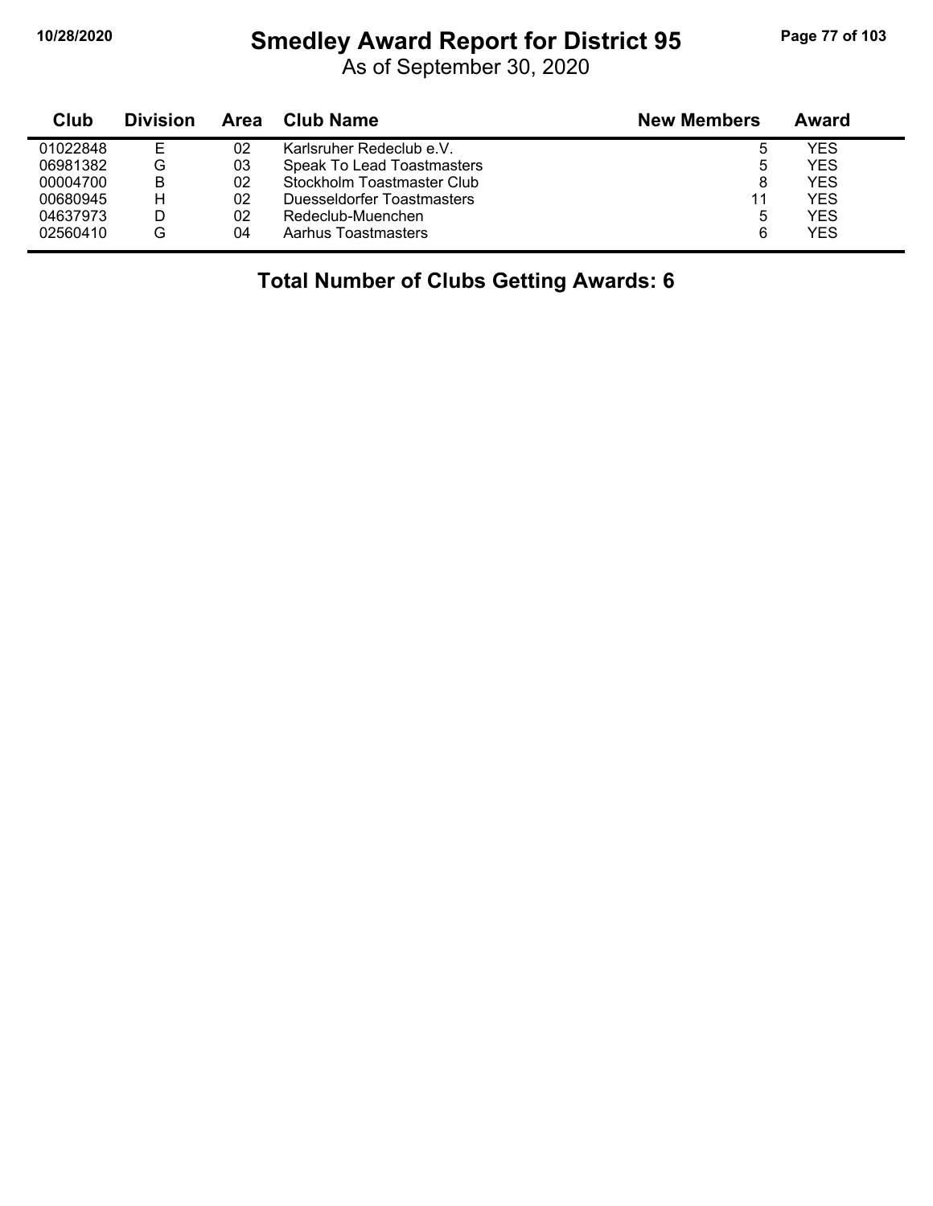# Smedley Award Report for District 95

As of September 30, 2020

| Club | Division | Area | Club Name | New Members | Award |
|---|---|---|---|---|---|
| 01022848 | E | 02 | Karlsruher Redeclub e.V. | 5 | YES |
| 06981382 | G | 03 | Speak To Lead Toastmasters | 5 | YES |
| 00004700 | B | 02 | Stockholm Toastmaster Club | 8 | YES |
| 00680945 | H | 02 | Duesseldorfer Toastmasters | 11 | YES |
| 04637973 | D | 02 | Redeclub-Muenchen | 5 | YES |
| 02560410 | G | 04 | Aarhus Toastmasters | 6 | YES |

**Total Number of Clubs Getting Awards: 6**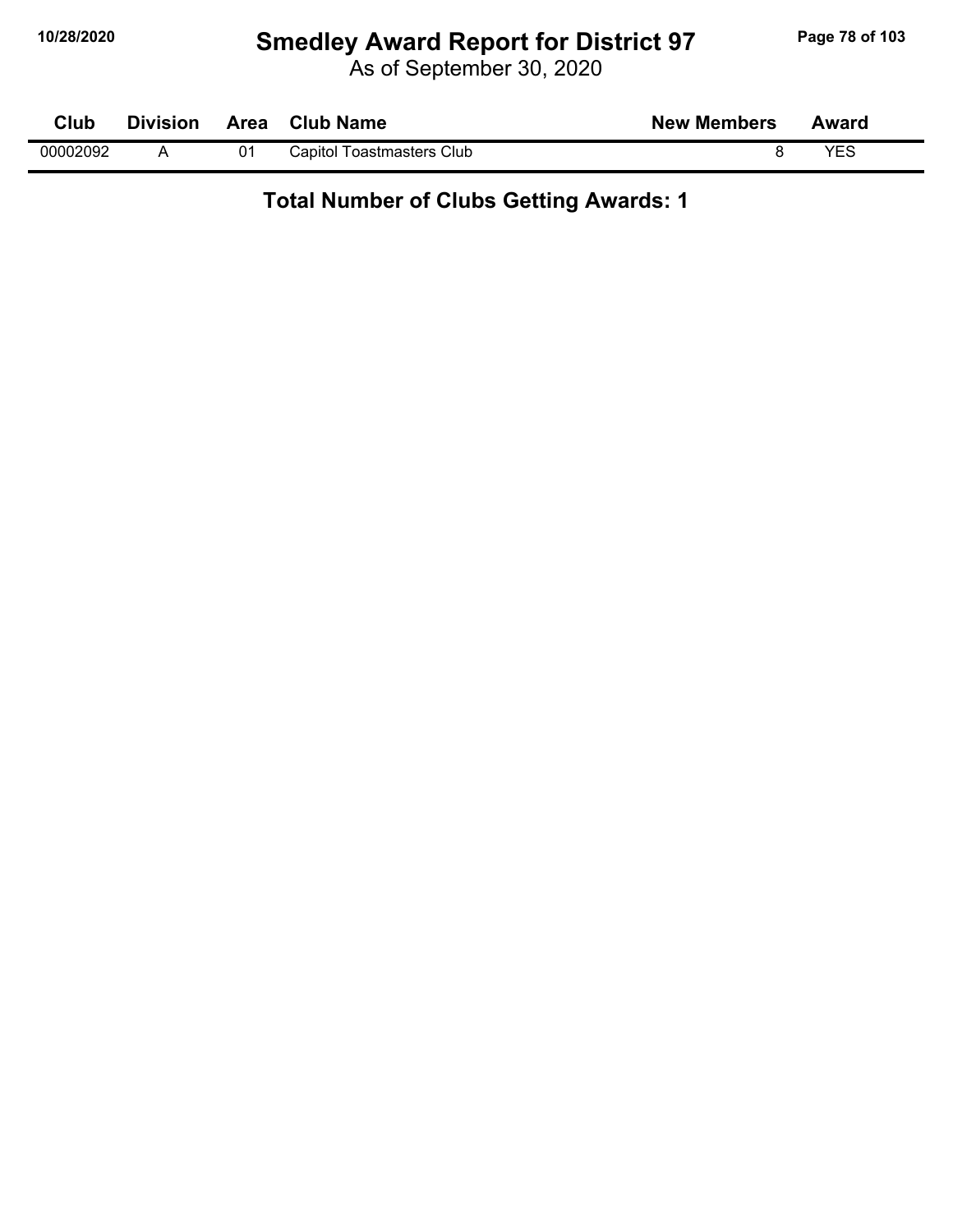# Smedley Award Report for District 97

As of September 30, 2020

| Club | Division | Area | Club Name | New Members | Award |
|---|---|---|---|---|---|
| 00002092 | A | 01 | Capitol Toastmasters Club | 8 | YES |

## Total Number of Clubs Getting Awards: 1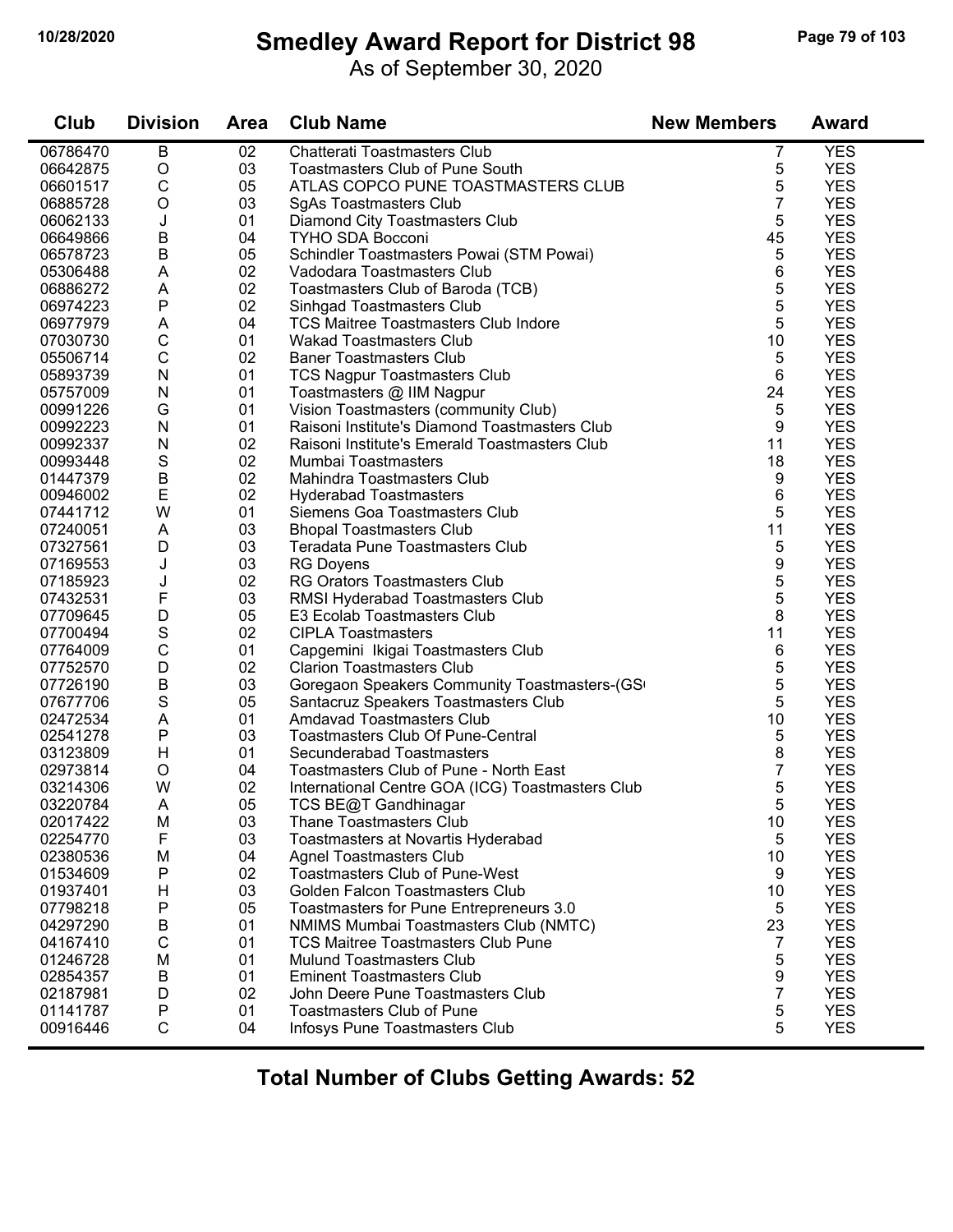# Smedley Award Report for District 98

As of September 30, 2020

| Club | Division | Area | Club Name | New Members | Award |
|---|---|---|---|---|---|
| 06786470 | B | 02 | Chatterati Toastmasters Club | 7 | YES |
| 06642875 | O | 03 | Toastmasters Club of Pune South | 5 | YES |
| 06601517 | C | 05 | ATLAS COPCO PUNE TOASTMASTERS CLUB | 5 | YES |
| 06885728 | O | 03 | SgAs Toastmasters Club | 7 | YES |
| 06062133 | J | 01 | Diamond City Toastmasters Club | 5 | YES |
| 06649866 | B | 04 | TYHO SDA Bocconi | 45 | YES |
| 06578723 | B | 05 | Schindler Toastmasters Powai (STM Powai) | 5 | YES |
| 05306488 | A | 02 | Vadodara Toastmasters Club | 6 | YES |
| 06886272 | A | 02 | Toastmasters Club of Baroda (TCB) | 5 | YES |
| 06974223 | P | 02 | Sinhgad Toastmasters Club | 5 | YES |
| 06977979 | A | 04 | TCS Maitree Toastmasters Club Indore | 5 | YES |
| 07030730 | C | 01 | Wakad Toastmasters Club | 10 | YES |
| 05506714 | C | 02 | Baner Toastmasters Club | 5 | YES |
| 05893739 | N | 01 | TCS Nagpur Toastmasters Club | 6 | YES |
| 05757009 | N | 01 | Toastmasters @ IIM Nagpur | 24 | YES |
| 00991226 | G | 01 | Vision Toastmasters (community Club) | 5 | YES |
| 00992223 | N | 01 | Raisoni Institute's Diamond Toastmasters Club | 9 | YES |
| 00992337 | N | 02 | Raisoni Institute's Emerald Toastmasters Club | 11 | YES |
| 00993448 | S | 02 | Mumbai Toastmasters | 18 | YES |
| 01447379 | B | 02 | Mahindra Toastmasters Club | 9 | YES |
| 00946002 | E | 02 | Hyderabad Toastmasters | 6 | YES |
| 07441712 | W | 01 | Siemens Goa Toastmasters Club | 5 | YES |
| 07240051 | A | 03 | Bhopal Toastmasters Club | 11 | YES |
| 07327561 | D | 03 | Teradata Pune Toastmasters Club | 5 | YES |
| 07169553 | J | 03 | RG Doyens | 9 | YES |
| 07185923 | J | 02 | RG Orators Toastmasters Club | 5 | YES |
| 07432531 | F | 03 | RMSI Hyderabad Toastmasters Club | 5 | YES |
| 07709645 | D | 05 | E3 Ecolab Toastmasters Club | 8 | YES |
| 07700494 | S | 02 | CIPLA Toastmasters | 11 | YES |
| 07764009 | C | 01 | Capgemini Ikigai Toastmasters Club | 6 | YES |
| 07752570 | D | 02 | Clarion Toastmasters Club | 5 | YES |
| 07726190 | B | 03 | Goregaon Speakers Community Toastmasters-(GS | 5 | YES |
| 07677706 | S | 05 | Santacruz Speakers Toastmasters Club | 5 | YES |
| 02472534 | A | 01 | Amdavad Toastmasters Club | 10 | YES |
| 02541278 | P | 03 | Toastmasters Club Of Pune-Central | 5 | YES |
| 03123809 | H | 01 | Secunderabad Toastmasters | 8 | YES |
| 02973814 | O | 04 | Toastmasters Club of Pune - North East | 7 | YES |
| 03214306 | W | 02 | International Centre GOA (ICG) Toastmasters Club | 5 | YES |
| 03220784 | A | 05 | TCS BE@T Gandhinagar | 5 | YES |
| 02017422 | M | 03 | Thane Toastmasters Club | 10 | YES |
| 02254770 | F | 03 | Toastmasters at Novartis Hyderabad | 5 | YES |
| 02380536 | M | 04 | Agnel Toastmasters Club | 10 | YES |
| 01534609 | P | 02 | Toastmasters Club of Pune-West | 9 | YES |
| 01937401 | H | 03 | Golden Falcon Toastmasters Club | 10 | YES |
| 07798218 | P | 05 | Toastmasters for Pune Entrepreneurs 3.0 | 5 | YES |
| 04297290 | B | 01 | NMIMS Mumbai Toastmasters Club (NMTC) | 23 | YES |
| 04167410 | C | 01 | TCS Maitree Toastmasters Club Pune | 7 | YES |
| 01246728 | M | 01 | Mulund Toastmasters Club | 5 | YES |
| 02854357 | B | 01 | Eminent Toastmasters Club | 9 | YES |
| 02187981 | D | 02 | John Deere Pune Toastmasters Club | 7 | YES |
| 01141787 | P | 01 | Toastmasters Club of Pune | 5 | YES |
| 00916446 | C | 04 | Infosys Pune Toastmasters Club | 5 | YES |

**Total Number of Clubs Getting Awards: 52**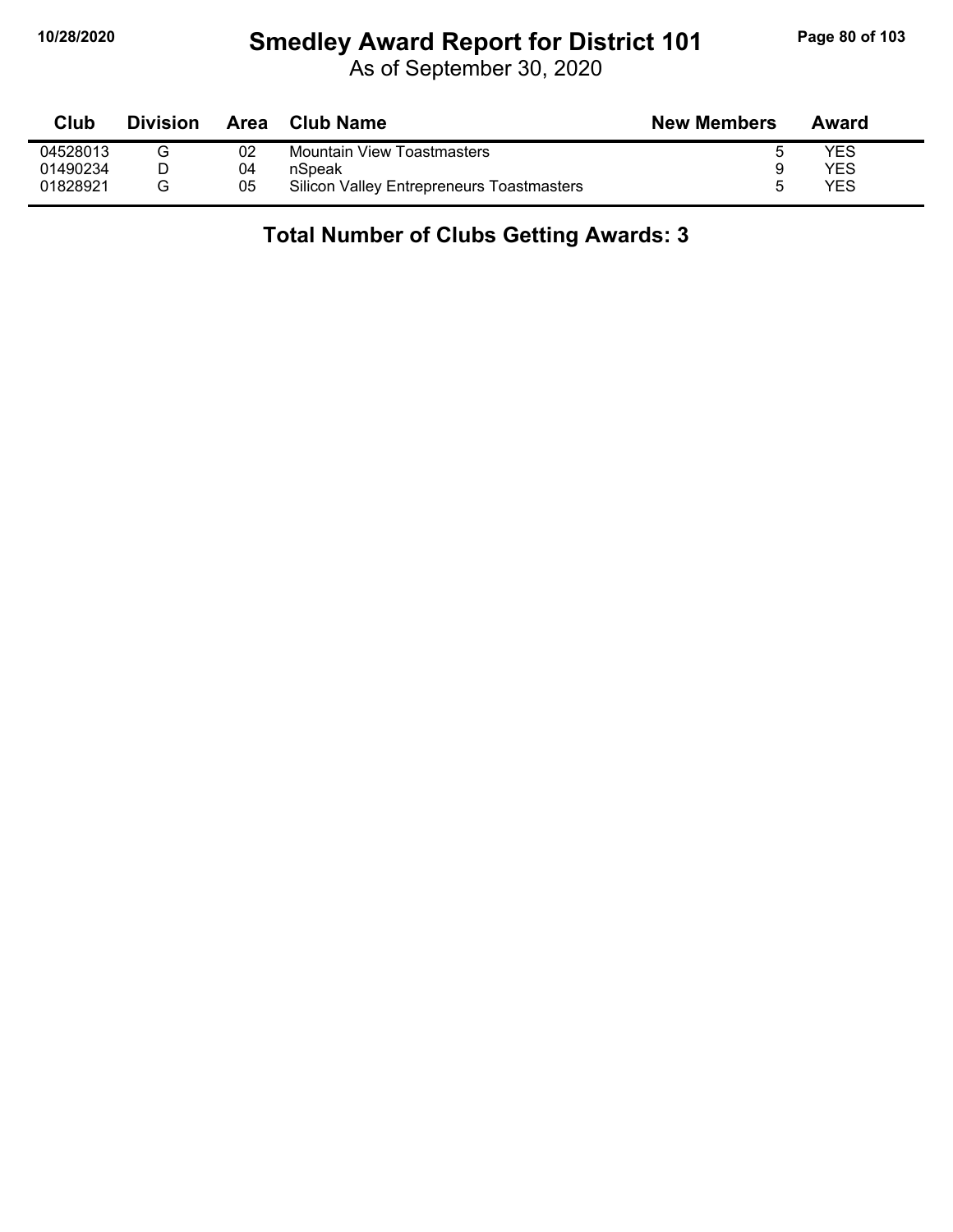# Smedley Award Report for District 101

As of September 30, 2020

| Club | Division | Area | Club Name | New Members | Award |
|---|---|---|---|---|---|
| 04528013 | G | 02 | Mountain View Toastmasters | 5 | YES |
| 01490234 | D | 04 | nSpeak | 9 | YES |
| 01828921 | G | 05 | Silicon Valley Entrepreneurs Toastmasters | 5 | YES |

**Total Number of Clubs Getting Awards: 3**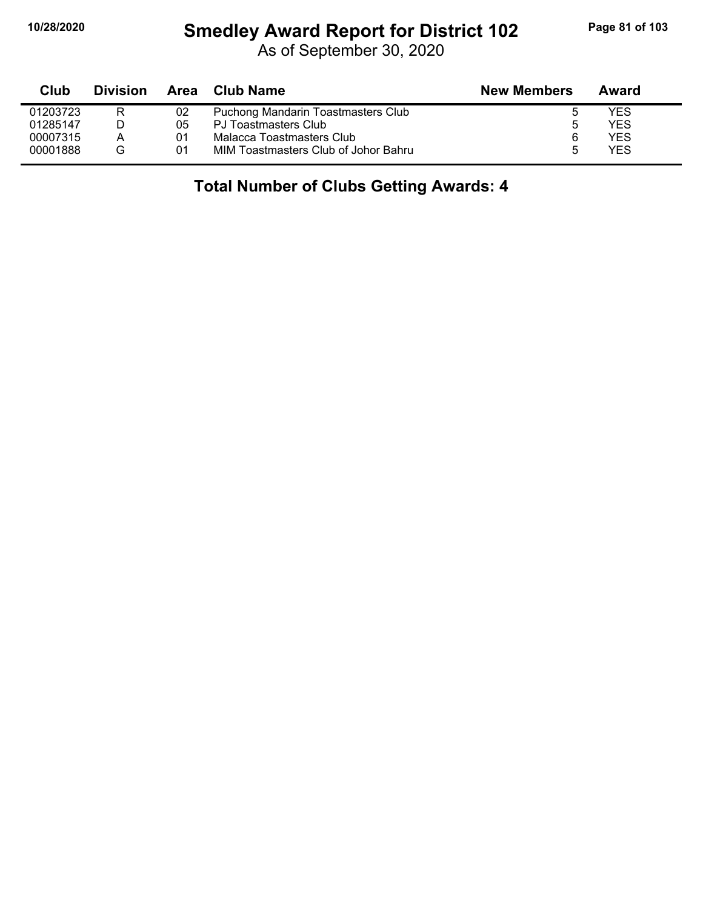# Smedley Award Report for District 102

As of September 30, 2020

| Club | Division | Area | Club Name | New Members | Award |
|---|---|---|---|---|---|
| 01203723 | R | 02 | Puchong Mandarin Toastmasters Club | 5 | YES |
| 01285147 | D | 05 | PJ Toastmasters Club | 5 | YES |
| 00007315 | A | 01 | Malacca Toastmasters Club | 6 | YES |
| 00001888 | G | 01 | MIM Toastmasters Club of Johor Bahru | 5 | YES |

## Total Number of Clubs Getting Awards: 4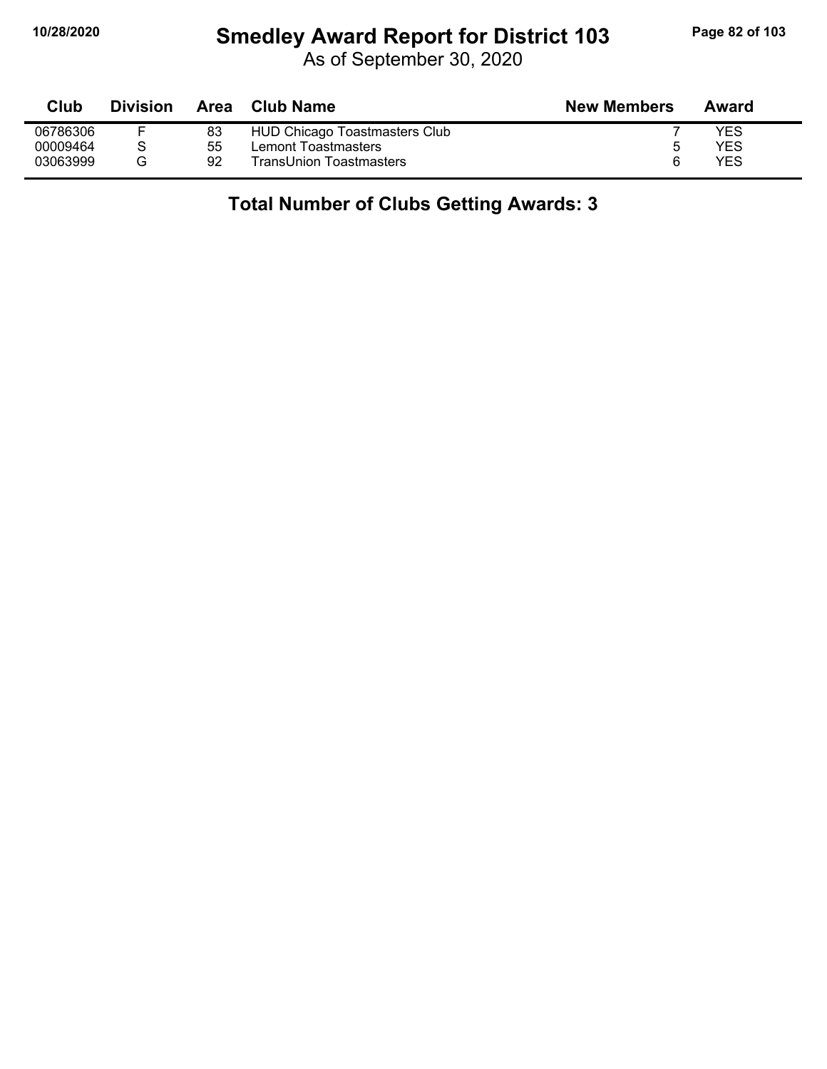# Smedley Award Report for District 103

As of September 30, 2020

| Club | Division | Area | Club Name | New Members | Award |
|---|---|---|---|---|---|
| 06786306 | F | 83 | HUD Chicago Toastmasters Club | 7 | YES |
| 00009464 | S | 55 | Lemont Toastmasters | 5 | YES |
| 03063999 | G | 92 | TransUnion Toastmasters | 6 | YES |

## Total Number of Clubs Getting Awards: 3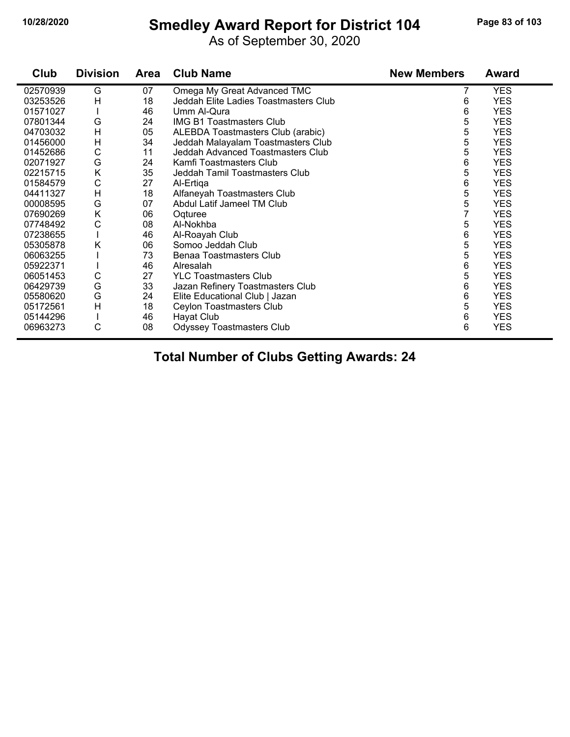# Smedley Award Report for District 104

As of September 30, 2020

| Club | Division | Area | Club Name | New Members | Award |
|---|---|---|---|---|---|
| 02570939 | G | 07 | Omega My Great Advanced TMC | 7 | YES |
| 03253526 | H | 18 | Jeddah Elite Ladies Toastmasters Club | 6 | YES |
| 01571027 | I | 46 | Umm Al-Qura | 6 | YES |
| 07801344 | G | 24 | IMG B1 Toastmasters Club | 5 | YES |
| 04703032 | H | 05 | ALEBDA Toastmasters Club (arabic) | 5 | YES |
| 01456000 | H | 34 | Jeddah Malayalam Toastmasters Club | 5 | YES |
| 01452686 | C | 11 | Jeddah Advanced Toastmasters Club | 5 | YES |
| 02071927 | G | 24 | Kamfi Toastmasters Club | 6 | YES |
| 02215715 | K | 35 | Jeddah Tamil Toastmasters Club | 5 | YES |
| 01584579 | C | 27 | Al-Ertiqa | 6 | YES |
| 04411327 | H | 18 | Alfaneyah Toastmasters Club | 5 | YES |
| 00008595 | G | 07 | Abdul Latif Jameel TM Club | 5 | YES |
| 07690269 | K | 06 | Oqturee | 7 | YES |
| 07748492 | C | 08 | Al-Nokhba | 5 | YES |
| 07238655 | I | 46 | Al-Roayah Club | 6 | YES |
| 05305878 | K | 06 | Somoo Jeddah Club | 5 | YES |
| 06063255 | I | 73 | Benaa Toastmasters Club | 5 | YES |
| 05922371 | I | 46 | Alresalah | 6 | YES |
| 06051453 | C | 27 | YLC Toastmasters Club | 5 | YES |
| 06429739 | G | 33 | Jazan Refinery Toastmasters Club | 6 | YES |
| 05580620 | G | 24 | Elite Educational Club \| Jazan | 6 | YES |
| 05172561 | H | 18 | Ceylon Toastmasters Club | 5 | YES |
| 05144296 | I | 46 | Hayat Club | 6 | YES |
| 06963273 | C | 08 | Odyssey Toastmasters Club | 6 | YES |

**Total Number of Clubs Getting Awards: 24**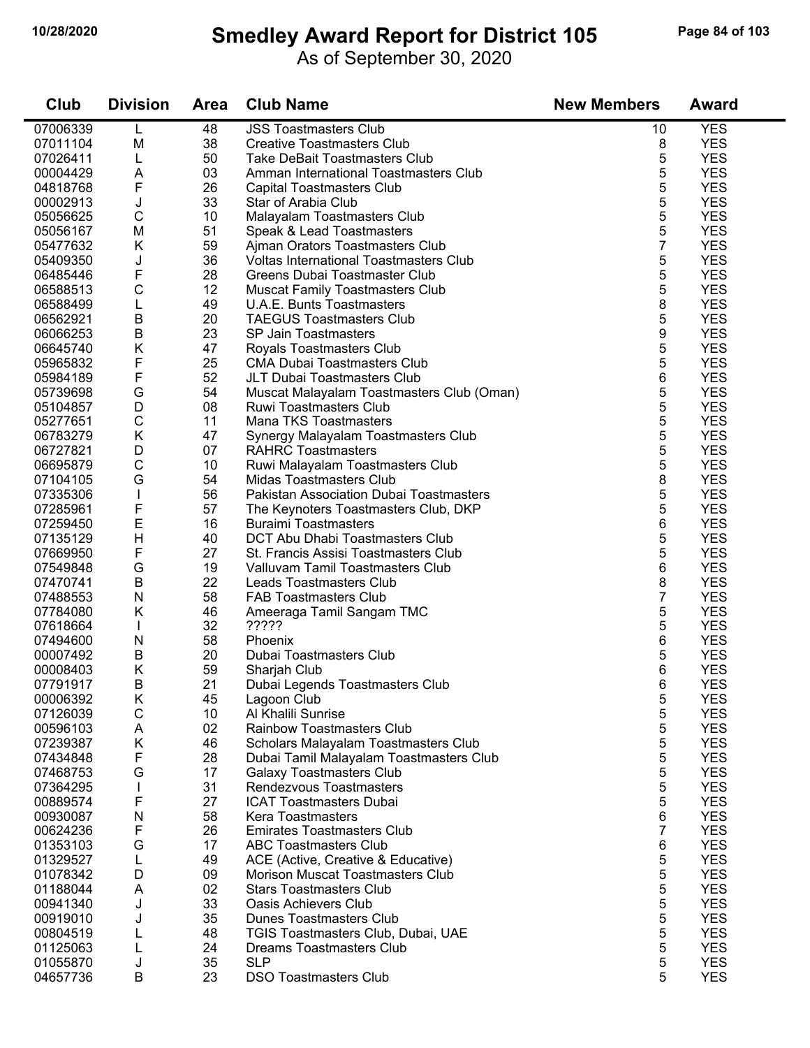# Smedley Award Report for District 105

As of September 30, 2020

10/28/2020

| Club | Division | Area | Club Name | New Members | Award |
|---|---|---|---|---|---|
| 07006339 | L | 48 | JSS Toastmasters Club | 10 | YES |
| 07011104 | M | 38 | Creative Toastmasters Club | 8 | YES |
| 07026411 | L | 50 | Take DeBait Toastmasters Club | 5 | YES |
| 00004429 | A | 03 | Amman International Toastmasters Club | 5 | YES |
| 04818768 | F | 26 | Capital Toastmasters Club | 5 | YES |
| 00002913 | J | 33 | Star of Arabia Club | 5 | YES |
| 05056625 | C | 10 | Malayalam Toastmasters Club | 5 | YES |
| 05056167 | M | 51 | Speak & Lead Toastmasters | 5 | YES |
| 05477632 | K | 59 | Ajman Orators Toastmasters Club | 7 | YES |
| 05409350 | J | 36 | Voltas International Toastmasters Club | 5 | YES |
| 06485446 | F | 28 | Greens Dubai Toastmaster Club | 5 | YES |
| 06588513 | C | 12 | Muscat Family Toastmasters Club | 5 | YES |
| 06588499 | L | 49 | U.A.E. Bunts Toastmasters | 8 | YES |
| 06562921 | B | 20 | TAEGUS Toastmasters Club | 5 | YES |
| 06066253 | B | 23 | SP Jain Toastmasters | 9 | YES |
| 06645740 | K | 47 | Royals Toastmasters Club | 5 | YES |
| 05965832 | F | 25 | CMA Dubai Toastmasters Club | 5 | YES |
| 05984189 | F | 52 | JLT Dubai Toastmasters Club | 6 | YES |
| 05739698 | G | 54 | Muscat Malayalam Toastmasters Club (Oman) | 5 | YES |
| 05104857 | D | 08 | Ruwi Toastmasters Club | 5 | YES |
| 05277651 | C | 11 | Mana TKS Toastmasters | 5 | YES |
| 06783279 | K | 47 | Synergy Malayalam Toastmasters Club | 5 | YES |
| 06727821 | D | 07 | RAHRC Toastmasters | 5 | YES |
| 06695879 | C | 10 | Ruwi Malayalam Toastmasters Club | 5 | YES |
| 07104105 | G | 54 | Midas Toastmasters Club | 8 | YES |
| 07335306 | I | 56 | Pakistan Association Dubai Toastmasters | 5 | YES |
| 07285961 | F | 57 | The Keynoters Toastmasters Club, DKP | 5 | YES |
| 07259450 | E | 16 | Buraimi Toastmasters | 6 | YES |
| 07135129 | H | 40 | DCT Abu Dhabi Toastmasters Club | 5 | YES |
| 07669950 | F | 27 | St. Francis Assisi Toastmasters Club | 5 | YES |
| 07549848 | G | 19 | Valluvam Tamil Toastmasters Club | 6 | YES |
| 07470741 | B | 22 | Leads Toastmasters Club | 8 | YES |
| 07488553 | N | 58 | FAB Toastmasters Club | 7 | YES |
| 07784080 | K | 46 | Ameeraga Tamil Sangam TMC | 5 | YES |
| 07618664 | I | 32 | ????? | 5 | YES |
| 07494600 | N | 58 | Phoenix | 6 | YES |
| 00007492 | B | 20 | Dubai Toastmasters Club | 5 | YES |
| 00008403 | K | 59 | Sharjah Club | 6 | YES |
| 07791917 | B | 21 | Dubai Legends Toastmasters Club | 6 | YES |
| 00006392 | K | 45 | Lagoon Club | 5 | YES |
| 07126039 | C | 10 | Al Khalili Sunrise | 5 | YES |
| 00596103 | A | 02 | Rainbow Toastmasters Club | 5 | YES |
| 07239387 | K | 46 | Scholars Malayalam Toastmasters Club | 5 | YES |
| 07434848 | F | 28 | Dubai Tamil Malayalam Toastmasters Club | 5 | YES |
| 07468753 | G | 17 | Galaxy Toastmasters Club | 5 | YES |
| 07364295 | I | 31 | Rendezvous Toastmasters | 5 | YES |
| 00889574 | F | 27 | ICAT Toastmasters Dubai | 5 | YES |
| 00930087 | N | 58 | Kera Toastmasters | 6 | YES |
| 00624236 | F | 26 | Emirates Toastmasters Club | 7 | YES |
| 01353103 | G | 17 | ABC Toastmasters Club | 6 | YES |
| 01329527 | L | 49 | ACE (Active, Creative & Educative) | 5 | YES |
| 01078342 | D | 09 | Morison Muscat Toastmasters Club | 5 | YES |
| 01188044 | A | 02 | Stars Toastmasters Club | 5 | YES |
| 00941340 | J | 33 | Oasis Achievers Club | 5 | YES |
| 00919010 | J | 35 | Dunes Toastmasters Club | 5 | YES |
| 00804519 | L | 48 | TGIS Toastmasters Club, Dubai, UAE | 5 | YES |
| 01125063 | L | 24 | Dreams Toastmasters Club | 5 | YES |
| 01055870 | J | 35 | SLP | 5 | YES |
| 04657736 | B | 23 | DSO Toastmasters Club | 5 | YES |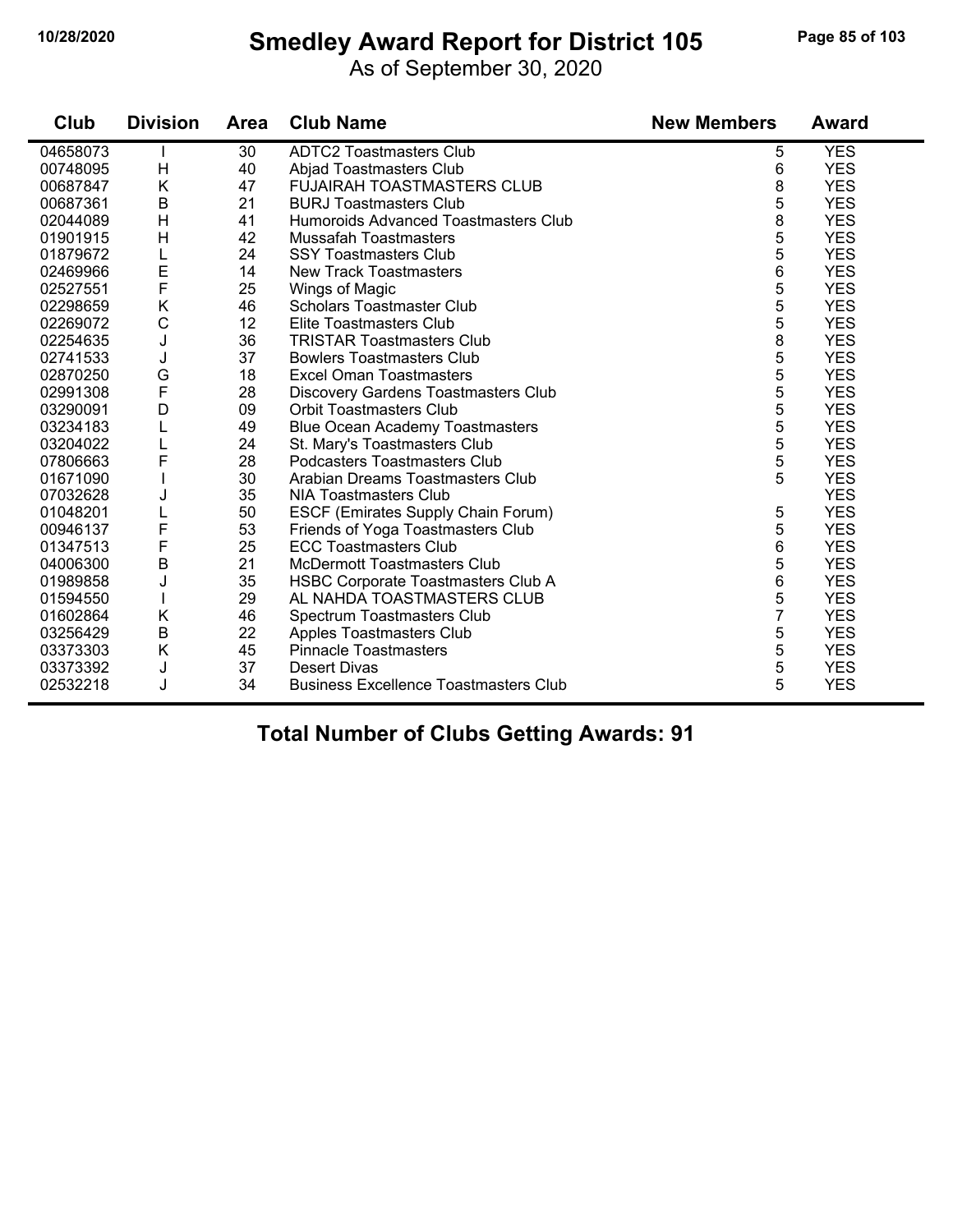# Smedley Award Report for District 105

As of September 30, 2020

| Club | Division | Area | Club Name | New Members | Award |
|---|---|---|---|---|---|
| 04658073 | I | 30 | ADTC2 Toastmasters Club | 5 | YES |
| 00748095 | H | 40 | Abjad Toastmasters Club | 6 | YES |
| 00687847 | K | 47 | FUJAIRAH TOASTMASTERS CLUB | 8 | YES |
| 00687361 | B | 21 | BURJ Toastmasters Club | 5 | YES |
| 02044089 | H | 41 | Humoroids Advanced Toastmasters Club | 8 | YES |
| 01901915 | H | 42 | Mussafah Toastmasters | 5 | YES |
| 01879672 | L | 24 | SSY Toastmasters Club | 5 | YES |
| 02469966 | E | 14 | New Track Toastmasters | 6 | YES |
| 02527551 | F | 25 | Wings of Magic | 5 | YES |
| 02298659 | K | 46 | Scholars Toastmaster Club | 5 | YES |
| 02269072 | C | 12 | Elite Toastmasters Club | 5 | YES |
| 02254635 | J | 36 | TRISTAR Toastmasters Club | 8 | YES |
| 02741533 | J | 37 | Bowlers Toastmasters Club | 5 | YES |
| 02870250 | G | 18 | Excel Oman Toastmasters | 5 | YES |
| 02991308 | F | 28 | Discovery Gardens Toastmasters Club | 5 | YES |
| 03290091 | D | 09 | Orbit Toastmasters Club | 5 | YES |
| 03234183 | L | 49 | Blue Ocean Academy Toastmasters | 5 | YES |
| 03204022 | L | 24 | St. Mary's Toastmasters Club | 5 | YES |
| 07806663 | F | 28 | Podcasters Toastmasters Club | 5 | YES |
| 01671090 | I | 30 | Arabian Dreams Toastmasters Club | 5 | YES |
| 07032628 | J | 35 | NIA Toastmasters Club | | YES |
| 01048201 | L | 50 | ESCF (Emirates Supply Chain Forum) | 5 | YES |
| 00946137 | F | 53 | Friends of Yoga Toastmasters Club | 5 | YES |
| 01347513 | F | 25 | ECC Toastmasters Club | 6 | YES |
| 04006300 | B | 21 | McDermott Toastmasters Club | 5 | YES |
| 01989858 | J | 35 | HSBC Corporate Toastmasters Club A | 6 | YES |
| 01594550 | I | 29 | AL NAHDA TOASTMASTERS CLUB | 5 | YES |
| 01602864 | K | 46 | Spectrum Toastmasters Club | 7 | YES |
| 03256429 | B | 22 | Apples Toastmasters Club | 5 | YES |
| 03373303 | K | 45 | Pinnacle Toastmasters | 5 | YES |
| 03373392 | J | 37 | Desert Divas | 5 | YES |
| 02532218 | J | 34 | Business Excellence Toastmasters Club | 5 | YES |

**Total Number of Clubs Getting Awards: 91**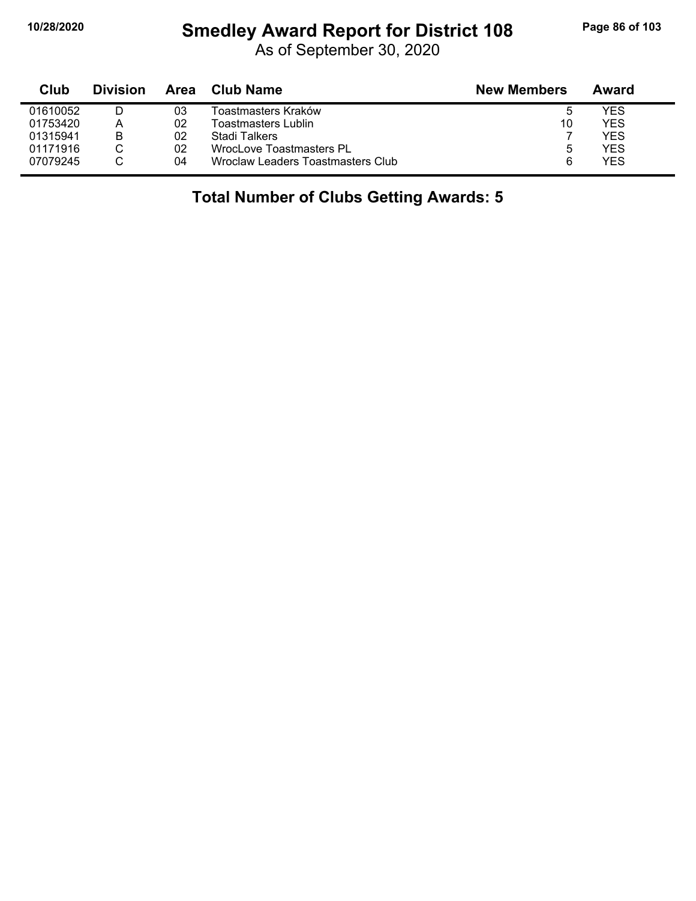# Smedley Award Report for District 108

As of September 30, 2020

| Club | Division | Area | Club Name | New Members | Award |
|---|---|---|---|---|---|
| 01610052 | D | 03 | Toastmasters Kraków | 5 | YES |
| 01753420 | A | 02 | Toastmasters Lublin | 10 | YES |
| 01315941 | B | 02 | Stadi Talkers | 7 | YES |
| 01171916 | C | 02 | WrocLove Toastmasters PL | 5 | YES |
| 07079245 | C | 04 | Wroclaw Leaders Toastmasters Club | 6 | YES |

**Total Number of Clubs Getting Awards: 5**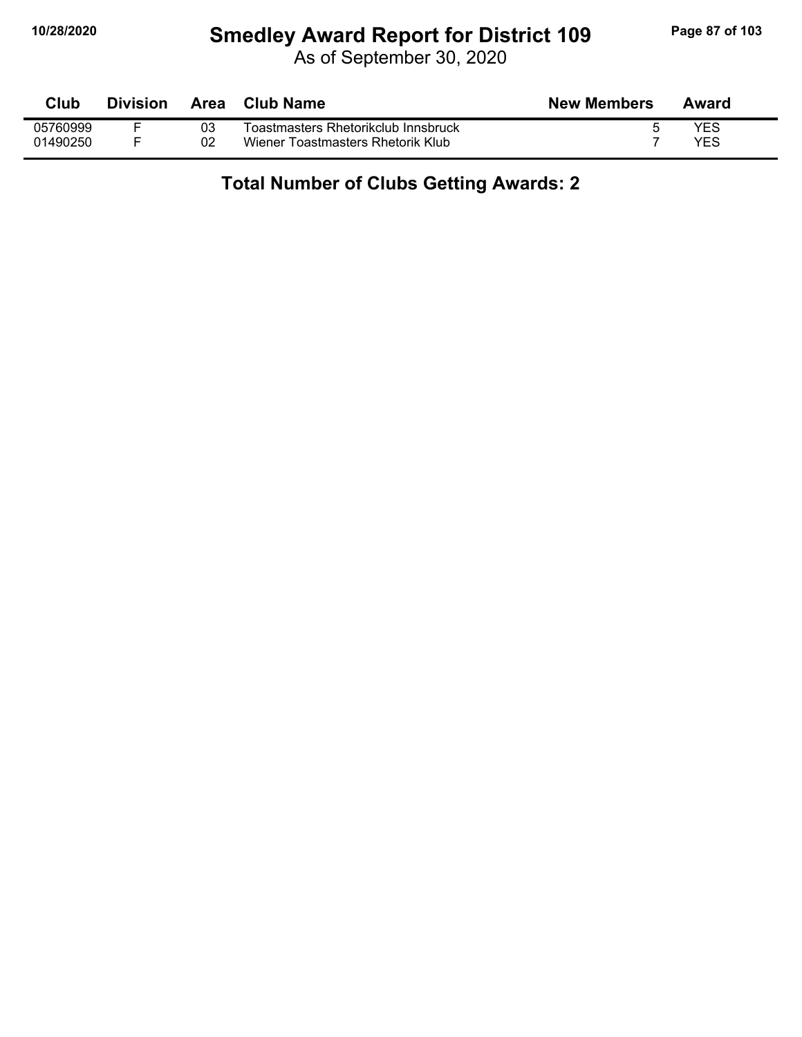# Smedley Award Report for District 109

As of September 30, 2020

| Club | Division | Area | Club Name | New Members | Award |
|---|---|---|---|---|---|
| 05760999 | F | 03 | Toastmasters Rhetorikclub Innsbruck | 5 | YES |
| 01490250 | F | 02 | Wiener Toastmasters Rhetorik Klub | 7 | YES |

## Total Number of Clubs Getting Awards: 2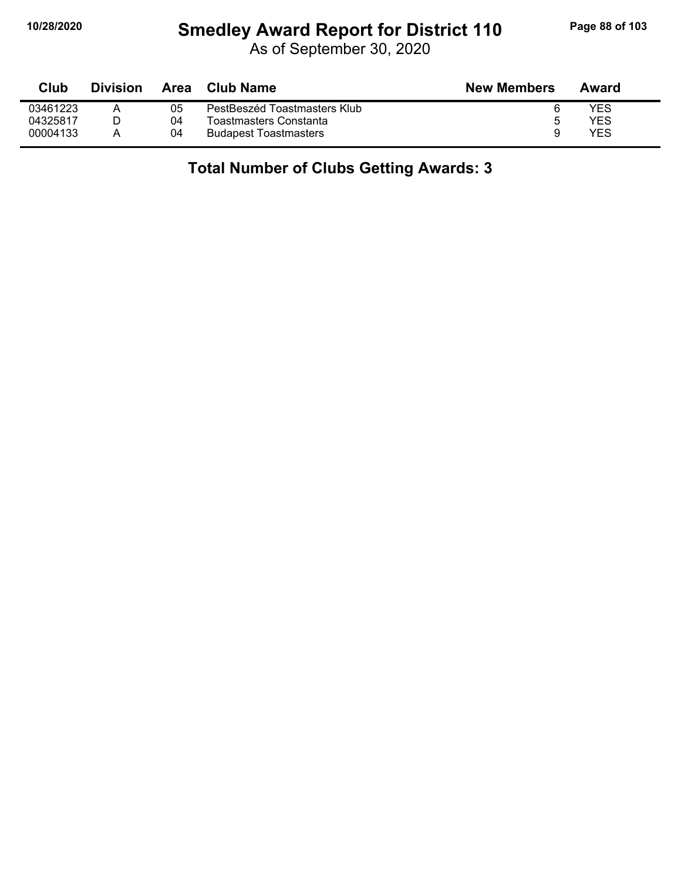# Smedley Award Report for District 110

As of September 30, 2020

| Club | Division | Area | Club Name | New Members | Award |
|---|---|---|---|---|---|
| 03461223 | A | 05 | PestBeszéd Toastmasters Klub | 6 | YES |
| 04325817 | D | 04 | Toastmasters Constanta | 5 | YES |
| 00004133 | A | 04 | Budapest Toastmasters | 9 | YES |

**Total Number of Clubs Getting Awards: 3**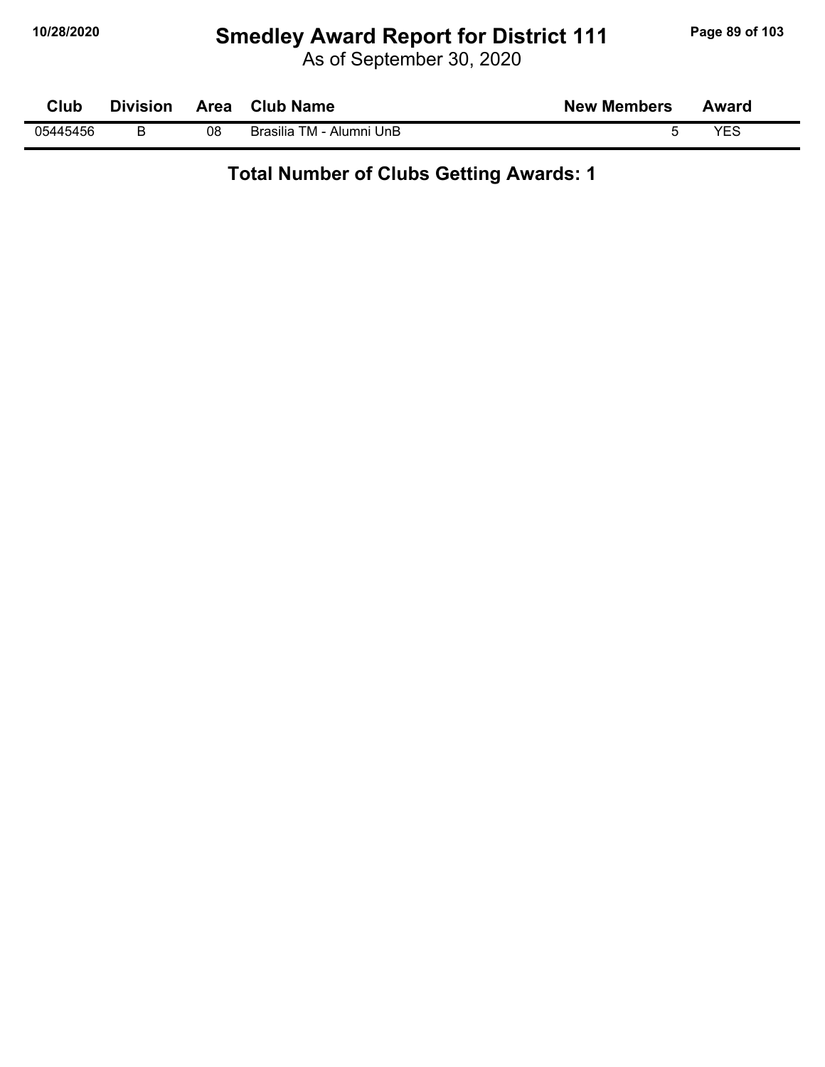# Smedley Award Report for District 111

As of September 30, 2020

| Club | Division | Area | Club Name | New Members | Award |
|---|---|---|---|---|---|
| 05445456 | B | 08 | Brasilia TM - Alumni UnB | 5 | YES |

**Total Number of Clubs Getting Awards: 1**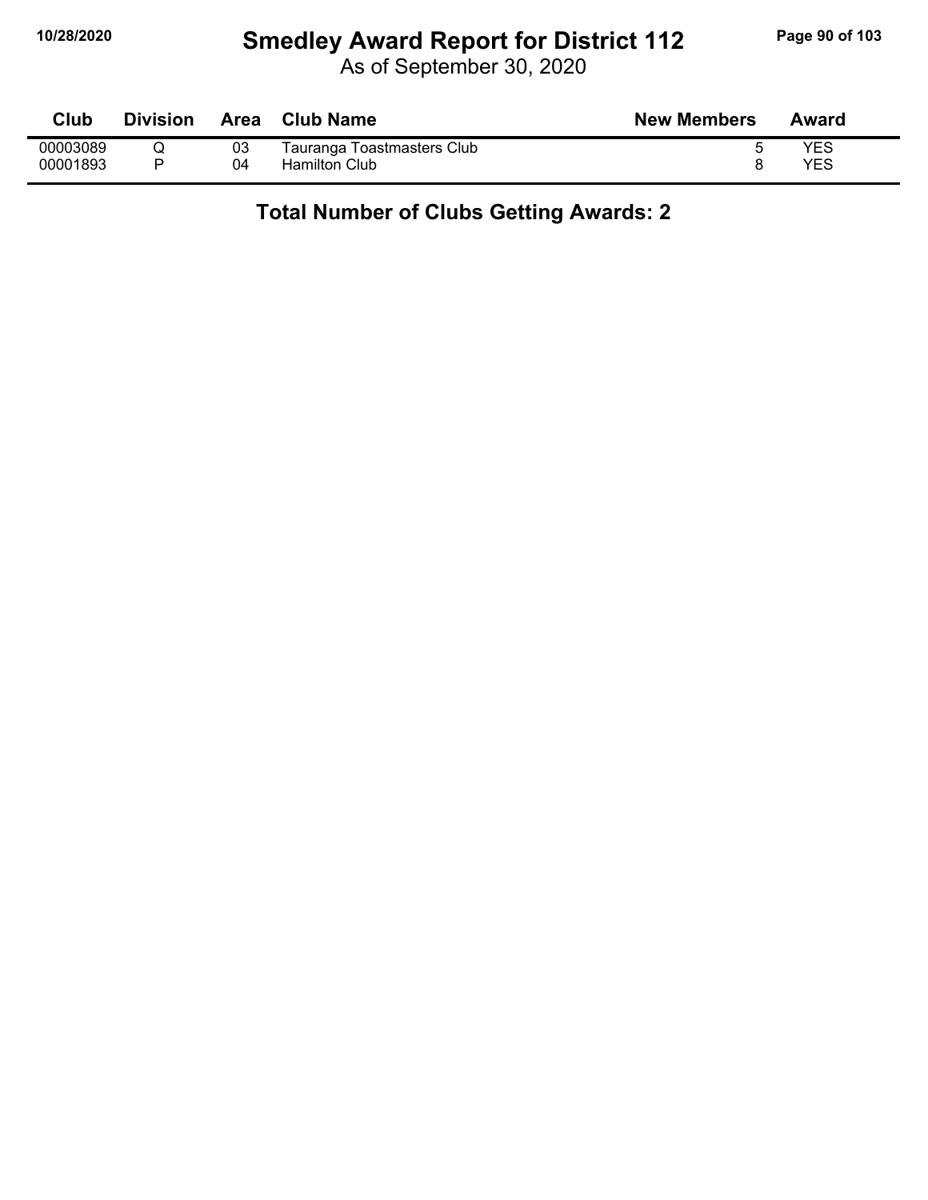# Smedley Award Report for District 112

As of September 30, 2020

| Club | Division | Area | Club Name | New Members | Award |
|---|---|---|---|---|---|
| 00003089 | Q | 03 | Tauranga Toastmasters Club | 5 | YES |
| 00001893 | P | 04 | Hamilton Club | 8 | YES |

**Total Number of Clubs Getting Awards: 2**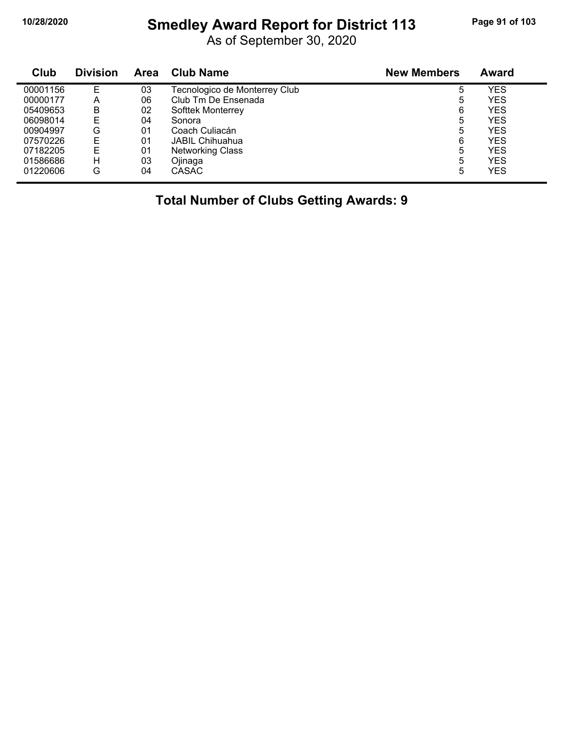# Smedley Award Report for District 113

As of September 30, 2020

| Club | Division | Area | Club Name | New Members | Award |
|---|---|---|---|---|---|
| 00001156 | E | 03 | Tecnologico de Monterrey Club | 5 | YES |
| 00000177 | A | 06 | Club Tm De Ensenada | 5 | YES |
| 05409653 | B | 02 | Softtek Monterrey | 6 | YES |
| 06098014 | E | 04 | Sonora | 5 | YES |
| 00904997 | G | 01 | Coach Culiacán | 5 | YES |
| 07570226 | E | 01 | JABIL Chihuahua | 6 | YES |
| 07182205 | E | 01 | Networking Class | 5 | YES |
| 01586686 | H | 03 | Ojinaga | 5 | YES |
| 01220606 | G | 04 | CASAC | 5 | YES |

**Total Number of Clubs Getting Awards: 9**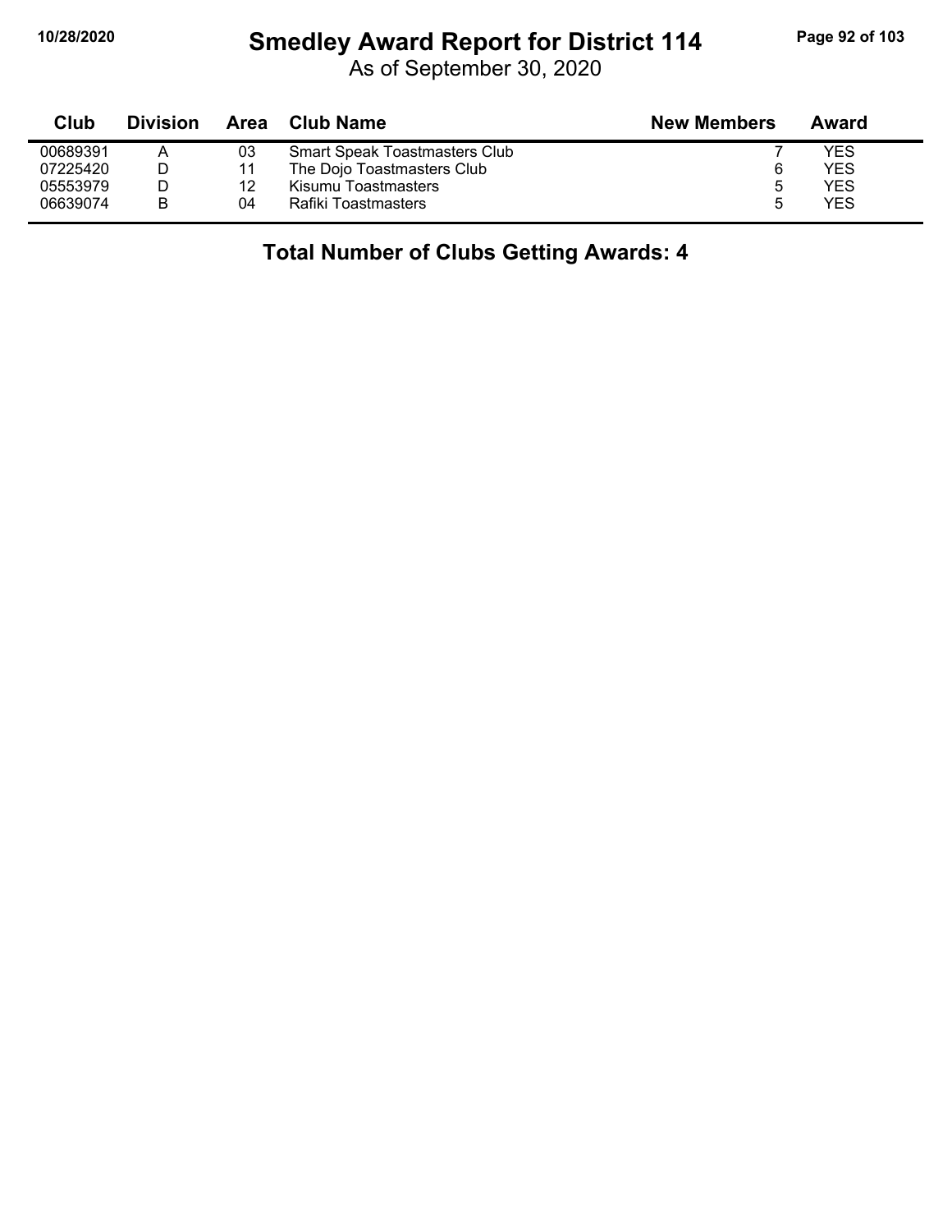# Smedley Award Report for District 114

As of September 30, 2020

| Club | Division | Area | Club Name | New Members | Award |
|---|---|---|---|---|---|
| 00689391 | A | 03 | Smart Speak Toastmasters Club | 7 | YES |
| 07225420 | D | 11 | The Dojo Toastmasters Club | 6 | YES |
| 05553979 | D | 12 | Kisumu Toastmasters | 5 | YES |
| 06639074 | B | 04 | Rafiki Toastmasters | 5 | YES |

**Total Number of Clubs Getting Awards: 4**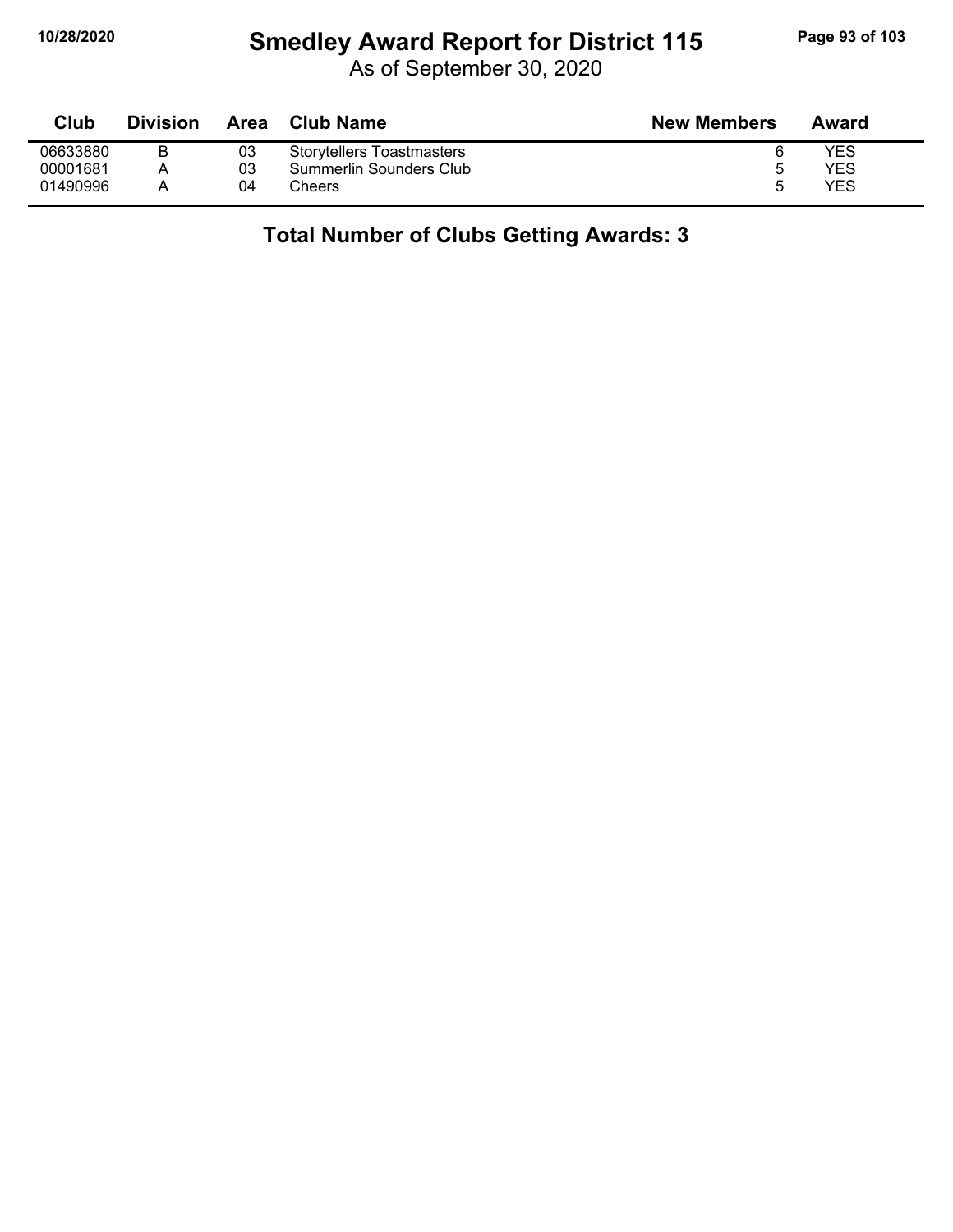# Smedley Award Report for District 115

As of September 30, 2020

| Club | Division | Area | Club Name | New Members | Award |
|---|---|---|---|---|---|
| 06633880 | B | 03 | Storytellers Toastmasters | 6 | YES |
| 00001681 | A | 03 | Summerlin Sounders Club | 5 | YES |
| 01490996 | A | 04 | Cheers | 5 | YES |

## Total Number of Clubs Getting Awards: 3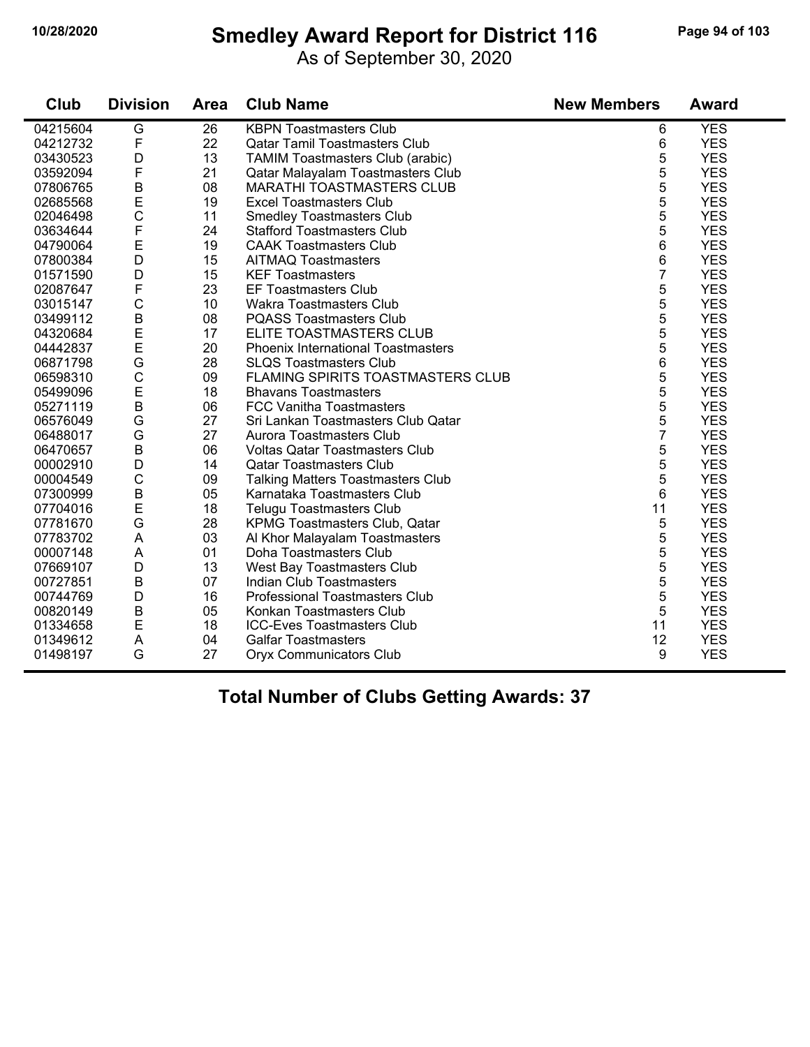# Smedley Award Report for District 116

As of September 30, 2020

| Club | Division | Area | Club Name | New Members | Award |
|---|---|---|---|---|---|
| 04215604 | G | 26 | KBPN Toastmasters Club | 6 | YES |
| 04212732 | F | 22 | Qatar Tamil Toastmasters Club | 6 | YES |
| 03430523 | D | 13 | TAMIM Toastmasters Club (arabic) | 5 | YES |
| 03592094 | F | 21 | Qatar Malayalam Toastmasters Club | 5 | YES |
| 07806765 | B | 08 | MARATHI TOASTMASTERS CLUB | 5 | YES |
| 02685568 | E | 19 | Excel Toastmasters Club | 5 | YES |
| 02046498 | C | 11 | Smedley Toastmasters Club | 5 | YES |
| 03634644 | F | 24 | Stafford Toastmasters Club | 5 | YES |
| 04790064 | E | 19 | CAAK Toastmasters Club | 6 | YES |
| 07800384 | D | 15 | AITMAQ Toastmasters | 6 | YES |
| 01571590 | D | 15 | KEF Toastmasters | 7 | YES |
| 02087647 | F | 23 | EF Toastmasters Club | 5 | YES |
| 03015147 | C | 10 | Wakra Toastmasters Club | 5 | YES |
| 03499112 | B | 08 | PQASS Toastmasters Club | 5 | YES |
| 04320684 | E | 17 | ELITE TOASTMASTERS CLUB | 5 | YES |
| 04442837 | E | 20 | Phoenix International Toastmasters | 5 | YES |
| 06871798 | G | 28 | SLQS Toastmasters Club | 6 | YES |
| 06598310 | C | 09 | FLAMING SPIRITS TOASTMASTERS CLUB | 5 | YES |
| 05499096 | E | 18 | Bhavans Toastmasters | 5 | YES |
| 05271119 | B | 06 | FCC Vanitha Toastmasters | 5 | YES |
| 06576049 | G | 27 | Sri Lankan Toastmasters Club Qatar | 5 | YES |
| 06488017 | G | 27 | Aurora Toastmasters Club | 7 | YES |
| 06470657 | B | 06 | Voltas Qatar Toastmasters Club | 5 | YES |
| 00002910 | D | 14 | Qatar Toastmasters Club | 5 | YES |
| 00004549 | C | 09 | Talking Matters Toastmasters Club | 5 | YES |
| 07300999 | B | 05 | Karnataka Toastmasters Club | 6 | YES |
| 07704016 | E | 18 | Telugu Toastmasters Club | 11 | YES |
| 07781670 | G | 28 | KPMG Toastmasters Club, Qatar | 5 | YES |
| 07783702 | A | 03 | Al Khor Malayalam Toastmasters | 5 | YES |
| 00007148 | A | 01 | Doha Toastmasters Club | 5 | YES |
| 07669107 | D | 13 | West Bay Toastmasters Club | 5 | YES |
| 00727851 | B | 07 | Indian Club Toastmasters | 5 | YES |
| 00744769 | D | 16 | Professional Toastmasters Club | 5 | YES |
| 00820149 | B | 05 | Konkan Toastmasters Club | 5 | YES |
| 01334658 | E | 18 | ICC-Eves Toastmasters Club | 11 | YES |
| 01349612 | A | 04 | Galfar Toastmasters | 12 | YES |
| 01498197 | G | 27 | Oryx Communicators Club | 9 | YES |

**Total Number of Clubs Getting Awards: 37**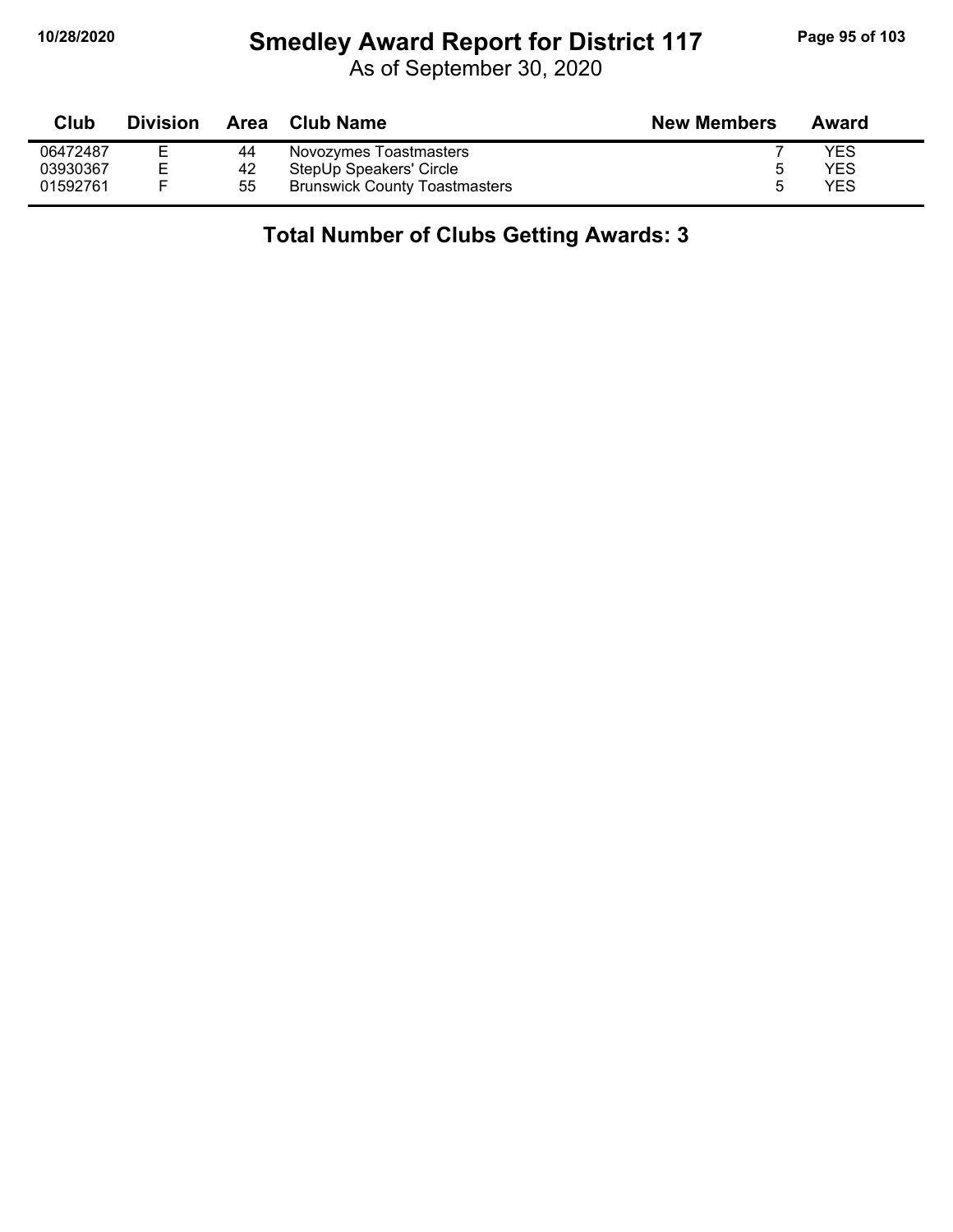# Smedley Award Report for District 117

As of September 30, 2020

| Club | Division | Area | Club Name | New Members | Award |
|---|---|---|---|---|---|
| 06472487 | E | 44 | Novozymes Toastmasters | 7 | YES |
| 03930367 | E | 42 | StepUp Speakers' Circle | 5 | YES |
| 01592761 | F | 55 | Brunswick County Toastmasters | 5 | YES |

**Total Number of Clubs Getting Awards: 3**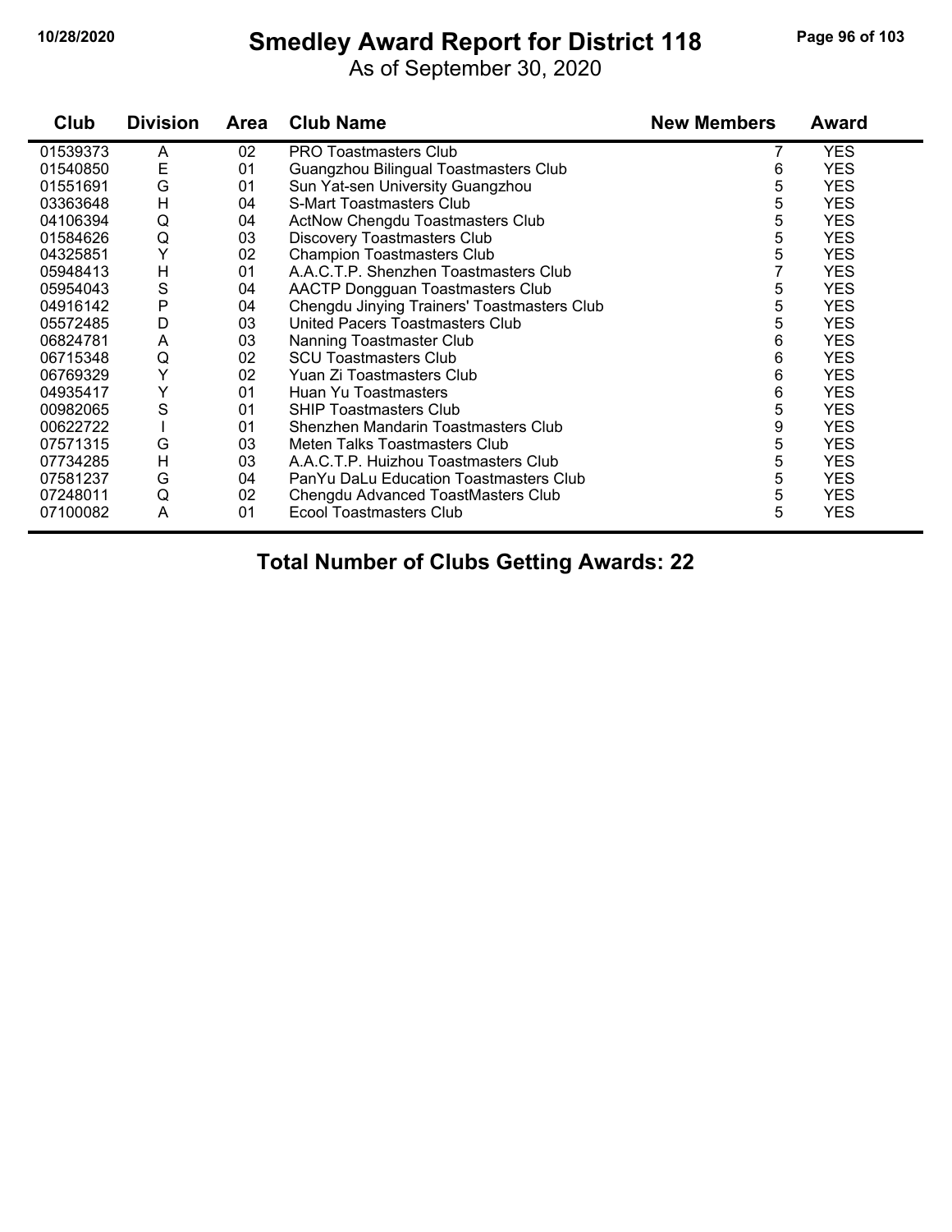# Smedley Award Report for District 118

As of September 30, 2020

| Club | Division | Area | Club Name | New Members | Award |
|---|---|---|---|---|---|
| 01539373 | A | 02 | PRO Toastmasters Club | 7 | YES |
| 01540850 | E | 01 | Guangzhou Bilingual Toastmasters Club | 6 | YES |
| 01551691 | G | 01 | Sun Yat-sen University Guangzhou | 5 | YES |
| 03363648 | H | 04 | S-Mart Toastmasters Club | 5 | YES |
| 04106394 | Q | 04 | ActNow Chengdu Toastmasters Club | 5 | YES |
| 01584626 | Q | 03 | Discovery Toastmasters Club | 5 | YES |
| 04325851 | Y | 02 | Champion Toastmasters Club | 5 | YES |
| 05948413 | H | 01 | A.A.C.T.P. Shenzhen Toastmasters Club | 7 | YES |
| 05954043 | S | 04 | AACTP Dongguan Toastmasters Club | 5 | YES |
| 04916142 | P | 04 | Chengdu Jinying Trainers' Toastmasters Club | 5 | YES |
| 05572485 | D | 03 | United Pacers Toastmasters Club | 5 | YES |
| 06824781 | A | 03 | Nanning Toastmaster Club | 6 | YES |
| 06715348 | Q | 02 | SCU Toastmasters Club | 6 | YES |
| 06769329 | Y | 02 | Yuan Zi Toastmasters Club | 6 | YES |
| 04935417 | Y | 01 | Huan Yu Toastmasters | 6 | YES |
| 00982065 | S | 01 | SHIP Toastmasters Club | 5 | YES |
| 00622722 | I | 01 | Shenzhen Mandarin Toastmasters Club | 9 | YES |
| 07571315 | G | 03 | Meten Talks Toastmasters Club | 5 | YES |
| 07734285 | H | 03 | A.A.C.T.P. Huizhou Toastmasters Club | 5 | YES |
| 07581237 | G | 04 | PanYu DaLu Education Toastmasters Club | 5 | YES |
| 07248011 | Q | 02 | Chengdu Advanced ToastMasters Club | 5 | YES |
| 07100082 | A | 01 | Ecool Toastmasters Club | 5 | YES |

**Total Number of Clubs Getting Awards: 22**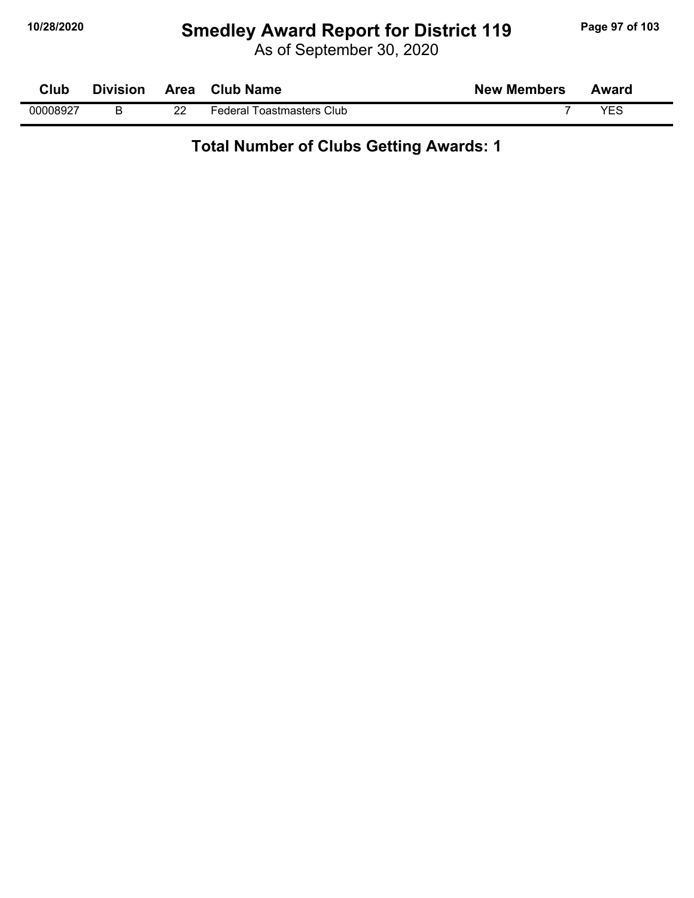# Smedley Award Report for District 119

As of September 30, 2020

| Club | Division | Area | Club Name | New Members | Award |
|---|---|---|---|---|---|
| 00008927 | B | 22 | Federal Toastmasters Club | 7 | YES |

**Total Number of Clubs Getting Awards: 1**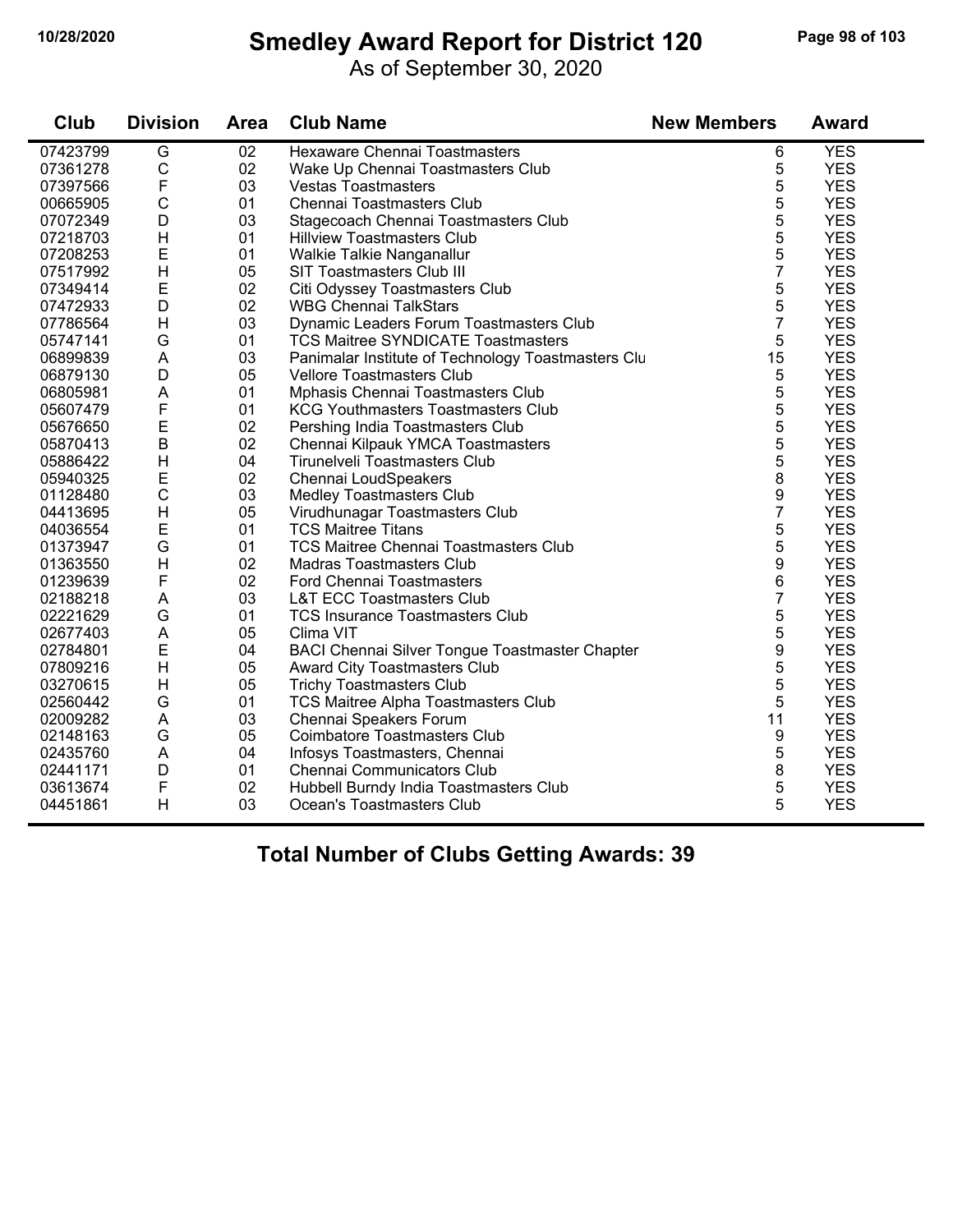# Smedley Award Report for District 120

As of September 30, 2020

| Club | Division | Area | Club Name | New Members | Award |
|---|---|---|---|---|---|
| 07423799 | G | 02 | Hexaware Chennai Toastmasters | 6 | YES |
| 07361278 | C | 02 | Wake Up Chennai Toastmasters Club | 5 | YES |
| 07397566 | F | 03 | Vestas Toastmasters | 5 | YES |
| 00665905 | C | 01 | Chennai Toastmasters Club | 5 | YES |
| 07072349 | D | 03 | Stagecoach Chennai Toastmasters Club | 5 | YES |
| 07218703 | H | 01 | Hillview Toastmasters Club | 5 | YES |
| 07208253 | E | 01 | Walkie Talkie Nanganallur | 5 | YES |
| 07517992 | H | 05 | SIT Toastmasters Club III | 7 | YES |
| 07349414 | E | 02 | Citi Odyssey Toastmasters Club | 5 | YES |
| 07472933 | D | 02 | WBG Chennai TalkStars | 5 | YES |
| 07786564 | H | 03 | Dynamic Leaders Forum Toastmasters Club | 7 | YES |
| 05747141 | G | 01 | TCS Maitree SYNDICATE Toastmasters | 5 | YES |
| 06899839 | A | 03 | Panimalar Institute of Technology Toastmasters Clu | 15 | YES |
| 06879130 | D | 05 | Vellore Toastmasters Club | 5 | YES |
| 06805981 | A | 01 | Mphasis Chennai Toastmasters Club | 5 | YES |
| 05607479 | F | 01 | KCG Youthmasters Toastmasters Club | 5 | YES |
| 05676650 | E | 02 | Pershing India Toastmasters Club | 5 | YES |
| 05870413 | B | 02 | Chennai Kilpauk YMCA Toastmasters | 5 | YES |
| 05886422 | H | 04 | Tirunelveli Toastmasters Club | 5 | YES |
| 05940325 | E | 02 | Chennai LoudSpeakers | 8 | YES |
| 01128480 | C | 03 | Medley Toastmasters Club | 9 | YES |
| 04413695 | H | 05 | Virudhunagar Toastmasters Club | 7 | YES |
| 04036554 | E | 01 | TCS Maitree Titans | 5 | YES |
| 01373947 | G | 01 | TCS Maitree Chennai Toastmasters Club | 5 | YES |
| 01363550 | H | 02 | Madras Toastmasters Club | 9 | YES |
| 01239639 | F | 02 | Ford Chennai Toastmasters | 6 | YES |
| 02188218 | A | 03 | L&T ECC Toastmasters Club | 7 | YES |
| 02221629 | G | 01 | TCS Insurance Toastmasters Club | 5 | YES |
| 02677403 | A | 05 | Clima VIT | 5 | YES |
| 02784801 | E | 04 | BACI Chennai Silver Tongue Toastmaster Chapter | 9 | YES |
| 07809216 | H | 05 | Award City Toastmasters Club | 5 | YES |
| 03270615 | H | 05 | Trichy Toastmasters Club | 5 | YES |
| 02560442 | G | 01 | TCS Maitree Alpha Toastmasters Club | 5 | YES |
| 02009282 | A | 03 | Chennai Speakers Forum | 11 | YES |
| 02148163 | G | 05 | Coimbatore Toastmasters Club | 9 | YES |
| 02435760 | A | 04 | Infosys Toastmasters, Chennai | 5 | YES |
| 02441171 | D | 01 | Chennai Communicators Club | 8 | YES |
| 03613674 | F | 02 | Hubbell Burndy India Toastmasters Club | 5 | YES |
| 04451861 | H | 03 | Ocean's Toastmasters Club | 5 | YES |

**Total Number of Clubs Getting Awards: 39**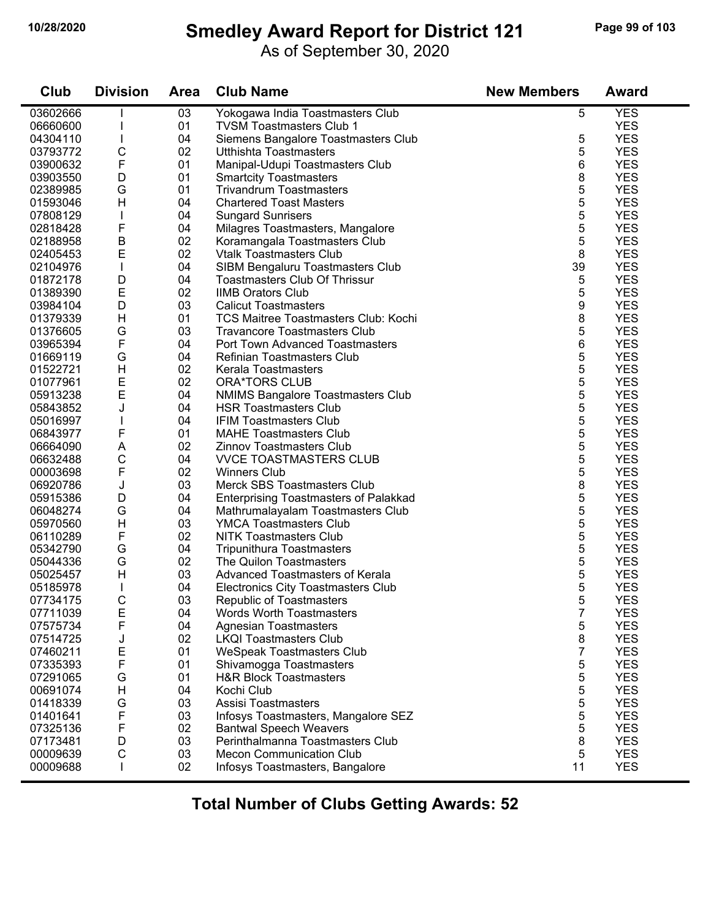# Smedley Award Report for District 121

As of September 30, 2020

10/28/2020

| Club | Division | Area | Club Name | New Members | Award |
|---|---|---|---|---|---|
| 03602666 | I | 03 | Yokogawa India Toastmasters Club | 5 | YES |
| 06660600 | I | 01 | TVSM Toastmasters Club 1 | | YES |
| 04304110 | I | 04 | Siemens Bangalore Toastmasters Club | 5 | YES |
| 03793772 | C | 02 | Utthishta Toastmasters | 5 | YES |
| 03900632 | F | 01 | Manipal-Udupi Toastmasters Club | 6 | YES |
| 03903550 | D | 01 | Smartcity Toastmasters | 8 | YES |
| 02389985 | G | 01 | Trivandrum Toastmasters | 5 | YES |
| 01593046 | H | 04 | Chartered Toast Masters | 5 | YES |
| 07808129 | I | 04 | Sungard Sunrisers | 5 | YES |
| 02818428 | F | 04 | Milagres Toastmasters, Mangalore | 5 | YES |
| 02188958 | B | 02 | Koramangala Toastmasters Club | 5 | YES |
| 02405453 | E | 02 | Vtalk Toastmasters Club | 8 | YES |
| 02104976 | I | 04 | SIBM Bengaluru Toastmasters Club | 39 | YES |
| 01872178 | D | 04 | Toastmasters Club Of Thrissur | 5 | YES |
| 01389390 | E | 02 | IIMB Orators Club | 5 | YES |
| 03984104 | D | 03 | Calicut Toastmasters | 9 | YES |
| 01379339 | H | 01 | TCS Maitree Toastmasters Club: Kochi | 8 | YES |
| 01376605 | G | 03 | Travancore Toastmasters Club | 5 | YES |
| 03965394 | F | 04 | Port Town Advanced Toastmasters | 6 | YES |
| 01669119 | G | 04 | Refinian Toastmasters Club | 5 | YES |
| 01522721 | H | 02 | Kerala Toastmasters | 5 | YES |
| 01077961 | E | 02 | ORA*TORS CLUB | 5 | YES |
| 05913238 | E | 04 | NMIMS Bangalore Toastmasters Club | 5 | YES |
| 05843852 | J | 04 | HSR Toastmasters Club | 5 | YES |
| 05016997 | I | 04 | IFIM Toastmasters Club | 5 | YES |
| 06843977 | F | 01 | MAHE Toastmasters Club | 5 | YES |
| 06664090 | A | 02 | Zinnov Toastmasters Club | 5 | YES |
| 06632488 | C | 04 | VVCE TOASTMASTERS CLUB | 5 | YES |
| 00003698 | F | 02 | Winners Club | 5 | YES |
| 06920786 | J | 03 | Merck SBS Toastmasters Club | 8 | YES |
| 05915386 | D | 04 | Enterprising Toastmasters of Palakkad | 5 | YES |
| 06048274 | G | 04 | Mathrumalayalam Toastmasters Club | 5 | YES |
| 05970560 | H | 03 | YMCA Toastmasters Club | 5 | YES |
| 06110289 | F | 02 | NITK Toastmasters Club | 5 | YES |
| 05342790 | G | 04 | Tripunithura Toastmasters | 5 | YES |
| 05044336 | G | 02 | The Quilon Toastmasters | 5 | YES |
| 05025457 | H | 03 | Advanced Toastmasters of Kerala | 5 | YES |
| 05185978 | I | 04 | Electronics City Toastmasters Club | 5 | YES |
| 07734175 | C | 03 | Republic of Toastmasters | 5 | YES |
| 07711039 | E | 04 | Words Worth Toastmasters | 7 | YES |
| 07575734 | F | 04 | Agnesian Toastmasters | 5 | YES |
| 07514725 | J | 02 | LKQI Toastmasters Club | 8 | YES |
| 07460211 | E | 01 | WeSpeak Toastmasters Club | 7 | YES |
| 07335393 | F | 01 | Shivamogga Toastmasters | 5 | YES |
| 07291065 | G | 01 | H&R Block Toastmasters | 5 | YES |
| 00691074 | H | 04 | Kochi Club | 5 | YES |
| 01418339 | G | 03 | Assisi Toastmasters | 5 | YES |
| 01401641 | F | 03 | Infosys Toastmasters, Mangalore SEZ | 5 | YES |
| 07325136 | F | 02 | Bantwal Speech Weavers | 5 | YES |
| 07173481 | D | 03 | Perinthalmanna Toastmasters Club | 8 | YES |
| 00009639 | C | 03 | Mecon Communication Club | 5 | YES |
| 00009688 | I | 02 | Infosys Toastmasters, Bangalore | 11 | YES |

**Total Number of Clubs Getting Awards: 52**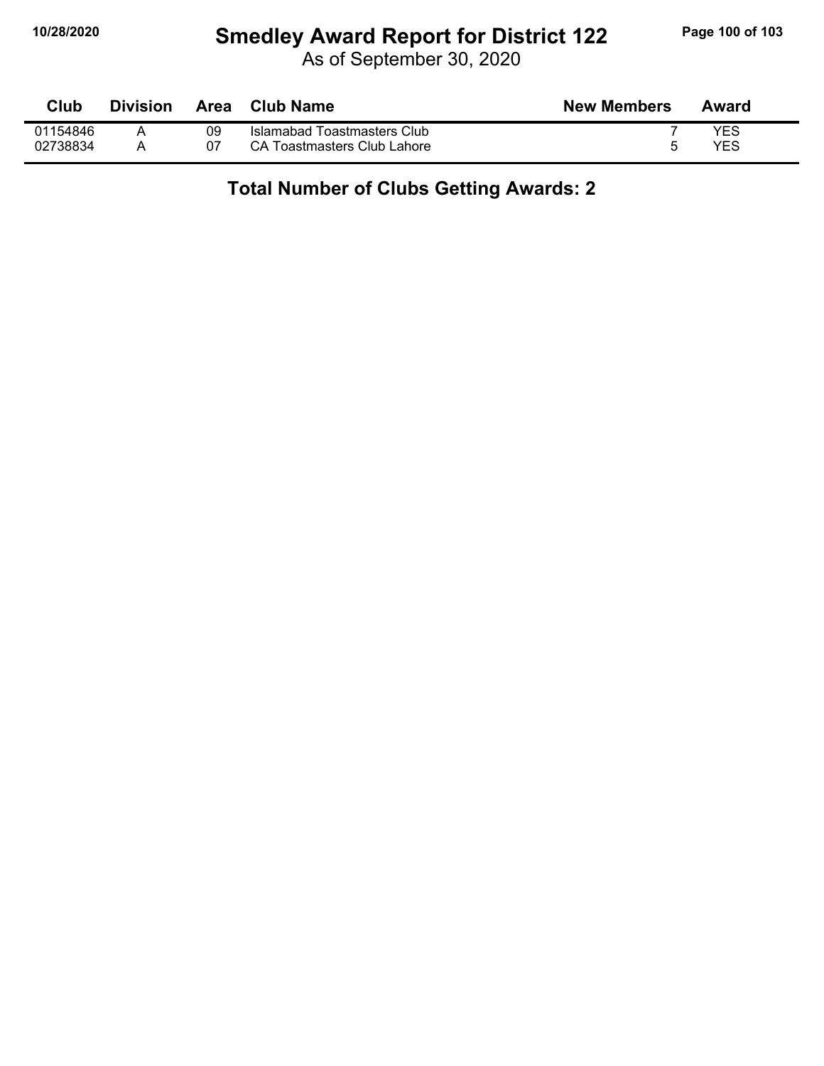# Smedley Award Report for District 122

As of September 30, 2020

| Club | Division | Area | Club Name | New Members | Award |
|---|---|---|---|---|---|
| 01154846 | A | 09 | Islamabad Toastmasters Club | 7 | YES |
| 02738834 | A | 07 | CA Toastmasters Club Lahore | 5 | YES |

**Total Number of Clubs Getting Awards: 2**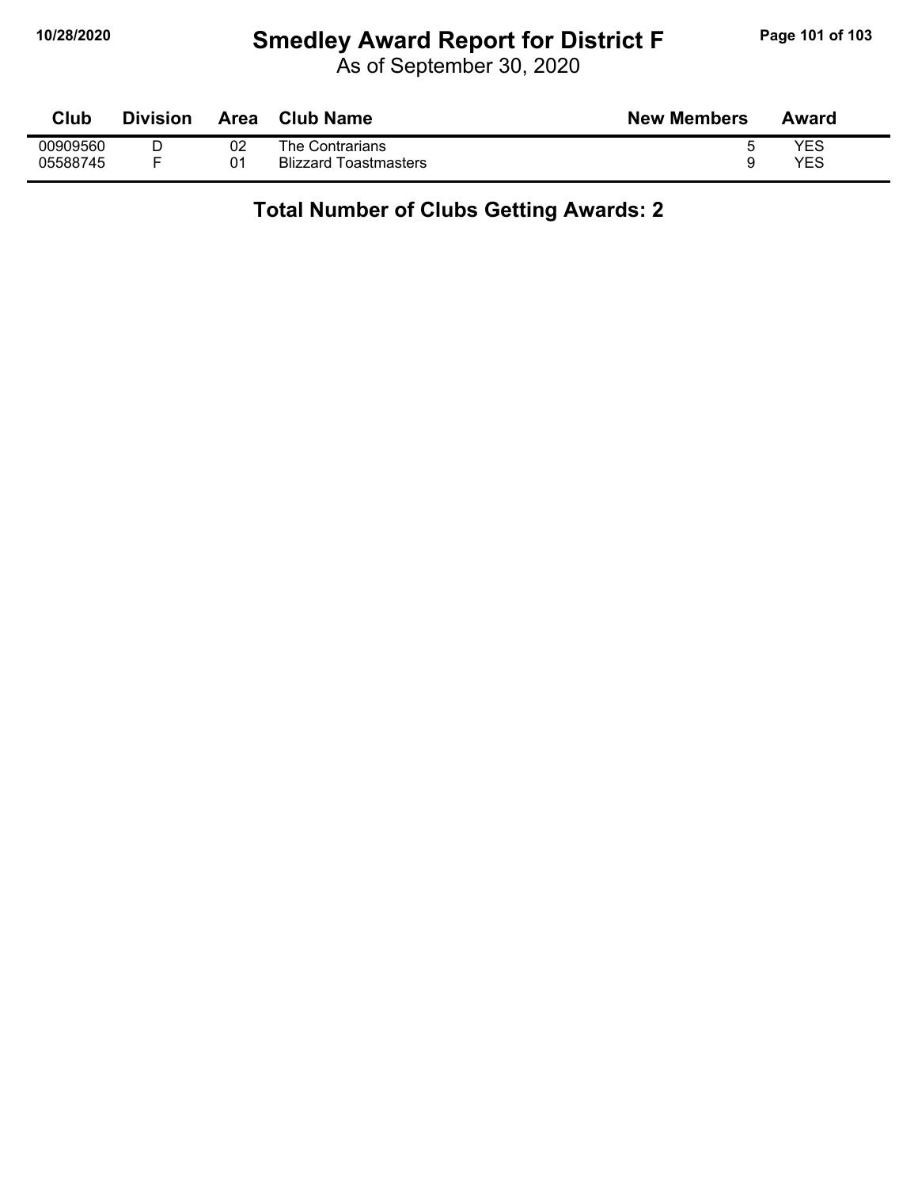# Smedley Award Report for District F

As of September 30, 2020

| Club | Division | Area | Club Name | New Members | Award |
|---|---|---|---|---|---|
| 00909560 | D | 02 | The Contrarians | 5 | YES |
| 05588745 | F | 01 | Blizzard Toastmasters | 9 | YES |

**Total Number of Clubs Getting Awards: 2**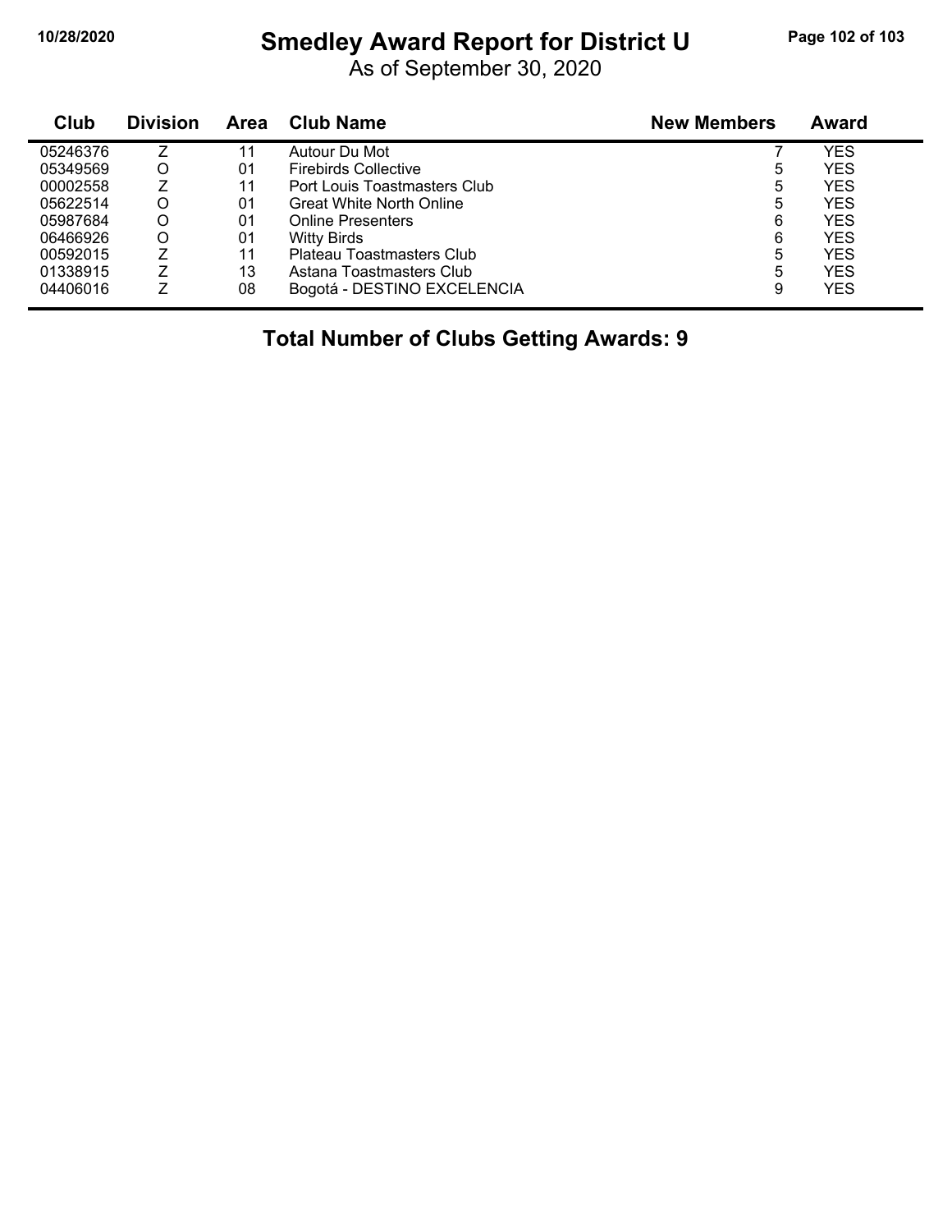# Smedley Award Report for District U

As of September 30, 2020

| Club | Division | Area | Club Name | New Members | Award |
|---|---|---|---|---|---|
| 05246376 | Z | 11 | Autour Du Mot | 7 | YES |
| 05349569 | O | 01 | Firebirds Collective | 5 | YES |
| 00002558 | Z | 11 | Port Louis Toastmasters Club | 5 | YES |
| 05622514 | O | 01 | Great White North Online | 5 | YES |
| 05987684 | O | 01 | Online Presenters | 6 | YES |
| 06466926 | O | 01 | Witty Birds | 6 | YES |
| 00592015 | Z | 11 | Plateau Toastmasters Club | 5 | YES |
| 01338915 | Z | 13 | Astana Toastmasters Club | 5 | YES |
| 04406016 | Z | 08 | Bogotá - DESTINO EXCELENCIA | 9 | YES |

**Total Number of Clubs Getting Awards: 9**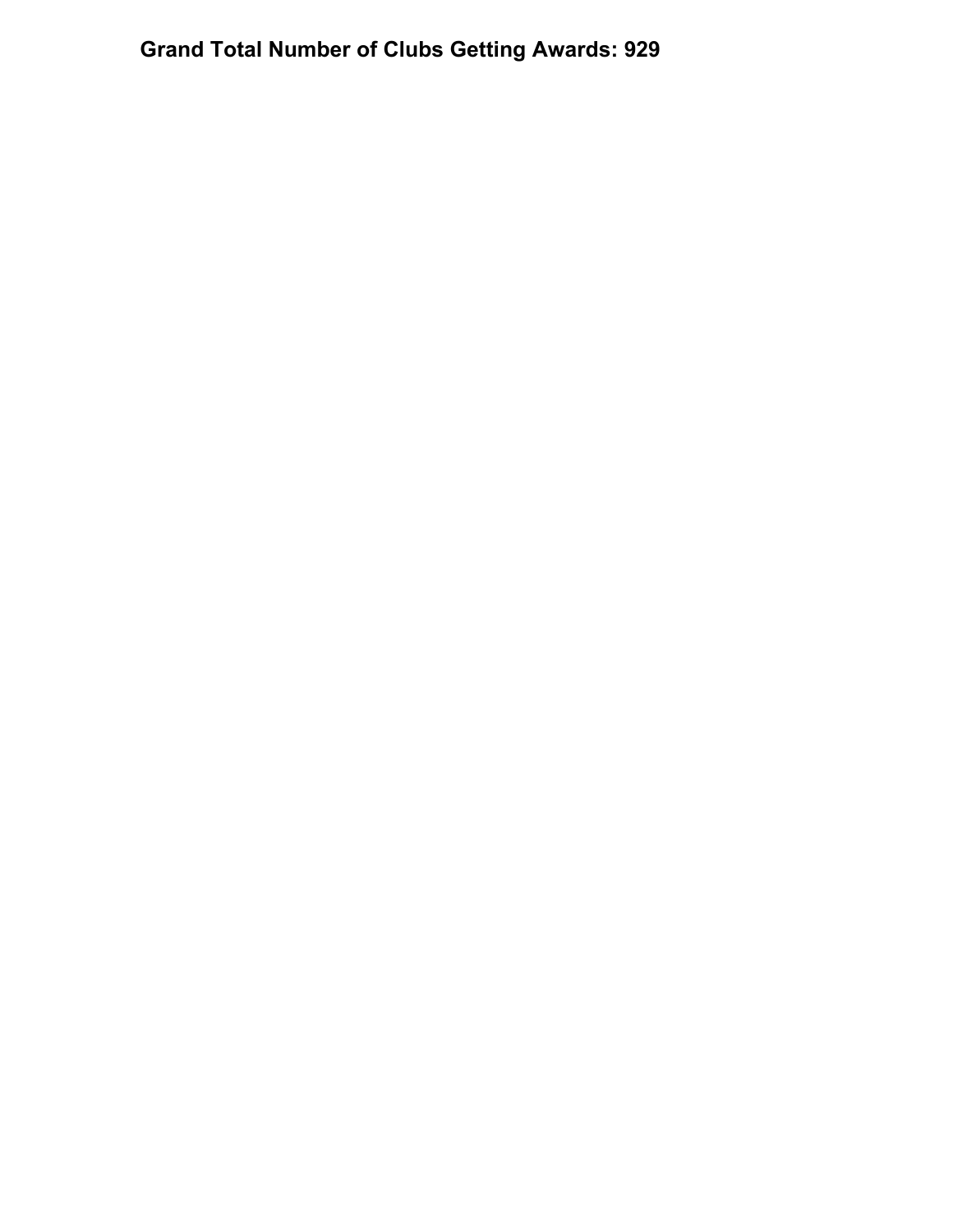**Grand Total Number of Clubs Getting Awards: 929**